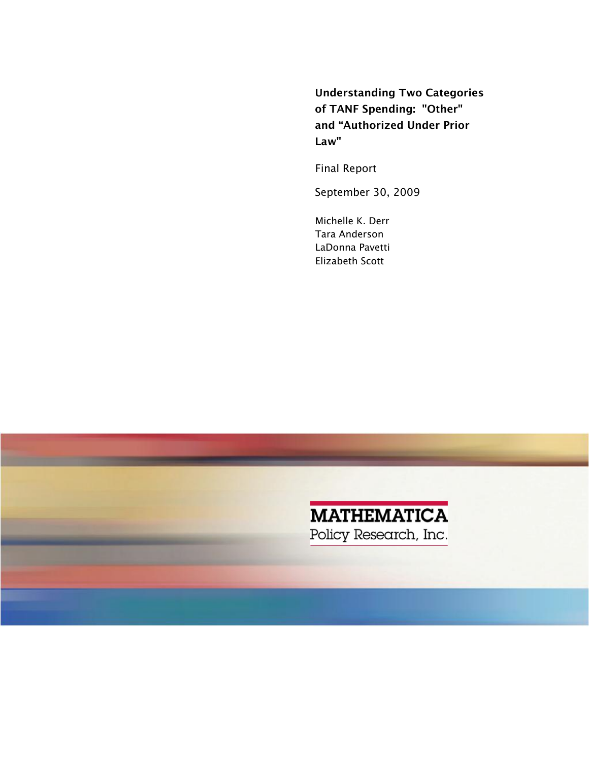# Understanding Two Categories of TANF Spending: "Other" and “Authorized Under Prior Law"

Final Report

September 30, 2009

Michelle K. Derr
Tara Anderson
LaDonna Pavetti
Elizabeth Scott

MATHEMATICA
Policy Research, Inc.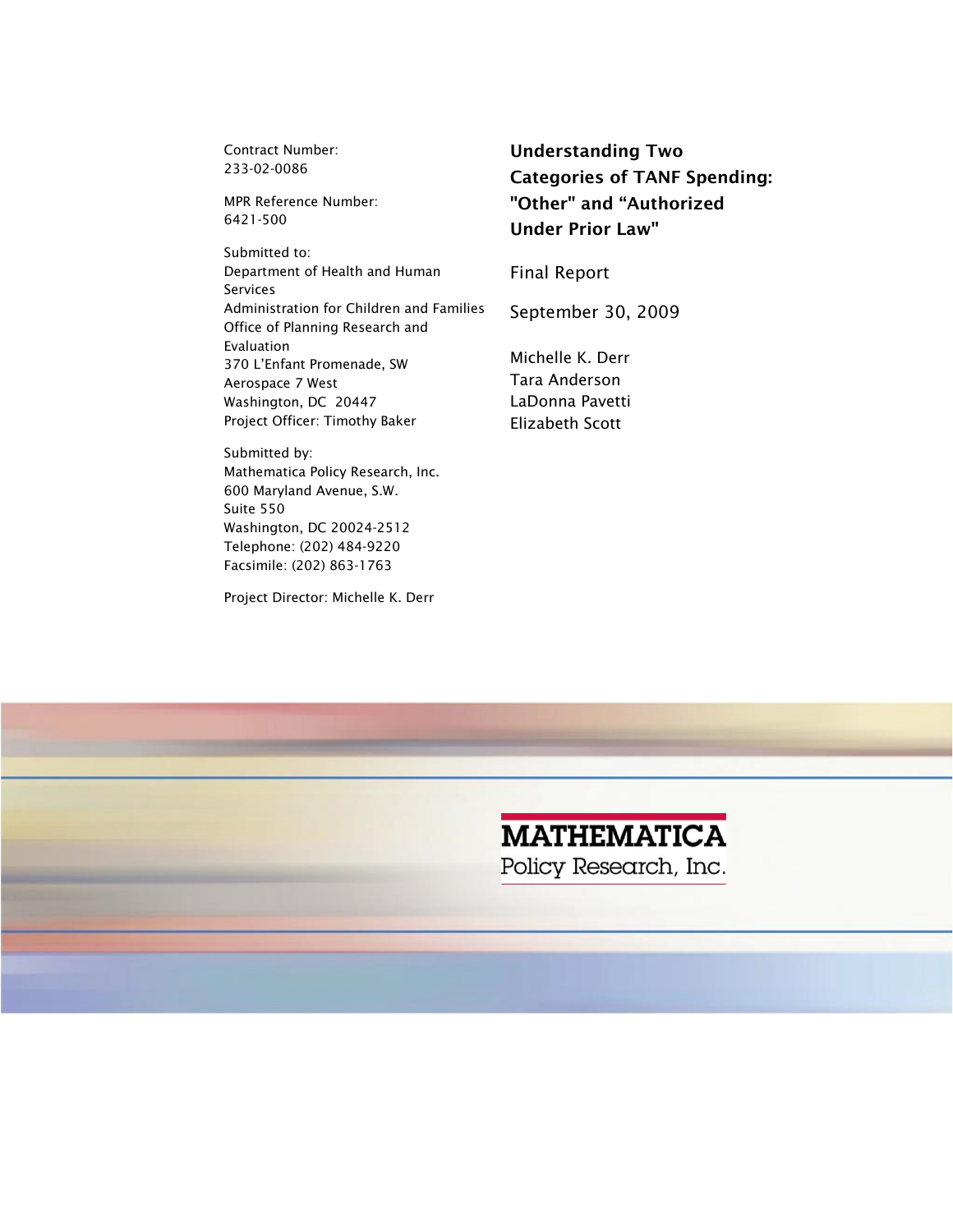Contract Number:
233-02-0086

MPR Reference Number:
6421-500

Submitted to:
Department of Health and Human Services
Administration for Children and Families
Office of Planning Research and Evaluation
370 L'Enfant Promenade, SW
Aerospace 7 West
Washington, DC 20447
Project Officer: Timothy Baker

Submitted by:
Mathematica Policy Research, Inc.
600 Maryland Avenue, S.W.
Suite 550
Washington, DC 20024-2512
Telephone: (202) 484-9220
Facsimile: (202) 863-1763

Project Director: Michelle K. Derr

# Understanding Two Categories of TANF Spending: "Other" and "Authorized Under Prior Law"

Final Report

September 30, 2009

Michelle K. Derr
Tara Anderson
LaDonna Pavetti
Elizabeth Scott

MATHEMATICA
Policy Research, Inc.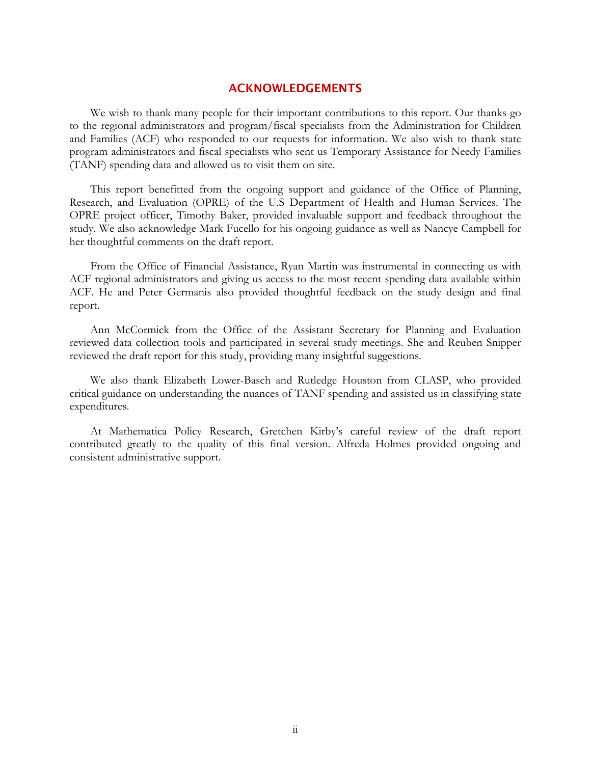## ACKNOWLEDGEMENTS

We wish to thank many people for their important contributions to this report. Our thanks go to the regional administrators and program/fiscal specialists from the Administration for Children and Families (ACF) who responded to our requests for information. We also wish to thank state program administrators and fiscal specialists who sent us Temporary Assistance for Needy Families (TANF) spending data and allowed us to visit them on site.

This report benefitted from the ongoing support and guidance of the Office of Planning, Research, and Evaluation (OPRE) of the U.S Department of Health and Human Services. The OPRE project officer, Timothy Baker, provided invaluable support and feedback throughout the study. We also acknowledge Mark Fucello for his ongoing guidance as well as Nancye Campbell for her thoughtful comments on the draft report.

From the Office of Financial Assistance, Ryan Martin was instrumental in connecting us with ACF regional administrators and giving us access to the most recent spending data available within ACF. He and Peter Germanis also provided thoughtful feedback on the study design and final report.

Ann McCormick from the Office of the Assistant Secretary for Planning and Evaluation reviewed data collection tools and participated in several study meetings. She and Reuben Snipper reviewed the draft report for this study, providing many insightful suggestions.

We also thank Elizabeth Lower-Basch and Rutledge Houston from CLASP, who provided critical guidance on understanding the nuances of TANF spending and assisted us in classifying state expenditures.

At Mathematica Policy Research, Gretchen Kirby's careful review of the draft report contributed greatly to the quality of this final version. Alfreda Holmes provided ongoing and consistent administrative support.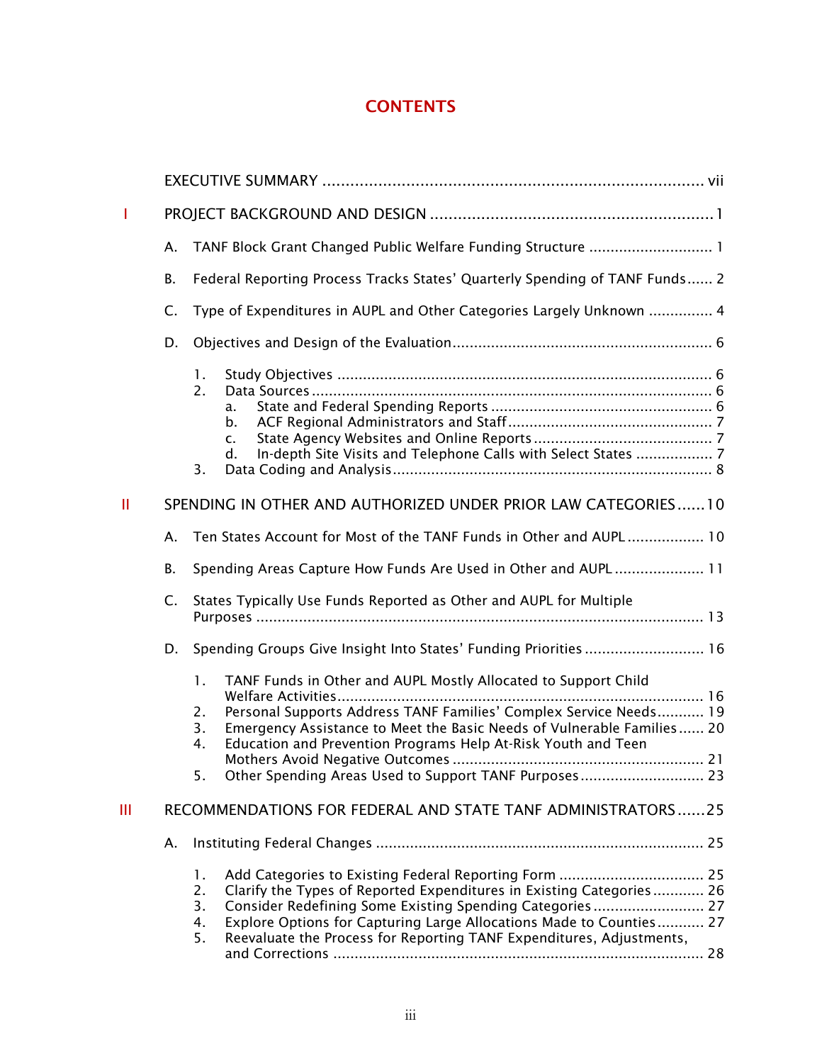# CONTENTS

EXECUTIVE SUMMARY ..... vii

I PROJECT BACKGROUND AND DESIGN ..... 1

- A. TANF Block Grant Changed Public Welfare Funding Structure ..... 1
- B. Federal Reporting Process Tracks States' Quarterly Spending of TANF Funds ..... 2
- C. Type of Expenditures in AUPL and Other Categories Largely Unknown ..... 4
- D. Objectives and Design of the Evaluation ..... 6
  1. Study Objectives ..... 6
  2. Data Sources ..... 6
     - a. State and Federal Spending Reports ..... 6
     - b. ACF Regional Administrators and Staff ..... 7
     - c. State Agency Websites and Online Reports ..... 7
     - d. In-depth Site Visits and Telephone Calls with Select States ..... 7
  3. Data Coding and Analysis ..... 8

II SPENDING IN OTHER AND AUTHORIZED UNDER PRIOR LAW CATEGORIES ..... 10

- A. Ten States Account for Most of the TANF Funds in Other and AUPL ..... 10
- B. Spending Areas Capture How Funds Are Used in Other and AUPL ..... 11
- C. States Typically Use Funds Reported as Other and AUPL for Multiple Purposes ..... 13
- D. Spending Groups Give Insight Into States' Funding Priorities ..... 16
  1. TANF Funds in Other and AUPL Mostly Allocated to Support Child Welfare Activities ..... 16
  2. Personal Supports Address TANF Families' Complex Service Needs ..... 19
  3. Emergency Assistance to Meet the Basic Needs of Vulnerable Families ..... 20
  4. Education and Prevention Programs Help At-Risk Youth and Teen Mothers Avoid Negative Outcomes ..... 21
  5. Other Spending Areas Used to Support TANF Purposes ..... 23

III RECOMMENDATIONS FOR FEDERAL AND STATE TANF ADMINISTRATORS ..... 25

- A. Instituting Federal Changes ..... 25
  1. Add Categories to Existing Federal Reporting Form ..... 25
  2. Clarify the Types of Reported Expenditures in Existing Categories ..... 26
  3. Consider Redefining Some Existing Spending Categories ..... 27
  4. Explore Options for Capturing Large Allocations Made to Counties ..... 27
  5. Reevaluate the Process for Reporting TANF Expenditures, Adjustments, and Corrections ..... 28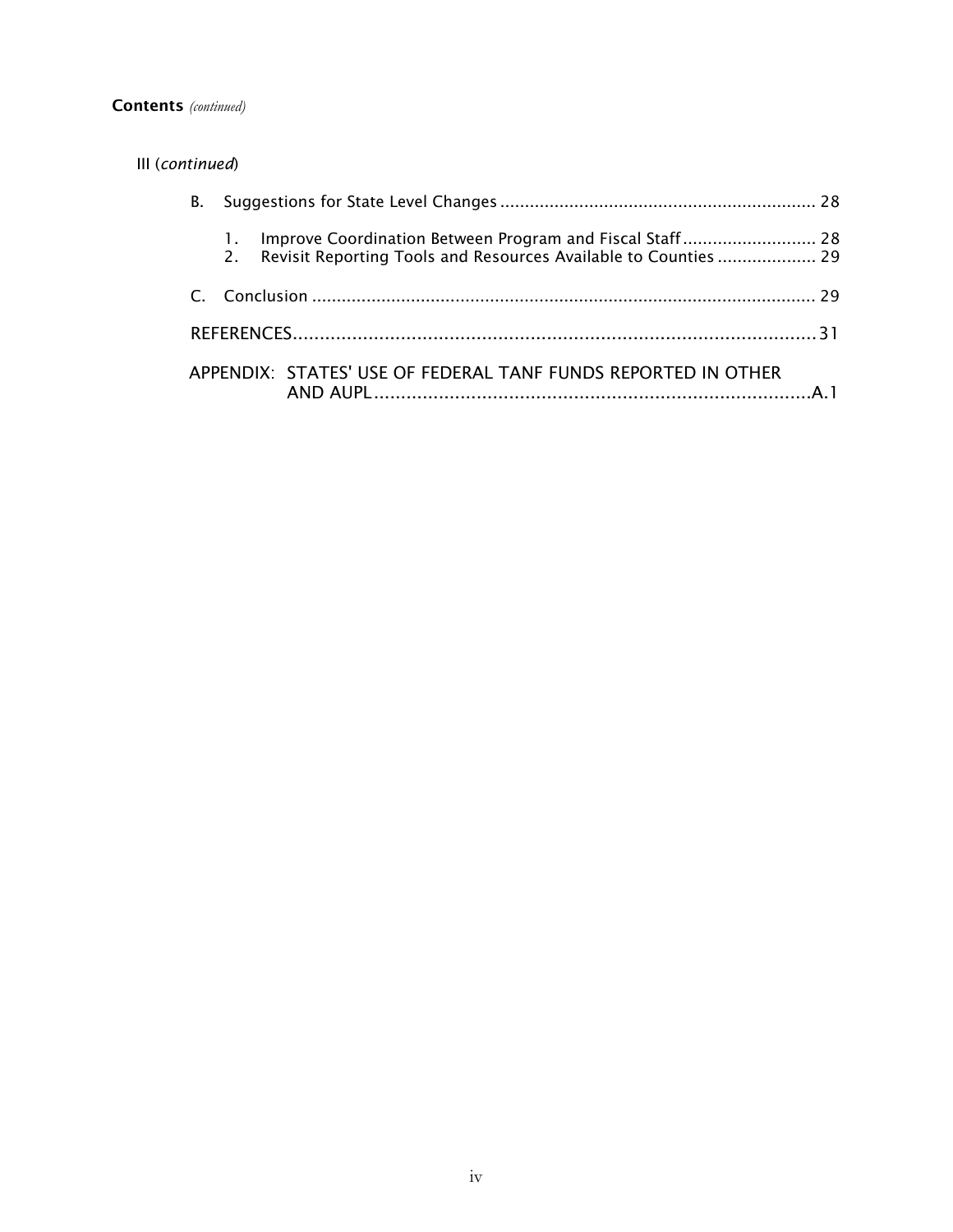**Contents** *(continued)*

III (*continued*)

- B. Suggestions for State Level Changes ............................................................... 28
  1. Improve Coordination Between Program and Fiscal Staff ........................... 28
  2. Revisit Reporting Tools and Resources Available to Counties .................... 29
- C. Conclusion ..................................................................................................... 29

REFERENCES.................................................................................................31

APPENDIX: STATES' USE OF FEDERAL TANF FUNDS REPORTED IN OTHER AND AUPL.................................................................................A.1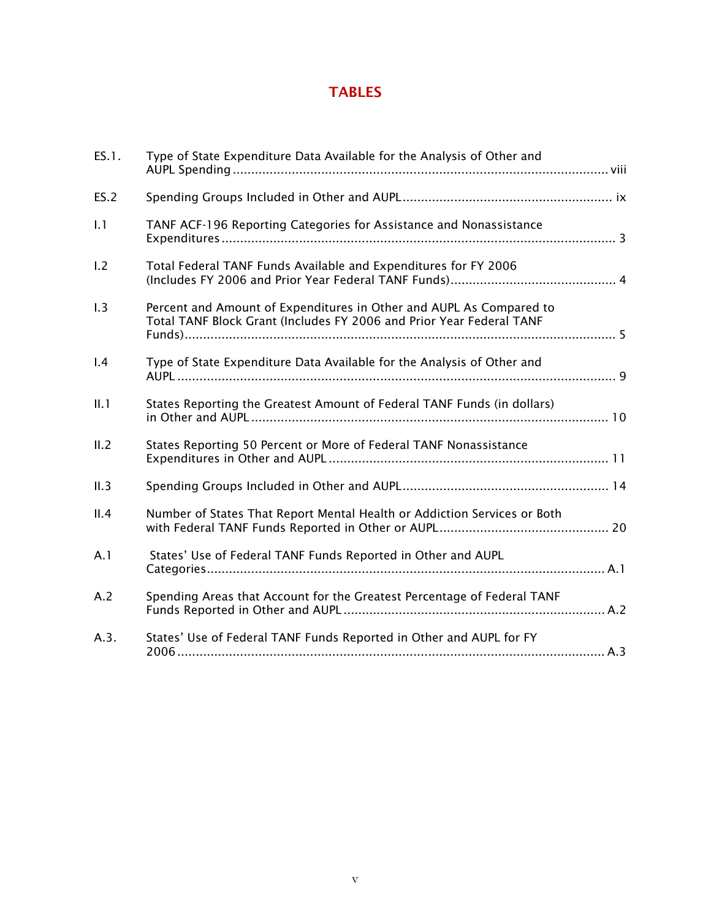# TABLES

| | | |
|---|---|---|
| ES.1. | Type of State Expenditure Data Available for the Analysis of Other and AUPL Spending | viii |
| ES.2 | Spending Groups Included in Other and AUPL | ix |
| I.1 | TANF ACF-196 Reporting Categories for Assistance and Nonassistance Expenditures | 3 |
| I.2 | Total Federal TANF Funds Available and Expenditures for FY 2006 (Includes FY 2006 and Prior Year Federal TANF Funds) | 4 |
| I.3 | Percent and Amount of Expenditures in Other and AUPL As Compared to Total TANF Block Grant (Includes FY 2006 and Prior Year Federal TANF Funds) | 5 |
| I.4 | Type of State Expenditure Data Available for the Analysis of Other and AUPL | 9 |
| II.1 | States Reporting the Greatest Amount of Federal TANF Funds (in dollars) in Other and AUPL | 10 |
| II.2 | States Reporting 50 Percent or More of Federal TANF Nonassistance Expenditures in Other and AUPL | 11 |
| II.3 | Spending Groups Included in Other and AUPL | 14 |
| II.4 | Number of States That Report Mental Health or Addiction Services or Both with Federal TANF Funds Reported in Other or AUPL | 20 |
| A.1 | States' Use of Federal TANF Funds Reported in Other and AUPL Categories | A.1 |
| A.2 | Spending Areas that Account for the Greatest Percentage of Federal TANF Funds Reported in Other and AUPL | A.2 |
| A.3. | States' Use of Federal TANF Funds Reported in Other and AUPL for FY 2006 | A.3 |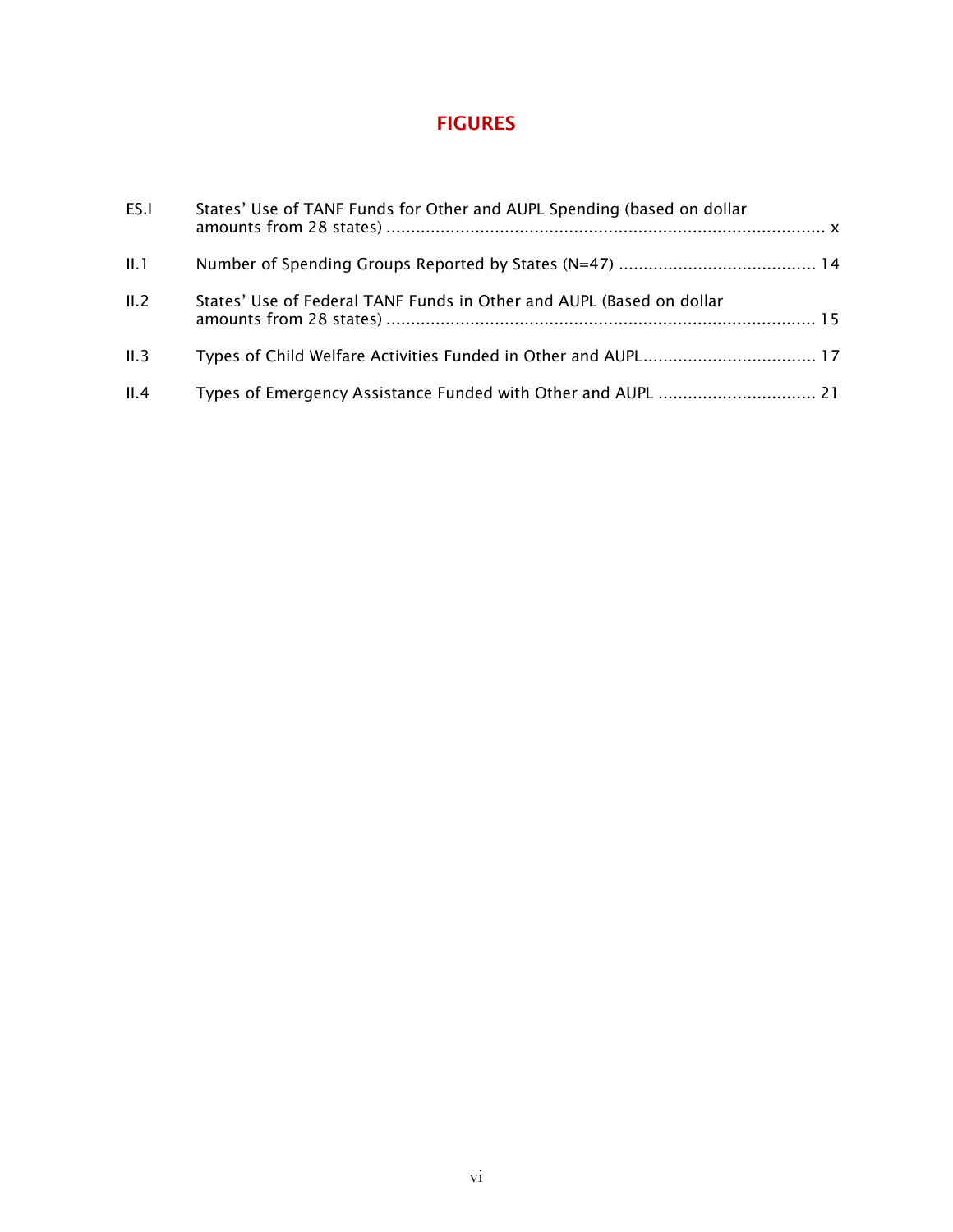# FIGURES

| | | |
|---|---|---|
| ES.I | States' Use of TANF Funds for Other and AUPL Spending (based on dollar amounts from 28 states) | x |
| II.1 | Number of Spending Groups Reported by States (N=47) | 14 |
| II.2 | States' Use of Federal TANF Funds in Other and AUPL (Based on dollar amounts from 28 states) | 15 |
| II.3 | Types of Child Welfare Activities Funded in Other and AUPL | 17 |
| II.4 | Types of Emergency Assistance Funded with Other and AUPL | 21 |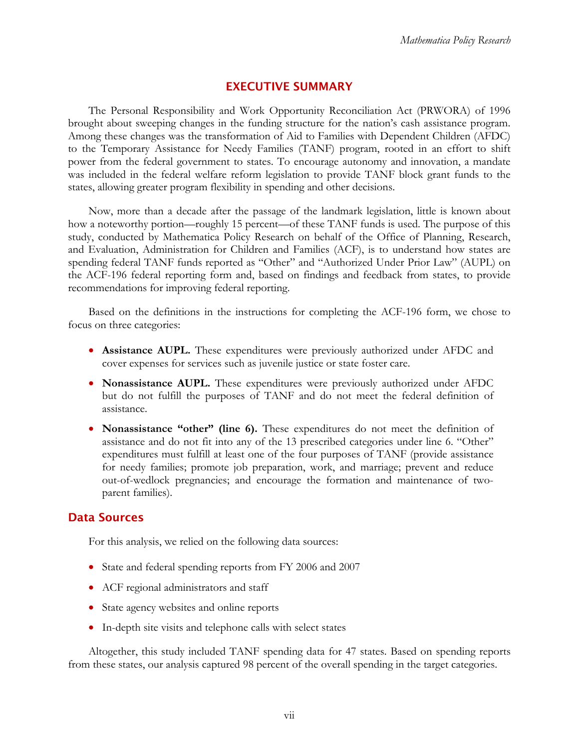## EXECUTIVE SUMMARY

The Personal Responsibility and Work Opportunity Reconciliation Act (PRWORA) of 1996 brought about sweeping changes in the funding structure for the nation's cash assistance program. Among these changes was the transformation of Aid to Families with Dependent Children (AFDC) to the Temporary Assistance for Needy Families (TANF) program, rooted in an effort to shift power from the federal government to states. To encourage autonomy and innovation, a mandate was included in the federal welfare reform legislation to provide TANF block grant funds to the states, allowing greater program flexibility in spending and other decisions.

Now, more than a decade after the passage of the landmark legislation, little is known about how a noteworthy portion—roughly 15 percent—of these TANF funds is used. The purpose of this study, conducted by Mathematica Policy Research on behalf of the Office of Planning, Research, and Evaluation, Administration for Children and Families (ACF), is to understand how states are spending federal TANF funds reported as "Other" and "Authorized Under Prior Law" (AUPL) on the ACF-196 federal reporting form and, based on findings and feedback from states, to provide recommendations for improving federal reporting.

Based on the definitions in the instructions for completing the ACF-196 form, we chose to focus on three categories:

- **Assistance AUPL.** These expenditures were previously authorized under AFDC and cover expenses for services such as juvenile justice or state foster care.
- **Nonassistance AUPL.** These expenditures were previously authorized under AFDC but do not fulfill the purposes of TANF and do not meet the federal definition of assistance.
- **Nonassistance "other" (line 6).** These expenditures do not meet the definition of assistance and do not fit into any of the 13 prescribed categories under line 6. "Other" expenditures must fulfill at least one of the four purposes of TANF (provide assistance for needy families; promote job preparation, work, and marriage; prevent and reduce out-of-wedlock pregnancies; and encourage the formation and maintenance of two-parent families).

## Data Sources

For this analysis, we relied on the following data sources:

- State and federal spending reports from FY 2006 and 2007
- ACF regional administrators and staff
- State agency websites and online reports
- In-depth site visits and telephone calls with select states

Altogether, this study included TANF spending data for 47 states. Based on spending reports from these states, our analysis captured 98 percent of the overall spending in the target categories.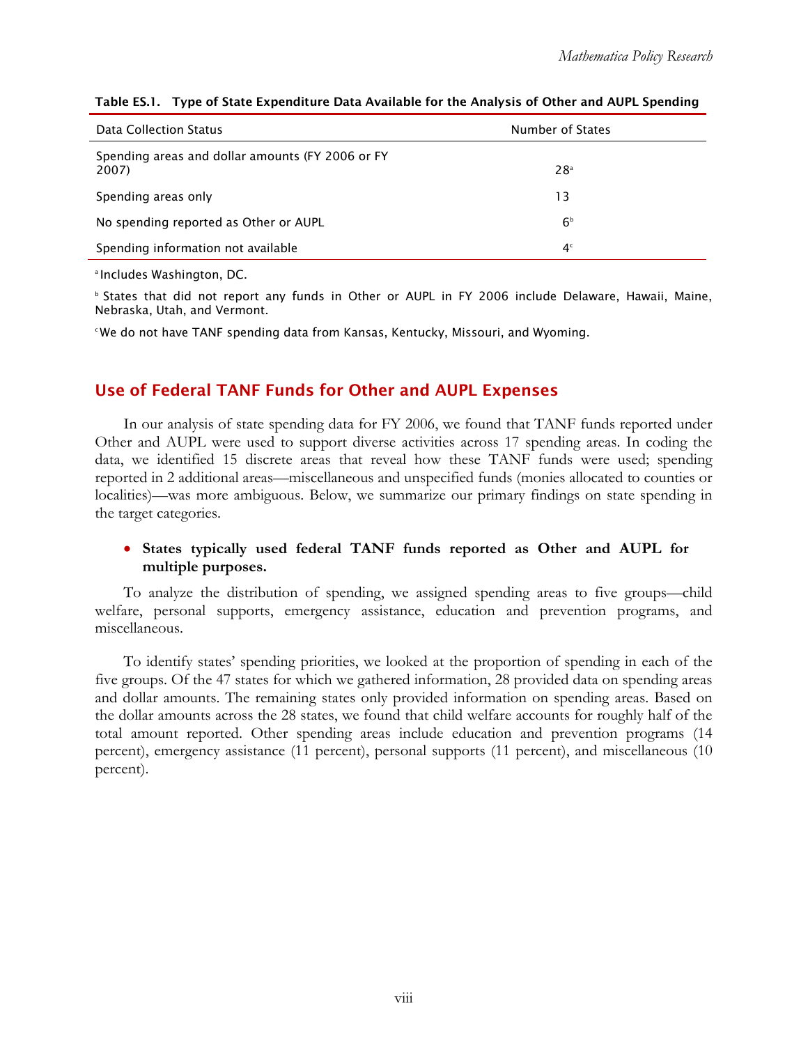**Table ES.1. Type of State Expenditure Data Available for the Analysis of Other and AUPL Spending**

| Data Collection Status | Number of States |
|---|---|
| Spending areas and dollar amounts (FY 2006 or FY 2007) | 28[a] |
| Spending areas only | 13 |
| No spending reported as Other or AUPL | 6[b] |
| Spending information not available | 4[c] |

[a] Includes Washington, DC.

[b] States that did not report any funds in Other or AUPL in FY 2006 include Delaware, Hawaii, Maine, Nebraska, Utah, and Vermont.

[c] We do not have TANF spending data from Kansas, Kentucky, Missouri, and Wyoming.

## Use of Federal TANF Funds for Other and AUPL Expenses

In our analysis of state spending data for FY 2006, we found that TANF funds reported under Other and AUPL were used to support diverse activities across 17 spending areas. In coding the data, we identified 15 discrete areas that reveal how these TANF funds were used; spending reported in 2 additional areas—miscellaneous and unspecified funds (monies allocated to counties or localities)—was more ambiguous. Below, we summarize our primary findings on state spending in the target categories.

- **States typically used federal TANF funds reported as Other and AUPL for multiple purposes.**

To analyze the distribution of spending, we assigned spending areas to five groups—child welfare, personal supports, emergency assistance, education and prevention programs, and miscellaneous.

To identify states' spending priorities, we looked at the proportion of spending in each of the five groups. Of the 47 states for which we gathered information, 28 provided data on spending areas and dollar amounts. The remaining states only provided information on spending areas. Based on the dollar amounts across the 28 states, we found that child welfare accounts for roughly half of the total amount reported. Other spending areas include education and prevention programs (14 percent), emergency assistance (11 percent), personal supports (11 percent), and miscellaneous (10 percent).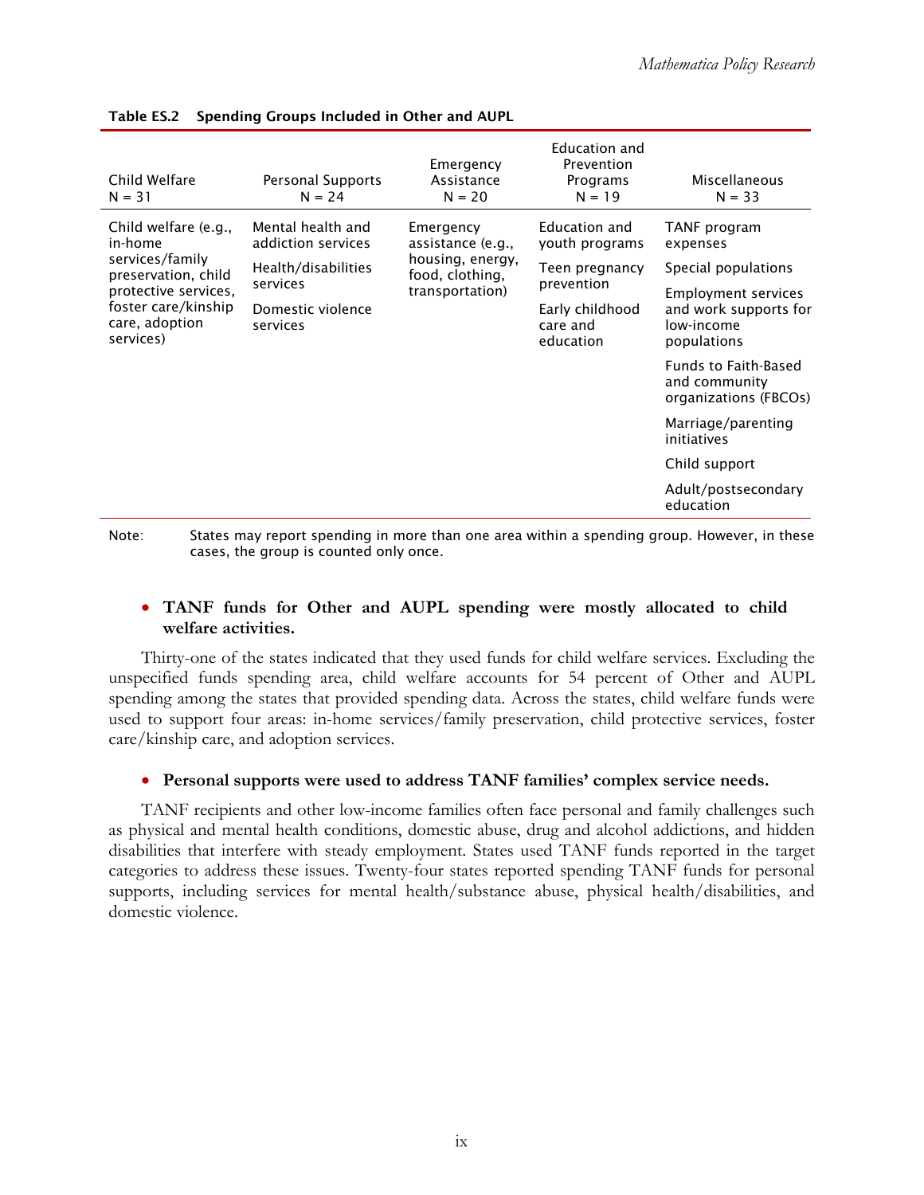**Table ES.2 Spending Groups Included in Other and AUPL**

| Child Welfare N = 31 | Personal Supports N = 24 | Emergency Assistance N = 20 | Education and Prevention Programs N = 19 | Miscellaneous N = 33 |
|---|---|---|---|---|
| Child welfare (e.g., in-home services/family preservation, child protective services, foster care/kinship care, adoption services) | Mental health and addiction services | Emergency assistance (e.g., housing, energy, food, clothing, transportation) | Education and youth programs | TANF program expenses |
| | Health/disabilities services | | Teen pregnancy prevention | Special populations |
| | Domestic violence services | | Early childhood care and education | Employment services and work supports for low-income populations |
| | | | | Funds to Faith-Based and community organizations (FBCOs) |
| | | | | Marriage/parenting initiatives |
| | | | | Child support |
| | | | | Adult/postsecondary education |

Note: States may report spending in more than one area within a spending group. However, in these cases, the group is counted only once.

- **TANF funds for Other and AUPL spending were mostly allocated to child welfare activities.**

Thirty-one of the states indicated that they used funds for child welfare services. Excluding the unspecified funds spending area, child welfare accounts for 54 percent of Other and AUPL spending among the states that provided spending data. Across the states, child welfare funds were used to support four areas: in-home services/family preservation, child protective services, foster care/kinship care, and adoption services.

- **Personal supports were used to address TANF families' complex service needs.**

TANF recipients and other low-income families often face personal and family challenges such as physical and mental health conditions, domestic abuse, drug and alcohol addictions, and hidden disabilities that interfere with steady employment. States used TANF funds reported in the target categories to address these issues. Twenty-four states reported spending TANF funds for personal supports, including services for mental health/substance abuse, physical health/disabilities, and domestic violence.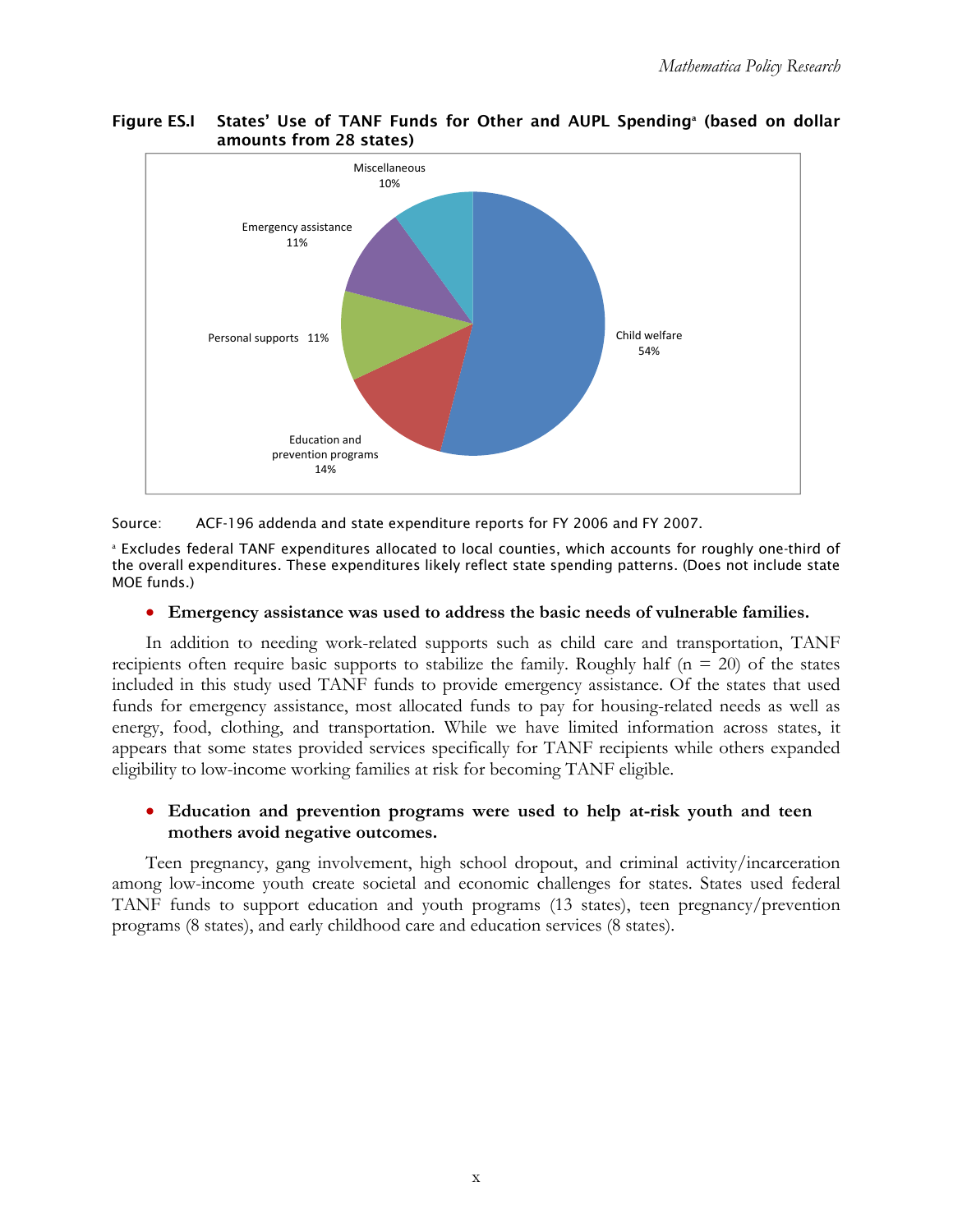**Figure ES.I States' Use of TANF Funds for Other and AUPL Spending[a] (based on dollar amounts from 28 states)**

Miscellaneous 10%

Emergency assistance 11%

Personal supports 11%

Education and prevention programs 14%

Child welfare 54%

Source: ACF-196 addenda and state expenditure reports for FY 2006 and FY 2007.

[a] Excludes federal TANF expenditures allocated to local counties, which accounts for roughly one-third of the overall expenditures. These expenditures likely reflect state spending patterns. (Does not include state MOE funds.)

- **Emergency assistance was used to address the basic needs of vulnerable families.**

In addition to needing work-related supports such as child care and transportation, TANF recipients often require basic supports to stabilize the family. Roughly half (n = 20) of the states included in this study used TANF funds to provide emergency assistance. Of the states that used funds for emergency assistance, most allocated funds to pay for housing-related needs as well as energy, food, clothing, and transportation. While we have limited information across states, it appears that some states provided services specifically for TANF recipients while others expanded eligibility to low-income working families at risk for becoming TANF eligible.

- **Education and prevention programs were used to help at-risk youth and teen mothers avoid negative outcomes.**

Teen pregnancy, gang involvement, high school dropout, and criminal activity/incarceration among low-income youth create societal and economic challenges for states. States used federal TANF funds to support education and youth programs (13 states), teen pregnancy/prevention programs (8 states), and early childhood care and education services (8 states).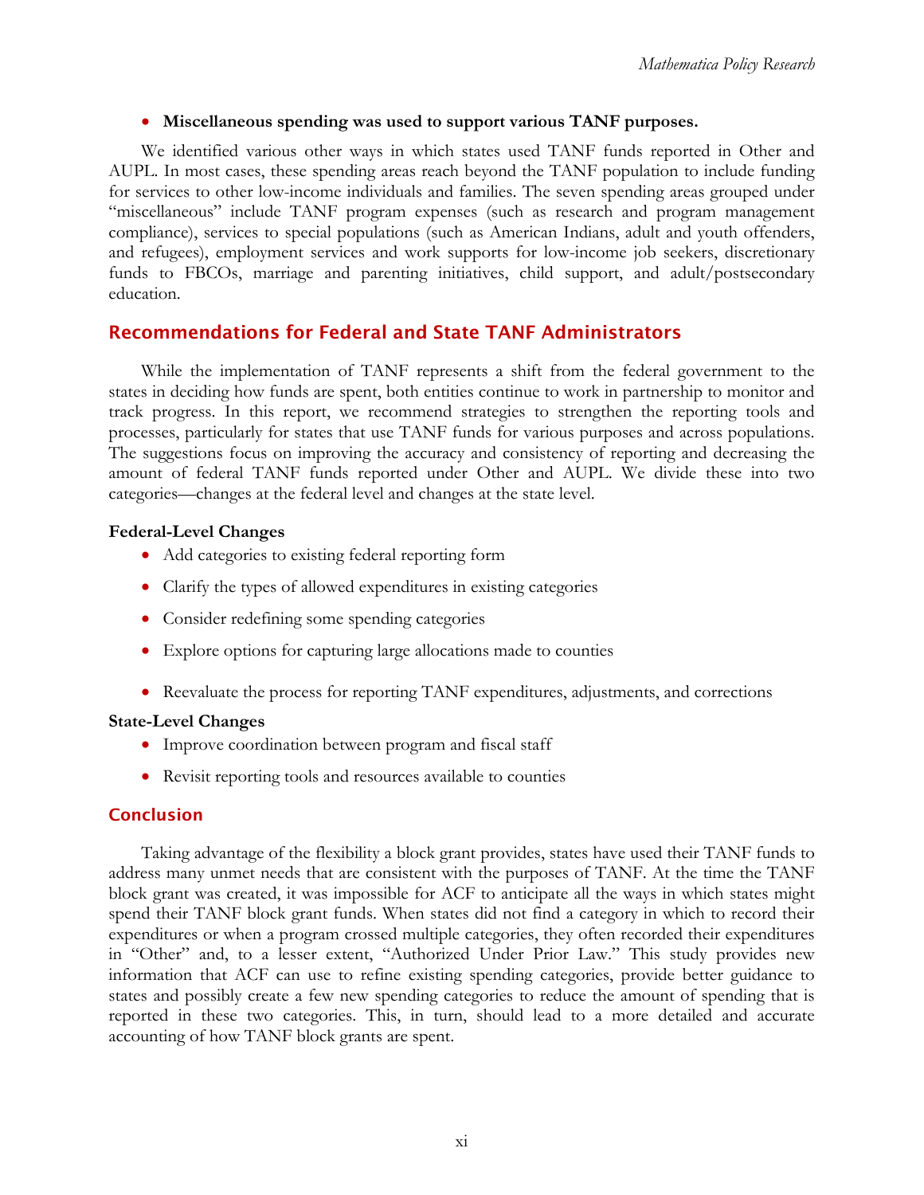- **Miscellaneous spending was used to support various TANF purposes.**

We identified various other ways in which states used TANF funds reported in Other and AUPL. In most cases, these spending areas reach beyond the TANF population to include funding for services to other low-income individuals and families. The seven spending areas grouped under "miscellaneous" include TANF program expenses (such as research and program management compliance), services to special populations (such as American Indians, adult and youth offenders, and refugees), employment services and work supports for low-income job seekers, discretionary funds to FBCOs, marriage and parenting initiatives, child support, and adult/postsecondary education.

## Recommendations for Federal and State TANF Administrators

While the implementation of TANF represents a shift from the federal government to the states in deciding how funds are spent, both entities continue to work in partnership to monitor and track progress. In this report, we recommend strategies to strengthen the reporting tools and processes, particularly for states that use TANF funds for various purposes and across populations. The suggestions focus on improving the accuracy and consistency of reporting and decreasing the amount of federal TANF funds reported under Other and AUPL. We divide these into two categories—changes at the federal level and changes at the state level.

### Federal-Level Changes

- Add categories to existing federal reporting form
- Clarify the types of allowed expenditures in existing categories
- Consider redefining some spending categories
- Explore options for capturing large allocations made to counties
- Reevaluate the process for reporting TANF expenditures, adjustments, and corrections

### State-Level Changes

- Improve coordination between program and fiscal staff
- Revisit reporting tools and resources available to counties

## Conclusion

Taking advantage of the flexibility a block grant provides, states have used their TANF funds to address many unmet needs that are consistent with the purposes of TANF. At the time the TANF block grant was created, it was impossible for ACF to anticipate all the ways in which states might spend their TANF block grant funds. When states did not find a category in which to record their expenditures or when a program crossed multiple categories, they often recorded their expenditures in "Other" and, to a lesser extent, "Authorized Under Prior Law." This study provides new information that ACF can use to refine existing spending categories, provide better guidance to states and possibly create a few new spending categories to reduce the amount of spending that is reported in these two categories. This, in turn, should lead to a more detailed and accurate accounting of how TANF block grants are spent.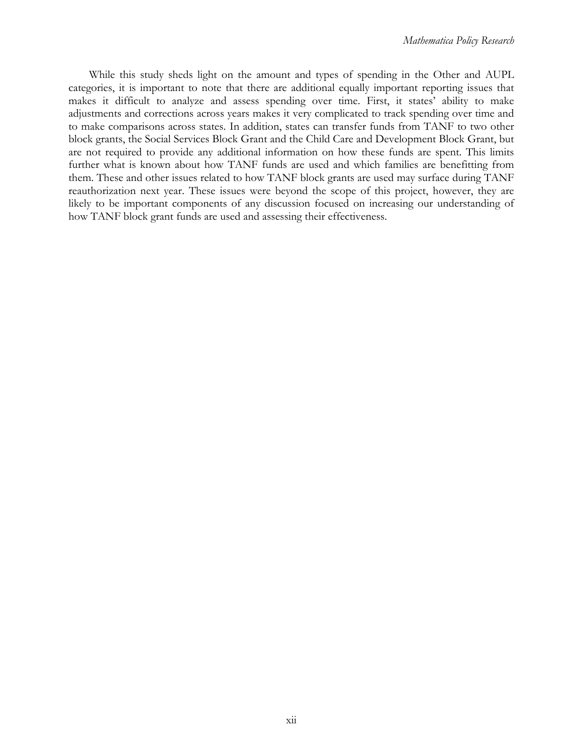While this study sheds light on the amount and types of spending in the Other and AUPL categories, it is important to note that there are additional equally important reporting issues that makes it difficult to analyze and assess spending over time. First, it states' ability to make adjustments and corrections across years makes it very complicated to track spending over time and to make comparisons across states. In addition, states can transfer funds from TANF to two other block grants, the Social Services Block Grant and the Child Care and Development Block Grant, but are not required to provide any additional information on how these funds are spent. This limits further what is known about how TANF funds are used and which families are benefitting from them. These and other issues related to how TANF block grants are used may surface during TANF reauthorization next year. These issues were beyond the scope of this project, however, they are likely to be important components of any discussion focused on increasing our understanding of how TANF block grant funds are used and assessing their effectiveness.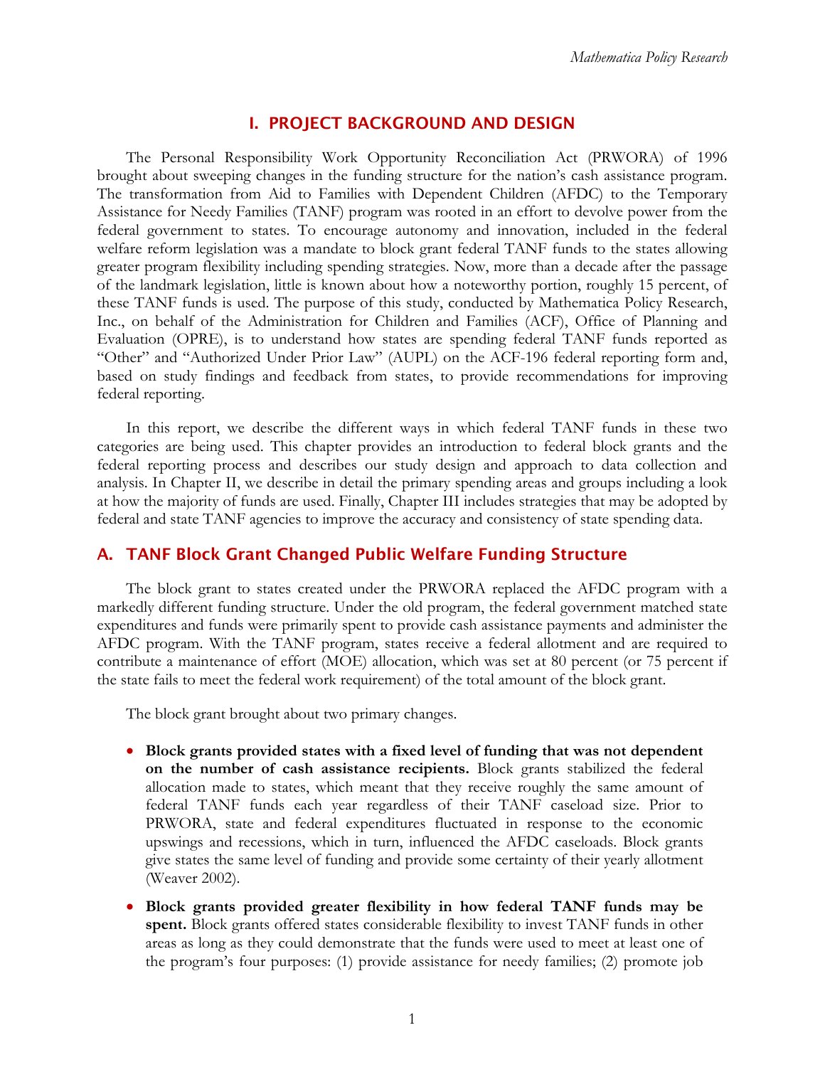# I. PROJECT BACKGROUND AND DESIGN

The Personal Responsibility Work Opportunity Reconciliation Act (PRWORA) of 1996 brought about sweeping changes in the funding structure for the nation's cash assistance program. The transformation from Aid to Families with Dependent Children (AFDC) to the Temporary Assistance for Needy Families (TANF) program was rooted in an effort to devolve power from the federal government to states. To encourage autonomy and innovation, included in the federal welfare reform legislation was a mandate to block grant federal TANF funds to the states allowing greater program flexibility including spending strategies. Now, more than a decade after the passage of the landmark legislation, little is known about how a noteworthy portion, roughly 15 percent, of these TANF funds is used. The purpose of this study, conducted by Mathematica Policy Research, Inc., on behalf of the Administration for Children and Families (ACF), Office of Planning and Evaluation (OPRE), is to understand how states are spending federal TANF funds reported as "Other" and "Authorized Under Prior Law" (AUPL) on the ACF-196 federal reporting form and, based on study findings and feedback from states, to provide recommendations for improving federal reporting.

In this report, we describe the different ways in which federal TANF funds in these two categories are being used. This chapter provides an introduction to federal block grants and the federal reporting process and describes our study design and approach to data collection and analysis. In Chapter II, we describe in detail the primary spending areas and groups including a look at how the majority of funds are used. Finally, Chapter III includes strategies that may be adopted by federal and state TANF agencies to improve the accuracy and consistency of state spending data.

## A. TANF Block Grant Changed Public Welfare Funding Structure

The block grant to states created under the PRWORA replaced the AFDC program with a markedly different funding structure. Under the old program, the federal government matched state expenditures and funds were primarily spent to provide cash assistance payments and administer the AFDC program. With the TANF program, states receive a federal allotment and are required to contribute a maintenance of effort (MOE) allocation, which was set at 80 percent (or 75 percent if the state fails to meet the federal work requirement) of the total amount of the block grant.

The block grant brought about two primary changes.

- **Block grants provided states with a fixed level of funding that was not dependent on the number of cash assistance recipients.** Block grants stabilized the federal allocation made to states, which meant that they receive roughly the same amount of federal TANF funds each year regardless of their TANF caseload size. Prior to PRWORA, state and federal expenditures fluctuated in response to the economic upswings and recessions, which in turn, influenced the AFDC caseloads. Block grants give states the same level of funding and provide some certainty of their yearly allotment (Weaver 2002).

- **Block grants provided greater flexibility in how federal TANF funds may be spent.** Block grants offered states considerable flexibility to invest TANF funds in other areas as long as they could demonstrate that the funds were used to meet at least one of the program's four purposes: (1) provide assistance for needy families; (2) promote job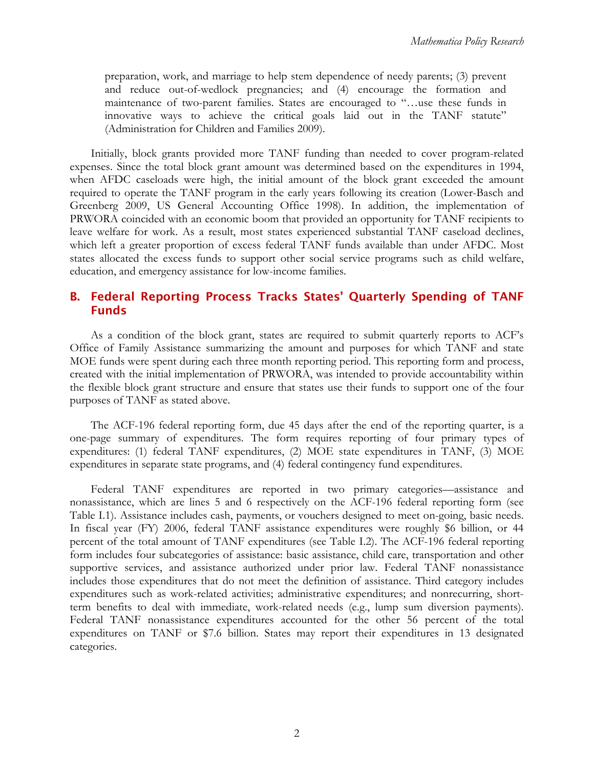preparation, work, and marriage to help stem dependence of needy parents; (3) prevent and reduce out-of-wedlock pregnancies; and (4) encourage the formation and maintenance of two-parent families. States are encouraged to "…use these funds in innovative ways to achieve the critical goals laid out in the TANF statute" (Administration for Children and Families 2009).

Initially, block grants provided more TANF funding than needed to cover program-related expenses. Since the total block grant amount was determined based on the expenditures in 1994, when AFDC caseloads were high, the initial amount of the block grant exceeded the amount required to operate the TANF program in the early years following its creation (Lower-Basch and Greenberg 2009, US General Accounting Office 1998). In addition, the implementation of PRWORA coincided with an economic boom that provided an opportunity for TANF recipients to leave welfare for work. As a result, most states experienced substantial TANF caseload declines, which left a greater proportion of excess federal TANF funds available than under AFDC. Most states allocated the excess funds to support other social service programs such as child welfare, education, and emergency assistance for low-income families.

## B. Federal Reporting Process Tracks States' Quarterly Spending of TANF Funds

As a condition of the block grant, states are required to submit quarterly reports to ACF's Office of Family Assistance summarizing the amount and purposes for which TANF and state MOE funds were spent during each three month reporting period. This reporting form and process, created with the initial implementation of PRWORA, was intended to provide accountability within the flexible block grant structure and ensure that states use their funds to support one of the four purposes of TANF as stated above.

The ACF-196 federal reporting form, due 45 days after the end of the reporting quarter, is a one-page summary of expenditures. The form requires reporting of four primary types of expenditures: (1) federal TANF expenditures, (2) MOE state expenditures in TANF, (3) MOE expenditures in separate state programs, and (4) federal contingency fund expenditures.

Federal TANF expenditures are reported in two primary categories—assistance and nonassistance, which are lines 5 and 6 respectively on the ACF-196 federal reporting form (see Table I.1). Assistance includes cash, payments, or vouchers designed to meet on-going, basic needs. In fiscal year (FY) 2006, federal TANF assistance expenditures were roughly $6 billion, or 44 percent of the total amount of TANF expenditures (see Table I.2). The ACF-196 federal reporting form includes four subcategories of assistance: basic assistance, child care, transportation and other supportive services, and assistance authorized under prior law. Federal TANF nonassistance includes those expenditures that do not meet the definition of assistance. Third category includes expenditures such as work-related activities; administrative expenditures; and nonrecurring, short-term benefits to deal with immediate, work-related needs (e.g., lump sum diversion payments). Federal TANF nonassistance expenditures accounted for the other 56 percent of the total expenditures on TANF or $7.6 billion. States may report their expenditures in 13 designated categories.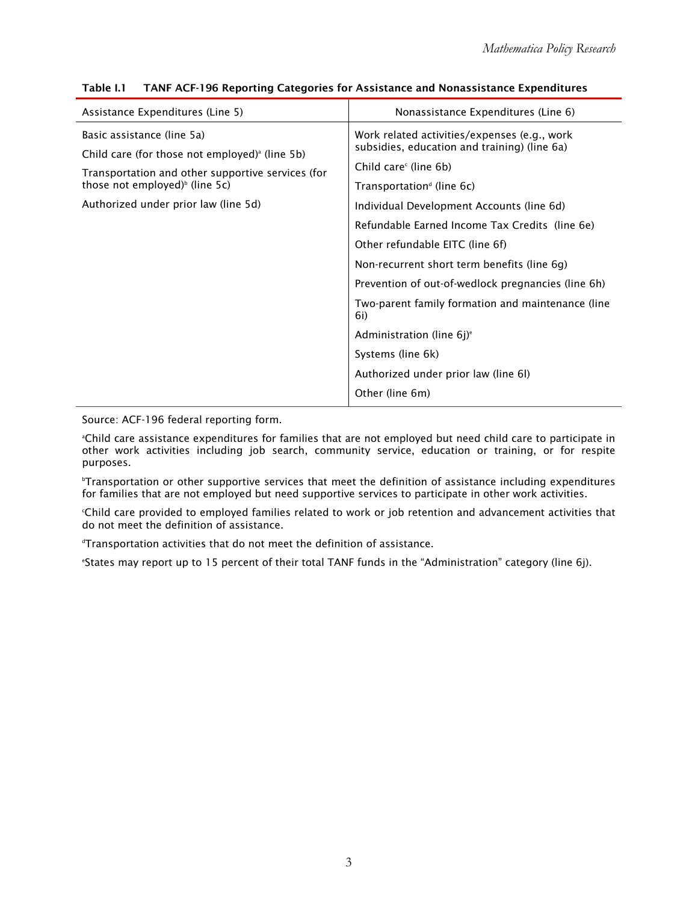**Table I.1 TANF ACF-196 Reporting Categories for Assistance and Nonassistance Expenditures**

| Assistance Expenditures (Line 5) | Nonassistance Expenditures (Line 6) |
|---|---|
| Basic assistance (line 5a) | Work related activities/expenses (e.g., work subsidies, education and training) (line 6a) |
| Child care (for those not employed)[a] (line 5b) | Child care[c] (line 6b) |
| Transportation and other supportive services (for those not employed)[b] (line 5c) | Transportation[d] (line 6c) |
| Authorized under prior law (line 5d) | Individual Development Accounts (line 6d) |
| | Refundable Earned Income Tax Credits (line 6e) |
| | Other refundable EITC (line 6f) |
| | Non-recurrent short term benefits (line 6g) |
| | Prevention of out-of-wedlock pregnancies (line 6h) |
| | Two-parent family formation and maintenance (line 6i) |
| | Administration (line 6j)[e] |
| | Systems (line 6k) |
| | Authorized under prior law (line 6l) |
| | Other (line 6m) |

Source: ACF-196 federal reporting form.

[a]Child care assistance expenditures for families that are not employed but need child care to participate in other work activities including job search, community service, education or training, or for respite purposes.

[b]Transportation or other supportive services that meet the definition of assistance including expenditures for families that are not employed but need supportive services to participate in other work activities.

[c]Child care provided to employed families related to work or job retention and advancement activities that do not meet the definition of assistance.

[d]Transportation activities that do not meet the definition of assistance.

[e]States may report up to 15 percent of their total TANF funds in the "Administration" category (line 6j).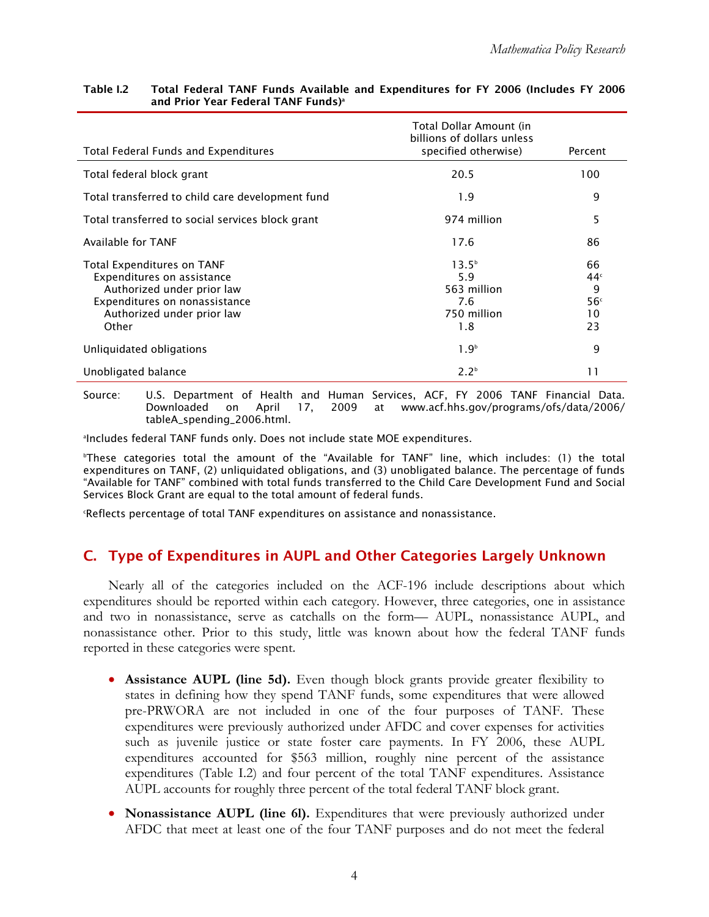**Table I.2 Total Federal TANF Funds Available and Expenditures for FY 2006 (Includes FY 2006 and Prior Year Federal TANF Funds)[a]**

| Total Federal Funds and Expenditures | Total Dollar Amount (in billions of dollars unless specified otherwise) | Percent |
|---|---|---|
| Total federal block grant | 20.5 | 100 |
| Total transferred to child care development fund | 1.9 | 9 |
| Total transferred to social services block grant | 974 million | 5 |
| Available for TANF | 17.6 | 86 |
| Total Expenditures on TANF | 13.5[b] | 66 |
| Expenditures on assistance | 5.9 | 44[c] |
| Authorized under prior law | 563 million | 9 |
| Expenditures on nonassistance | 7.6 | 56[c] |
| Authorized under prior law | 750 million | 10 |
| Other | 1.8 | 23 |
| Unliquidated obligations | 1.9[b] | 9 |
| Unobligated balance | 2.2[b] | 11 |

Source: U.S. Department of Health and Human Services, ACF, FY 2006 TANF Financial Data. Downloaded on April 17, 2009 at www.acf.hhs.gov/programs/ofs/data/2006/tableA_spending_2006.html.

[a]Includes federal TANF funds only. Does not include state MOE expenditures.

[b]These categories total the amount of the "Available for TANF" line, which includes: (1) the total expenditures on TANF, (2) unliquidated obligations, and (3) unobligated balance. The percentage of funds "Available for TANF" combined with total funds transferred to the Child Care Development Fund and Social Services Block Grant are equal to the total amount of federal funds.

[c]Reflects percentage of total TANF expenditures on assistance and nonassistance.

## C. Type of Expenditures in AUPL and Other Categories Largely Unknown

Nearly all of the categories included on the ACF-196 include descriptions about which expenditures should be reported within each category. However, three categories, one in assistance and two in nonassistance, serve as catchalls on the form— AUPL, nonassistance AUPL, and nonassistance other. Prior to this study, little was known about how the federal TANF funds reported in these categories were spent.

- **Assistance AUPL (line 5d).** Even though block grants provide greater flexibility to states in defining how they spend TANF funds, some expenditures that were allowed pre-PRWORA are not included in one of the four purposes of TANF. These expenditures were previously authorized under AFDC and cover expenses for activities such as juvenile justice or state foster care payments. In FY 2006, these AUPL expenditures accounted for $563 million, roughly nine percent of the assistance expenditures (Table I.2) and four percent of the total TANF expenditures. Assistance AUPL accounts for roughly three percent of the total federal TANF block grant.

- **Nonassistance AUPL (line 6l).** Expenditures that were previously authorized under AFDC that meet at least one of the four TANF purposes and do not meet the federal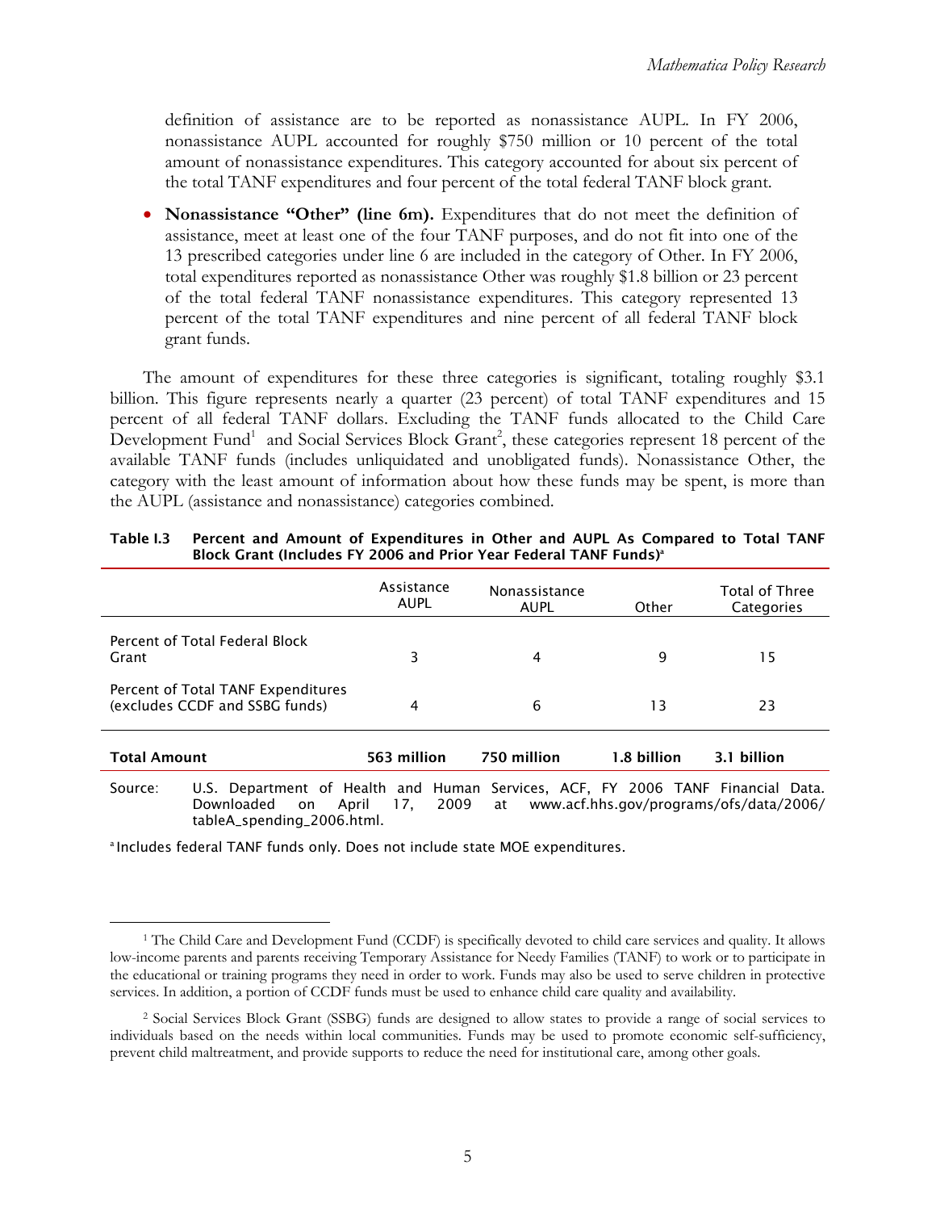definition of assistance are to be reported as nonassistance AUPL. In FY 2006, nonassistance AUPL accounted for roughly $750 million or 10 percent of the total amount of nonassistance expenditures. This category accounted for about six percent of the total TANF expenditures and four percent of the total federal TANF block grant.

- **Nonassistance "Other" (line 6m).** Expenditures that do not meet the definition of assistance, meet at least one of the four TANF purposes, and do not fit into one of the 13 prescribed categories under line 6 are included in the category of Other. In FY 2006, total expenditures reported as nonassistance Other was roughly $1.8 billion or 23 percent of the total federal TANF nonassistance expenditures. This category represented 13 percent of the total TANF expenditures and nine percent of all federal TANF block grant funds.

The amount of expenditures for these three categories is significant, totaling roughly $3.1 billion. This figure represents nearly a quarter (23 percent) of total TANF expenditures and 15 percent of all federal TANF dollars. Excluding the TANF funds allocated to the Child Care Development Fund[1] and Social Services Block Grant[2], these categories represent 18 percent of the available TANF funds (includes unliquidated and unobligated funds). Nonassistance Other, the category with the least amount of information about how these funds may be spent, is more than the AUPL (assistance and nonassistance) categories combined.

**Table I.3 Percent and Amount of Expenditures in Other and AUPL As Compared to Total TANF Block Grant (Includes FY 2006 and Prior Year Federal TANF Funds)[a]**

| | Assistance AUPL | Nonassistance AUPL | Other | Total of Three Categories |
|---|---|---|---|---|
| Percent of Total Federal Block Grant | 3 | 4 | 9 | 15 |
| Percent of Total TANF Expenditures (excludes CCDF and SSBG funds) | 4 | 6 | 13 | 23 |
| **Total Amount** | **563 million** | **750 million** | **1.8 billion** | **3.1 billion** |

Source: U.S. Department of Health and Human Services, ACF, FY 2006 TANF Financial Data. Downloaded on April 17, 2009 at www.acf.hhs.gov/programs/ofs/data/2006/tableA_spending_2006.html.

[a] Includes federal TANF funds only. Does not include state MOE expenditures.

[1] The Child Care and Development Fund (CCDF) is specifically devoted to child care services and quality. It allows low-income parents and parents receiving Temporary Assistance for Needy Families (TANF) to work or to participate in the educational or training programs they need in order to work. Funds may also be used to serve children in protective services. In addition, a portion of CCDF funds must be used to enhance child care quality and availability.

[2] Social Services Block Grant (SSBG) funds are designed to allow states to provide a range of social services to individuals based on the needs within local communities. Funds may be used to promote economic self-sufficiency, prevent child maltreatment, and provide supports to reduce the need for institutional care, among other goals.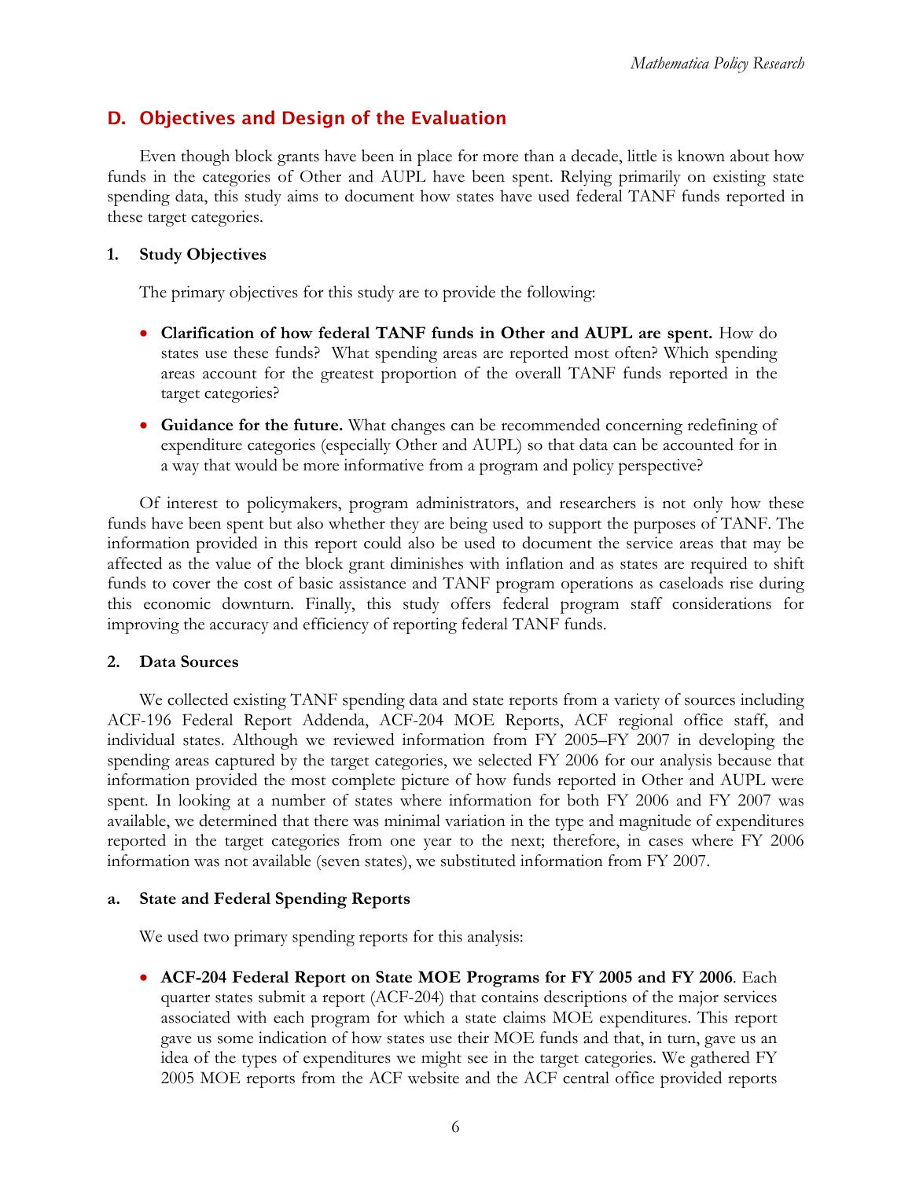## D. Objectives and Design of the Evaluation

Even though block grants have been in place for more than a decade, little is known about how funds in the categories of Other and AUPL have been spent. Relying primarily on existing state spending data, this study aims to document how states have used federal TANF funds reported in these target categories.

### 1. Study Objectives

The primary objectives for this study are to provide the following:

- **Clarification of how federal TANF funds in Other and AUPL are spent.** How do states use these funds? What spending areas are reported most often? Which spending areas account for the greatest proportion of the overall TANF funds reported in the target categories?
- **Guidance for the future.** What changes can be recommended concerning redefining of expenditure categories (especially Other and AUPL) so that data can be accounted for in a way that would be more informative from a program and policy perspective?

Of interest to policymakers, program administrators, and researchers is not only how these funds have been spent but also whether they are being used to support the purposes of TANF. The information provided in this report could also be used to document the service areas that may be affected as the value of the block grant diminishes with inflation and as states are required to shift funds to cover the cost of basic assistance and TANF program operations as caseloads rise during this economic downturn. Finally, this study offers federal program staff considerations for improving the accuracy and efficiency of reporting federal TANF funds.

### 2. Data Sources

We collected existing TANF spending data and state reports from a variety of sources including ACF-196 Federal Report Addenda, ACF-204 MOE Reports, ACF regional office staff, and individual states. Although we reviewed information from FY 2005–FY 2007 in developing the spending areas captured by the target categories, we selected FY 2006 for our analysis because that information provided the most complete picture of how funds reported in Other and AUPL were spent. In looking at a number of states where information for both FY 2006 and FY 2007 was available, we determined that there was minimal variation in the type and magnitude of expenditures reported in the target categories from one year to the next; therefore, in cases where FY 2006 information was not available (seven states), we substituted information from FY 2007.

#### a. State and Federal Spending Reports

We used two primary spending reports for this analysis:

- **ACF-204 Federal Report on State MOE Programs for FY 2005 and FY 2006**. Each quarter states submit a report (ACF-204) that contains descriptions of the major services associated with each program for which a state claims MOE expenditures. This report gave us some indication of how states use their MOE funds and that, in turn, gave us an idea of the types of expenditures we might see in the target categories. We gathered FY 2005 MOE reports from the ACF website and the ACF central office provided reports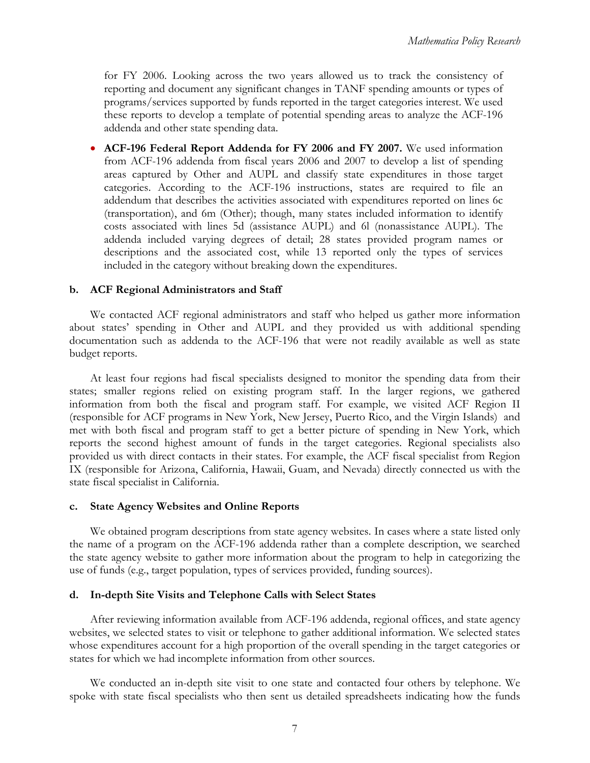for FY 2006. Looking across the two years allowed us to track the consistency of reporting and document any significant changes in TANF spending amounts or types of programs/services supported by funds reported in the target categories interest. We used these reports to develop a template of potential spending areas to analyze the ACF-196 addenda and other state spending data.

- **ACF-196 Federal Report Addenda for FY 2006 and FY 2007.** We used information from ACF-196 addenda from fiscal years 2006 and 2007 to develop a list of spending areas captured by Other and AUPL and classify state expenditures in those target categories. According to the ACF-196 instructions, states are required to file an addendum that describes the activities associated with expenditures reported on lines 6c (transportation), and 6m (Other); though, many states included information to identify costs associated with lines 5d (assistance AUPL) and 6l (nonassistance AUPL). The addenda included varying degrees of detail; 28 states provided program names or descriptions and the associated cost, while 13 reported only the types of services included in the category without breaking down the expenditures.

#### b. ACF Regional Administrators and Staff

We contacted ACF regional administrators and staff who helped us gather more information about states' spending in Other and AUPL and they provided us with additional spending documentation such as addenda to the ACF-196 that were not readily available as well as state budget reports.

At least four regions had fiscal specialists designed to monitor the spending data from their states; smaller regions relied on existing program staff. In the larger regions, we gathered information from both the fiscal and program staff. For example, we visited ACF Region II (responsible for ACF programs in New York, New Jersey, Puerto Rico, and the Virgin Islands) and met with both fiscal and program staff to get a better picture of spending in New York, which reports the second highest amount of funds in the target categories. Regional specialists also provided us with direct contacts in their states. For example, the ACF fiscal specialist from Region IX (responsible for Arizona, California, Hawaii, Guam, and Nevada) directly connected us with the state fiscal specialist in California.

#### c. State Agency Websites and Online Reports

We obtained program descriptions from state agency websites. In cases where a state listed only the name of a program on the ACF-196 addenda rather than a complete description, we searched the state agency website to gather more information about the program to help in categorizing the use of funds (e.g., target population, types of services provided, funding sources).

#### d. In-depth Site Visits and Telephone Calls with Select States

After reviewing information available from ACF-196 addenda, regional offices, and state agency websites, we selected states to visit or telephone to gather additional information. We selected states whose expenditures account for a high proportion of the overall spending in the target categories or states for which we had incomplete information from other sources.

We conducted an in-depth site visit to one state and contacted four others by telephone. We spoke with state fiscal specialists who then sent us detailed spreadsheets indicating how the funds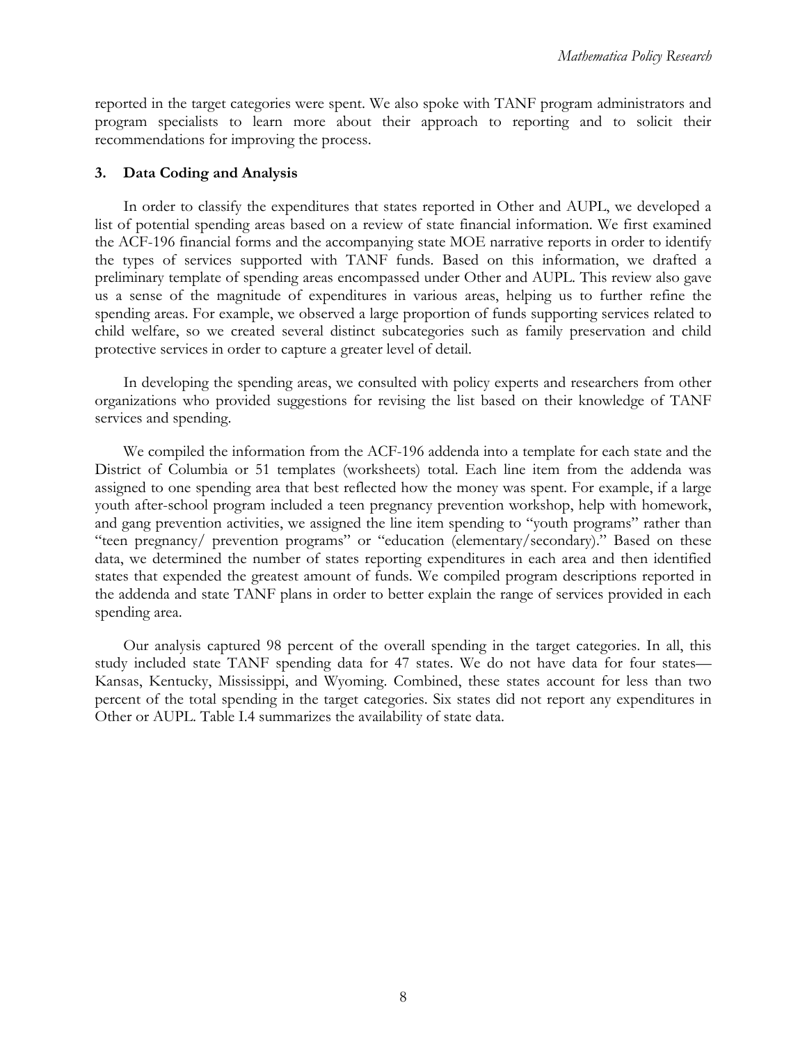reported in the target categories were spent. We also spoke with TANF program administrators and program specialists to learn more about their approach to reporting and to solicit their recommendations for improving the process.

### 3. Data Coding and Analysis

In order to classify the expenditures that states reported in Other and AUPL, we developed a list of potential spending areas based on a review of state financial information. We first examined the ACF-196 financial forms and the accompanying state MOE narrative reports in order to identify the types of services supported with TANF funds. Based on this information, we drafted a preliminary template of spending areas encompassed under Other and AUPL. This review also gave us a sense of the magnitude of expenditures in various areas, helping us to further refine the spending areas. For example, we observed a large proportion of funds supporting services related to child welfare, so we created several distinct subcategories such as family preservation and child protective services in order to capture a greater level of detail.

In developing the spending areas, we consulted with policy experts and researchers from other organizations who provided suggestions for revising the list based on their knowledge of TANF services and spending.

We compiled the information from the ACF-196 addenda into a template for each state and the District of Columbia or 51 templates (worksheets) total. Each line item from the addenda was assigned to one spending area that best reflected how the money was spent. For example, if a large youth after-school program included a teen pregnancy prevention workshop, help with homework, and gang prevention activities, we assigned the line item spending to "youth programs" rather than "teen pregnancy/ prevention programs" or "education (elementary/secondary)." Based on these data, we determined the number of states reporting expenditures in each area and then identified states that expended the greatest amount of funds. We compiled program descriptions reported in the addenda and state TANF plans in order to better explain the range of services provided in each spending area.

Our analysis captured 98 percent of the overall spending in the target categories. In all, this study included state TANF spending data for 47 states. We do not have data for four states—Kansas, Kentucky, Mississippi, and Wyoming. Combined, these states account for less than two percent of the total spending in the target categories. Six states did not report any expenditures in Other or AUPL. Table I.4 summarizes the availability of state data.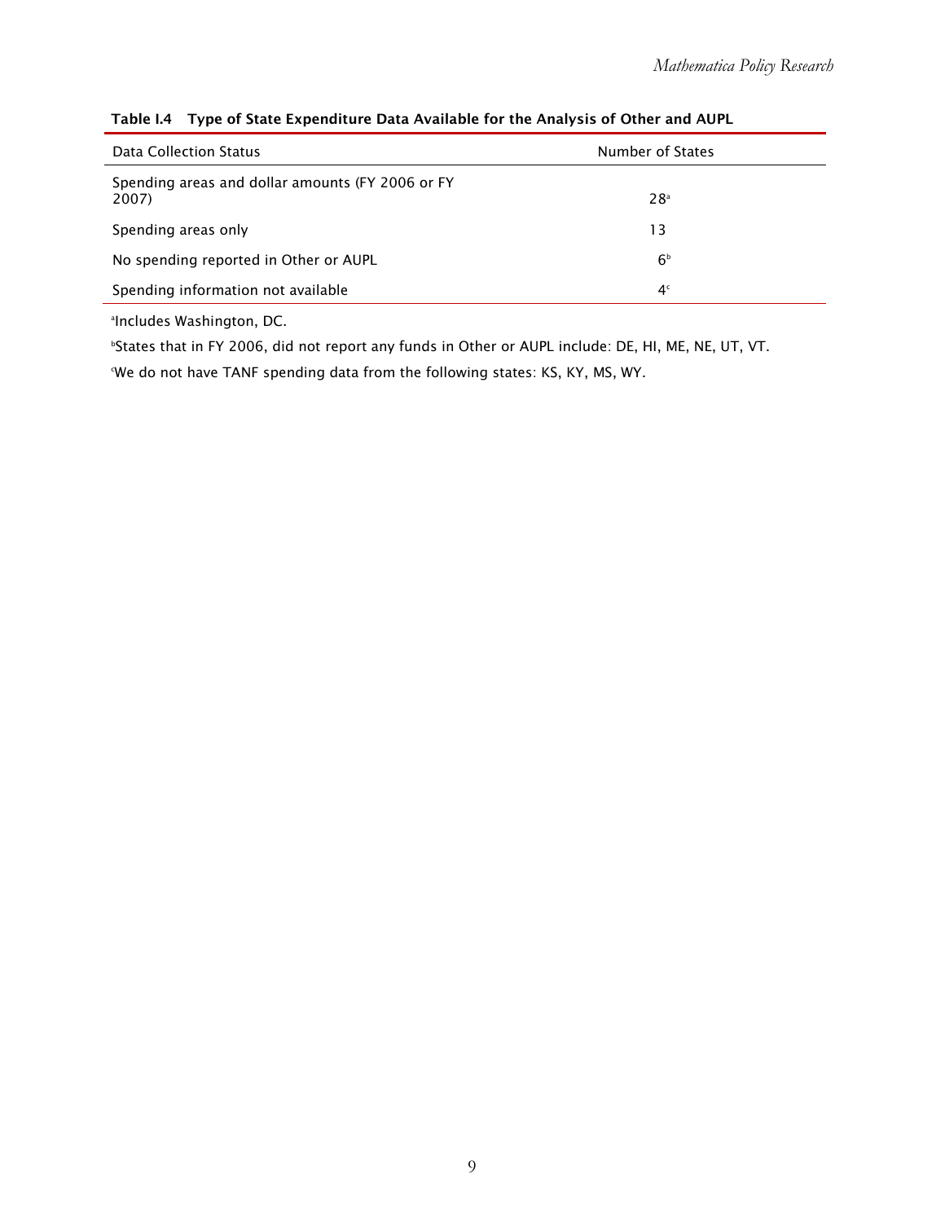**Table I.4 Type of State Expenditure Data Available for the Analysis of Other and AUPL**

| Data Collection Status | Number of States |
|---|---|
| Spending areas and dollar amounts (FY 2006 or FY 2007) | 28[a] |
| Spending areas only | 13 |
| No spending reported in Other or AUPL | 6[b] |
| Spending information not available | 4[c] |

[a]Includes Washington, DC.

[b]States that in FY 2006, did not report any funds in Other or AUPL include: DE, HI, ME, NE, UT, VT.

[c]We do not have TANF spending data from the following states: KS, KY, MS, WY.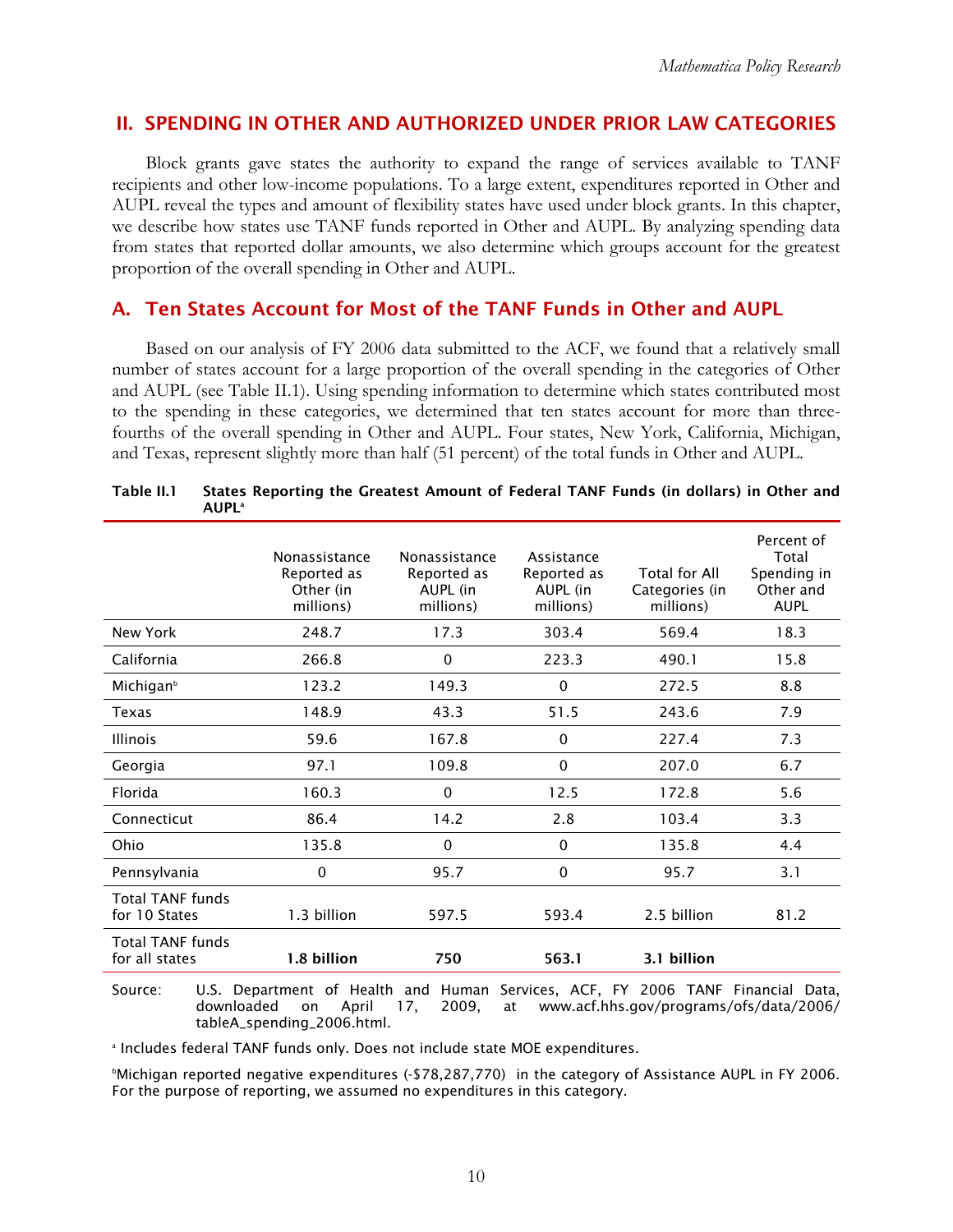## II. SPENDING IN OTHER AND AUTHORIZED UNDER PRIOR LAW CATEGORIES

Block grants gave states the authority to expand the range of services available to TANF recipients and other low-income populations. To a large extent, expenditures reported in Other and AUPL reveal the types and amount of flexibility states have used under block grants. In this chapter, we describe how states use TANF funds reported in Other and AUPL. By analyzing spending data from states that reported dollar amounts, we also determine which groups account for the greatest proportion of the overall spending in Other and AUPL.

### A. Ten States Account for Most of the TANF Funds in Other and AUPL

Based on our analysis of FY 2006 data submitted to the ACF, we found that a relatively small number of states account for a large proportion of the overall spending in the categories of Other and AUPL (see Table II.1). Using spending information to determine which states contributed most to the spending in these categories, we determined that ten states account for more than three-fourths of the overall spending in Other and AUPL. Four states, New York, California, Michigan, and Texas, represent slightly more than half (51 percent) of the total funds in Other and AUPL.

**Table II.1 States Reporting the Greatest Amount of Federal TANF Funds (in dollars) in Other and AUPL[a]**

| | Nonassistance Reported as Other (in millions) | Nonassistance Reported as AUPL (in millions) | Assistance Reported as AUPL (in millions) | Total for All Categories (in millions) | Percent of Total Spending in Other and AUPL |
|---|---|---|---|---|---|
| New York | 248.7 | 17.3 | 303.4 | 569.4 | 18.3 |
| California | 266.8 | 0 | 223.3 | 490.1 | 15.8 |
| Michigan[b] | 123.2 | 149.3 | 0 | 272.5 | 8.8 |
| Texas | 148.9 | 43.3 | 51.5 | 243.6 | 7.9 |
| Illinois | 59.6 | 167.8 | 0 | 227.4 | 7.3 |
| Georgia | 97.1 | 109.8 | 0 | 207.0 | 6.7 |
| Florida | 160.3 | 0 | 12.5 | 172.8 | 5.6 |
| Connecticut | 86.4 | 14.2 | 2.8 | 103.4 | 3.3 |
| Ohio | 135.8 | 0 | 0 | 135.8 | 4.4 |
| Pennsylvania | 0 | 95.7 | 0 | 95.7 | 3.1 |
| Total TANF funds for 10 States | 1.3 billion | 597.5 | 593.4 | 2.5 billion | 81.2 |
| Total TANF funds for all states | **1.8 billion** | **750** | **563.1** | **3.1 billion** | |

Source: U.S. Department of Health and Human Services, ACF, FY 2006 TANF Financial Data, downloaded on April 17, 2009, at www.acf.hhs.gov/programs/ofs/data/2006/tableA_spending_2006.html.

[a] Includes federal TANF funds only. Does not include state MOE expenditures.

[b] Michigan reported negative expenditures (-$78,287,770) in the category of Assistance AUPL in FY 2006. For the purpose of reporting, we assumed no expenditures in this category.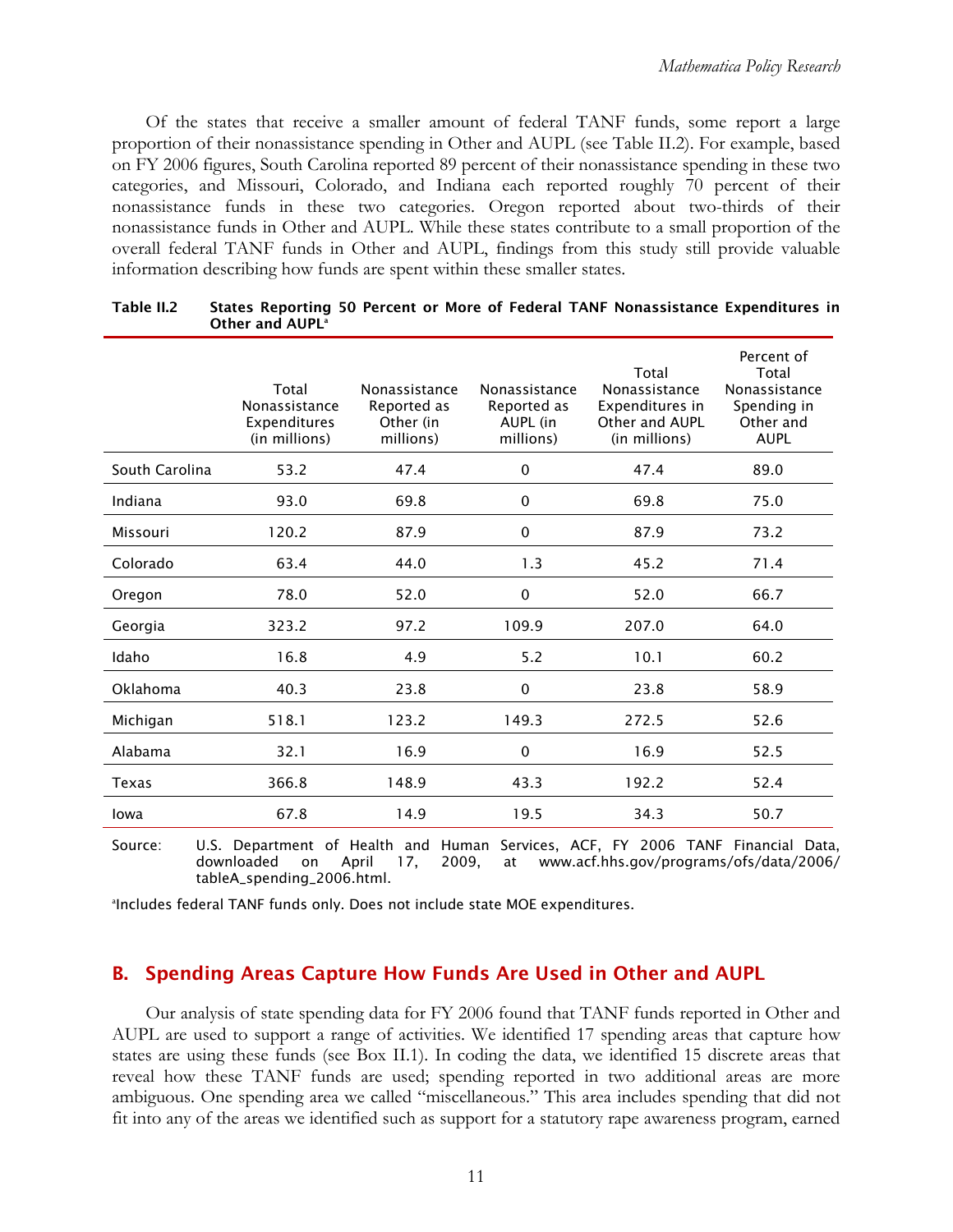Of the states that receive a smaller amount of federal TANF funds, some report a large proportion of their nonassistance spending in Other and AUPL (see Table II.2). For example, based on FY 2006 figures, South Carolina reported 89 percent of their nonassistance spending in these two categories, and Missouri, Colorado, and Indiana each reported roughly 70 percent of their nonassistance funds in these two categories. Oregon reported about two-thirds of their nonassistance funds in Other and AUPL. While these states contribute to a small proportion of the overall federal TANF funds in Other and AUPL, findings from this study still provide valuable information describing how funds are spent within these smaller states.

**Table II.2 States Reporting 50 Percent or More of Federal TANF Nonassistance Expenditures in Other and AUPL[a]**

| | Total Nonassistance Expenditures (in millions) | Nonassistance Reported as Other (in millions) | Nonassistance Reported as AUPL (in millions) | Total Nonassistance Expenditures in Other and AUPL (in millions) | Percent of Total Nonassistance Spending in Other and AUPL |
|---|---|---|---|---|---|
| South Carolina | 53.2 | 47.4 | 0 | 47.4 | 89.0 |
| Indiana | 93.0 | 69.8 | 0 | 69.8 | 75.0 |
| Missouri | 120.2 | 87.9 | 0 | 87.9 | 73.2 |
| Colorado | 63.4 | 44.0 | 1.3 | 45.2 | 71.4 |
| Oregon | 78.0 | 52.0 | 0 | 52.0 | 66.7 |
| Georgia | 323.2 | 97.2 | 109.9 | 207.0 | 64.0 |
| Idaho | 16.8 | 4.9 | 5.2 | 10.1 | 60.2 |
| Oklahoma | 40.3 | 23.8 | 0 | 23.8 | 58.9 |
| Michigan | 518.1 | 123.2 | 149.3 | 272.5 | 52.6 |
| Alabama | 32.1 | 16.9 | 0 | 16.9 | 52.5 |
| Texas | 366.8 | 148.9 | 43.3 | 192.2 | 52.4 |
| Iowa | 67.8 | 14.9 | 19.5 | 34.3 | 50.7 |

Source: U.S. Department of Health and Human Services, ACF, FY 2006 TANF Financial Data, downloaded on April 17, 2009, at www.acf.hhs.gov/programs/ofs/data/2006/tableA_spending_2006.html.

[a]Includes federal TANF funds only. Does not include state MOE expenditures.

## B. Spending Areas Capture How Funds Are Used in Other and AUPL

Our analysis of state spending data for FY 2006 found that TANF funds reported in Other and AUPL are used to support a range of activities. We identified 17 spending areas that capture how states are using these funds (see Box II.1). In coding the data, we identified 15 discrete areas that reveal how these TANF funds are used; spending reported in two additional areas are more ambiguous. One spending area we called "miscellaneous." This area includes spending that did not fit into any of the areas we identified such as support for a statutory rape awareness program, earned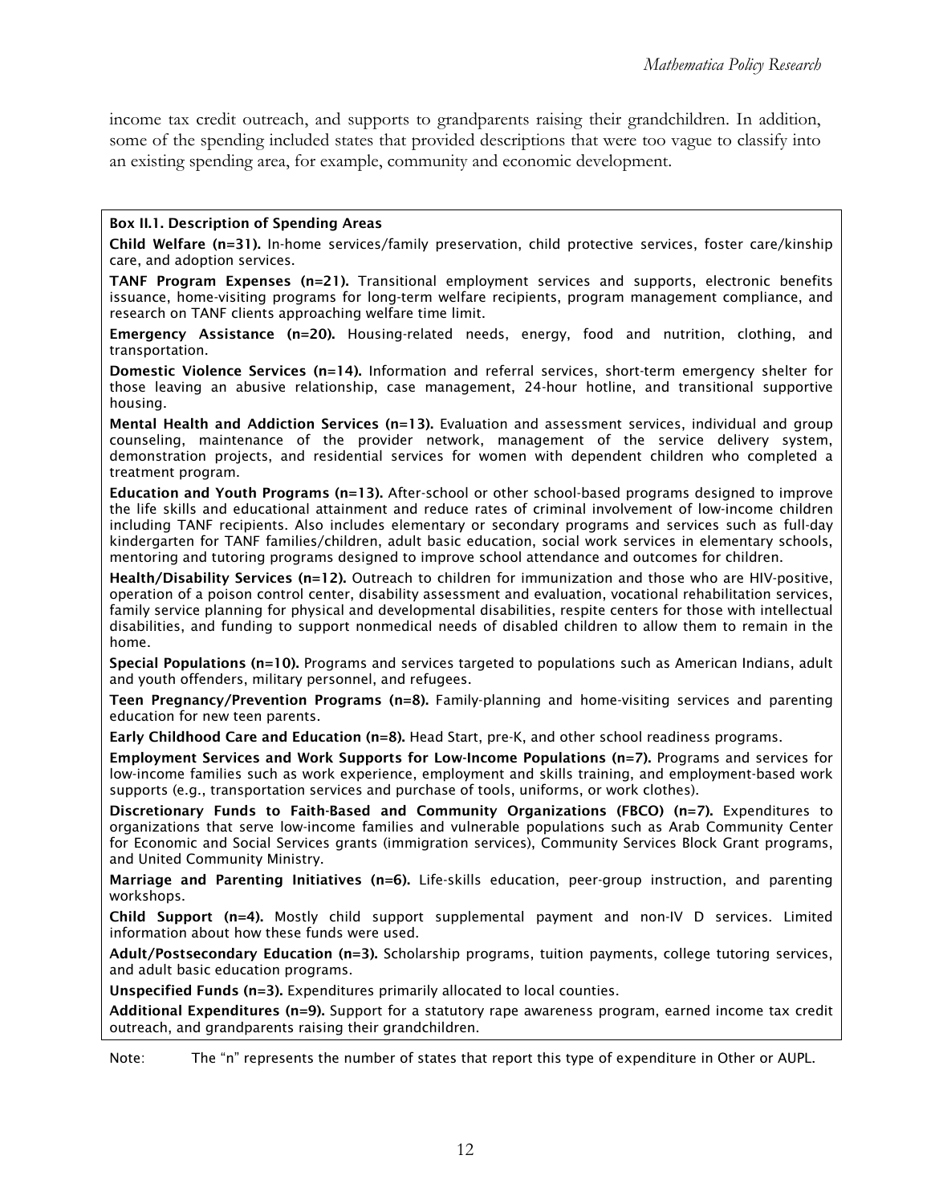income tax credit outreach, and supports to grandparents raising their grandchildren. In addition, some of the spending included states that provided descriptions that were too vague to classify into an existing spending area, for example, community and economic development.

**Box II.1. Description of Spending Areas**

**Child Welfare (n=31).** In-home services/family preservation, child protective services, foster care/kinship care, and adoption services.

**TANF Program Expenses (n=21).** Transitional employment services and supports, electronic benefits issuance, home-visiting programs for long-term welfare recipients, program management compliance, and research on TANF clients approaching welfare time limit.

**Emergency Assistance (n=20).** Housing-related needs, energy, food and nutrition, clothing, and transportation.

**Domestic Violence Services (n=14).** Information and referral services, short-term emergency shelter for those leaving an abusive relationship, case management, 24-hour hotline, and transitional supportive housing.

**Mental Health and Addiction Services (n=13).** Evaluation and assessment services, individual and group counseling, maintenance of the provider network, management of the service delivery system, demonstration projects, and residential services for women with dependent children who completed a treatment program.

**Education and Youth Programs (n=13).** After-school or other school-based programs designed to improve the life skills and educational attainment and reduce rates of criminal involvement of low-income children including TANF recipients. Also includes elementary or secondary programs and services such as full-day kindergarten for TANF families/children, adult basic education, social work services in elementary schools, mentoring and tutoring programs designed to improve school attendance and outcomes for children.

**Health/Disability Services (n=12).** Outreach to children for immunization and those who are HIV-positive, operation of a poison control center, disability assessment and evaluation, vocational rehabilitation services, family service planning for physical and developmental disabilities, respite centers for those with intellectual disabilities, and funding to support nonmedical needs of disabled children to allow them to remain in the home.

**Special Populations (n=10).** Programs and services targeted to populations such as American Indians, adult and youth offenders, military personnel, and refugees.

**Teen Pregnancy/Prevention Programs (n=8).** Family-planning and home-visiting services and parenting education for new teen parents.

**Early Childhood Care and Education (n=8).** Head Start, pre-K, and other school readiness programs.

**Employment Services and Work Supports for Low-Income Populations (n=7).** Programs and services for low-income families such as work experience, employment and skills training, and employment-based work supports (e.g., transportation services and purchase of tools, uniforms, or work clothes).

**Discretionary Funds to Faith-Based and Community Organizations (FBCO) (n=7).** Expenditures to organizations that serve low-income families and vulnerable populations such as Arab Community Center for Economic and Social Services grants (immigration services), Community Services Block Grant programs, and United Community Ministry.

**Marriage and Parenting Initiatives (n=6).** Life-skills education, peer-group instruction, and parenting workshops.

**Child Support (n=4).** Mostly child support supplemental payment and non-IV D services. Limited information about how these funds were used.

**Adult/Postsecondary Education (n=3).** Scholarship programs, tuition payments, college tutoring services, and adult basic education programs.

**Unspecified Funds (n=3).** Expenditures primarily allocated to local counties.

**Additional Expenditures (n=9).** Support for a statutory rape awareness program, earned income tax credit outreach, and grandparents raising their grandchildren.

Note: The "n" represents the number of states that report this type of expenditure in Other or AUPL.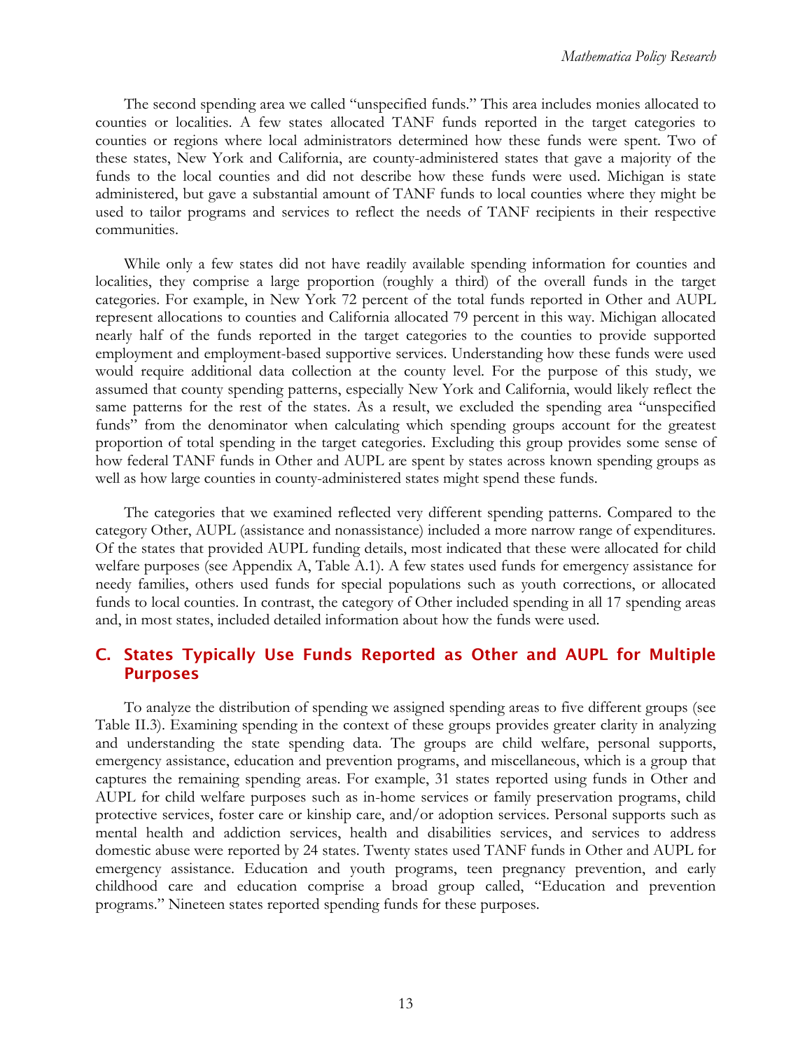The second spending area we called "unspecified funds." This area includes monies allocated to counties or localities. A few states allocated TANF funds reported in the target categories to counties or regions where local administrators determined how these funds were spent. Two of these states, New York and California, are county-administered states that gave a majority of the funds to the local counties and did not describe how these funds were used. Michigan is state administered, but gave a substantial amount of TANF funds to local counties where they might be used to tailor programs and services to reflect the needs of TANF recipients in their respective communities.

While only a few states did not have readily available spending information for counties and localities, they comprise a large proportion (roughly a third) of the overall funds in the target categories. For example, in New York 72 percent of the total funds reported in Other and AUPL represent allocations to counties and California allocated 79 percent in this way. Michigan allocated nearly half of the funds reported in the target categories to the counties to provide supported employment and employment-based supportive services. Understanding how these funds were used would require additional data collection at the county level. For the purpose of this study, we assumed that county spending patterns, especially New York and California, would likely reflect the same patterns for the rest of the states. As a result, we excluded the spending area "unspecified funds" from the denominator when calculating which spending groups account for the greatest proportion of total spending in the target categories. Excluding this group provides some sense of how federal TANF funds in Other and AUPL are spent by states across known spending groups as well as how large counties in county-administered states might spend these funds.

The categories that we examined reflected very different spending patterns. Compared to the category Other, AUPL (assistance and nonassistance) included a more narrow range of expenditures. Of the states that provided AUPL funding details, most indicated that these were allocated for child welfare purposes (see Appendix A, Table A.1). A few states used funds for emergency assistance for needy families, others used funds for special populations such as youth corrections, or allocated funds to local counties. In contrast, the category of Other included spending in all 17 spending areas and, in most states, included detailed information about how the funds were used.

## C. States Typically Use Funds Reported as Other and AUPL for Multiple Purposes

To analyze the distribution of spending we assigned spending areas to five different groups (see Table II.3). Examining spending in the context of these groups provides greater clarity in analyzing and understanding the state spending data. The groups are child welfare, personal supports, emergency assistance, education and prevention programs, and miscellaneous, which is a group that captures the remaining spending areas. For example, 31 states reported using funds in Other and AUPL for child welfare purposes such as in-home services or family preservation programs, child protective services, foster care or kinship care, and/or adoption services. Personal supports such as mental health and addiction services, health and disabilities services, and services to address domestic abuse were reported by 24 states. Twenty states used TANF funds in Other and AUPL for emergency assistance. Education and youth programs, teen pregnancy prevention, and early childhood care and education comprise a broad group called, "Education and prevention programs." Nineteen states reported spending funds for these purposes.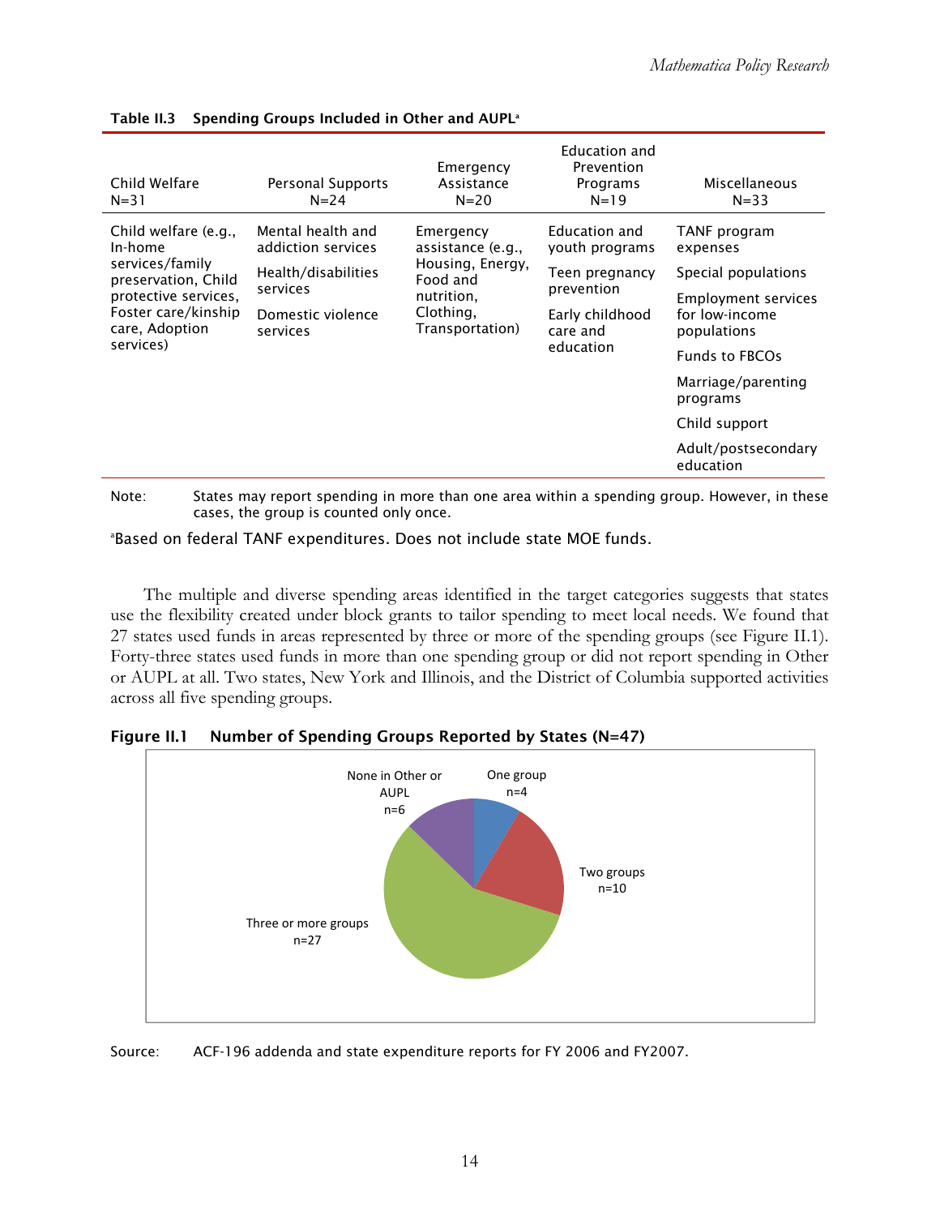**Table II.3 Spending Groups Included in Other and AUPL[a]**

| Child Welfare N=31 | Personal Supports N=24 | Emergency Assistance N=20 | Education and Prevention Programs N=19 | Miscellaneous N=33 |
|---|---|---|---|---|
| Child welfare (e.g., In-home services/family preservation, Child protective services, Foster care/kinship care, Adoption services) | Mental health and addiction services | Emergency assistance (e.g., Housing, Energy, Food and nutrition, Clothing, Transportation) | Education and youth programs | TANF program expenses |
| | Health/disabilities services | | Teen pregnancy prevention | Special populations |
| | Domestic violence services | | Early childhood care and education | Employment services for low-income populations |
| | | | | Funds to FBCOs |
| | | | | Marriage/parenting programs |
| | | | | Child support |
| | | | | Adult/postsecondary education |

Note: States may report spending in more than one area within a spending group. However, in these cases, the group is counted only once.

[a]Based on federal TANF expenditures. Does not include state MOE funds.

The multiple and diverse spending areas identified in the target categories suggests that states use the flexibility created under block grants to tailor spending to meet local needs. We found that 27 states used funds in areas represented by three or more of the spending groups (see Figure II.1). Forty-three states used funds in more than one spending group or did not report spending in Other or AUPL at all. Two states, New York and Illinois, and the District of Columbia supported activities across all five spending groups.

**Figure II.1 Number of Spending Groups Reported by States (N=47)**

| Category | n |
|---|---|
| None in Other or AUPL | 6 |
| One group | 4 |
| Two groups | 10 |
| Three or more groups | 27 |

Source: ACF-196 addenda and state expenditure reports for FY 2006 and FY2007.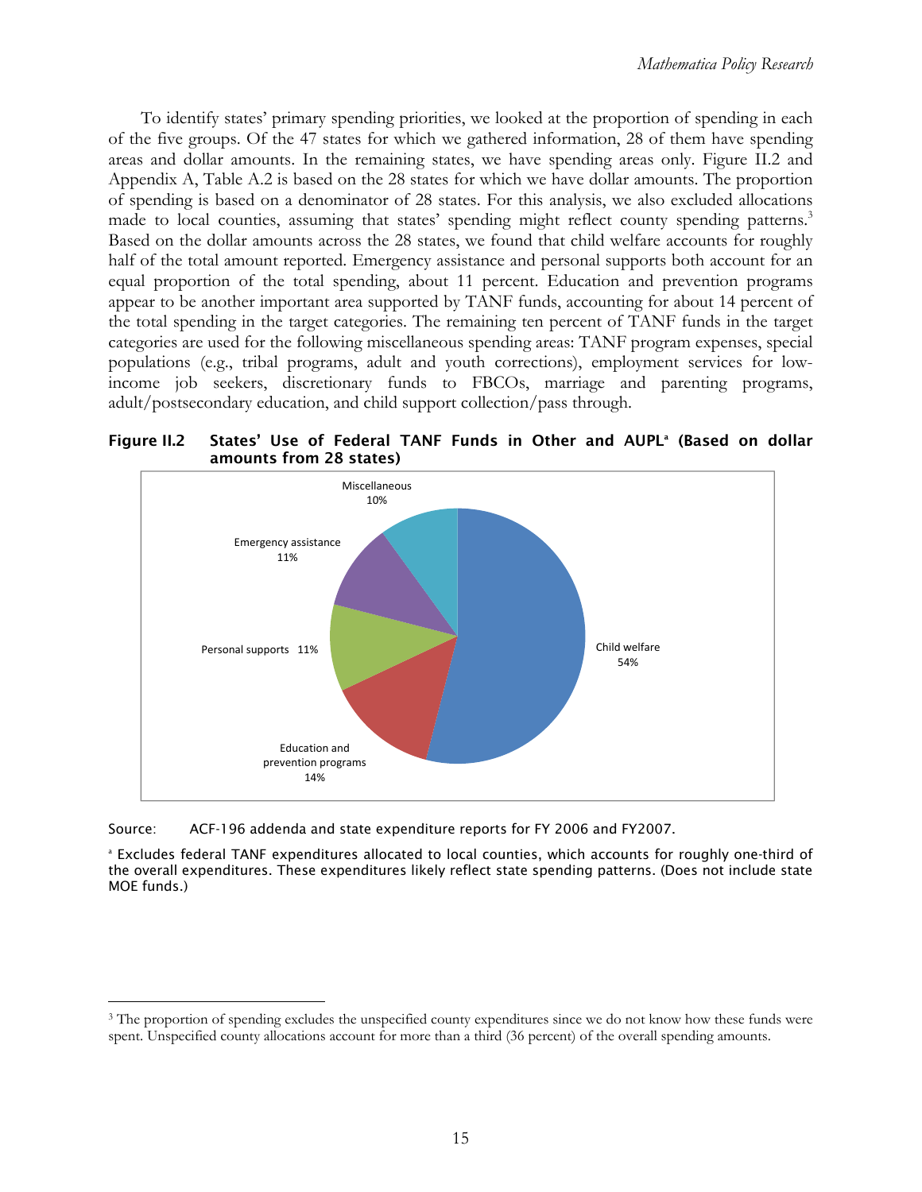To identify states' primary spending priorities, we looked at the proportion of spending in each of the five groups. Of the 47 states for which we gathered information, 28 of them have spending areas and dollar amounts. In the remaining states, we have spending areas only. Figure II.2 and Appendix A, Table A.2 is based on the 28 states for which we have dollar amounts. The proportion of spending is based on a denominator of 28 states. For this analysis, we also excluded allocations made to local counties, assuming that states' spending might reflect county spending patterns.[3] Based on the dollar amounts across the 28 states, we found that child welfare accounts for roughly half of the total amount reported. Emergency assistance and personal supports both account for an equal proportion of the total spending, about 11 percent. Education and prevention programs appear to be another important area supported by TANF funds, accounting for about 14 percent of the total spending in the target categories. The remaining ten percent of TANF funds in the target categories are used for the following miscellaneous spending areas: TANF program expenses, special populations (e.g., tribal programs, adult and youth corrections), employment services for low-income job seekers, discretionary funds to FBCOs, marriage and parenting programs, adult/postsecondary education, and child support collection/pass through.

**Figure II.2 States' Use of Federal TANF Funds in Other and AUPL[a] (Based on dollar amounts from 28 states)**

| Category | Percent |
|---|---|
| Child welfare | 54% |
| Education and prevention programs | 14% |
| Personal supports | 11% |
| Emergency assistance | 11% |
| Miscellaneous | 10% |

Source: ACF-196 addenda and state expenditure reports for FY 2006 and FY2007.

[a] Excludes federal TANF expenditures allocated to local counties, which accounts for roughly one-third of the overall expenditures. These expenditures likely reflect state spending patterns. (Does not include state MOE funds.)

[3] The proportion of spending excludes the unspecified county expenditures since we do not know how these funds were spent. Unspecified county allocations account for more than a third (36 percent) of the overall spending amounts.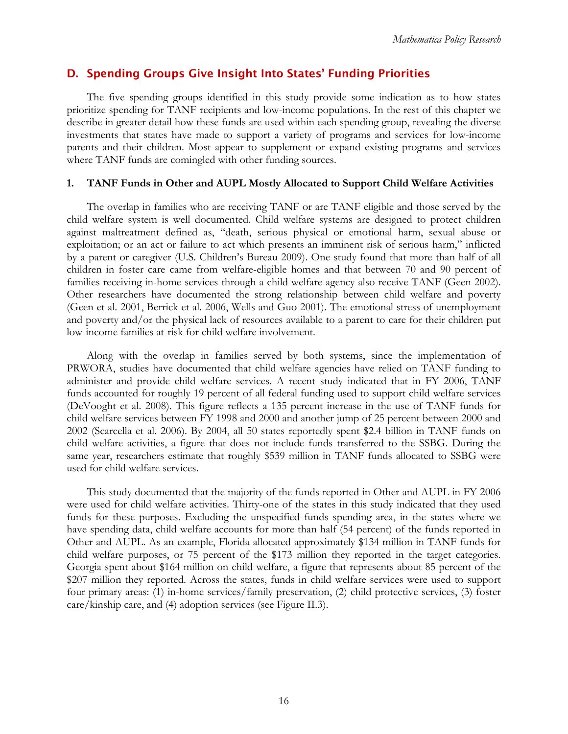## D. Spending Groups Give Insight Into States' Funding Priorities

The five spending groups identified in this study provide some indication as to how states prioritize spending for TANF recipients and low-income populations. In the rest of this chapter we describe in greater detail how these funds are used within each spending group, revealing the diverse investments that states have made to support a variety of programs and services for low-income parents and their children. Most appear to supplement or expand existing programs and services where TANF funds are comingled with other funding sources.

### 1. TANF Funds in Other and AUPL Mostly Allocated to Support Child Welfare Activities

The overlap in families who are receiving TANF or are TANF eligible and those served by the child welfare system is well documented. Child welfare systems are designed to protect children against maltreatment defined as, "death, serious physical or emotional harm, sexual abuse or exploitation; or an act or failure to act which presents an imminent risk of serious harm," inflicted by a parent or caregiver (U.S. Children's Bureau 2009). One study found that more than half of all children in foster care came from welfare-eligible homes and that between 70 and 90 percent of families receiving in-home services through a child welfare agency also receive TANF (Geen 2002). Other researchers have documented the strong relationship between child welfare and poverty (Geen et al. 2001, Berrick et al. 2006, Wells and Guo 2001). The emotional stress of unemployment and poverty and/or the physical lack of resources available to a parent to care for their children put low-income families at-risk for child welfare involvement.

Along with the overlap in families served by both systems, since the implementation of PRWORA, studies have documented that child welfare agencies have relied on TANF funding to administer and provide child welfare services. A recent study indicated that in FY 2006, TANF funds accounted for roughly 19 percent of all federal funding used to support child welfare services (DeVooght et al. 2008). This figure reflects a 135 percent increase in the use of TANF funds for child welfare services between FY 1998 and 2000 and another jump of 25 percent between 2000 and 2002 (Scarcella et al. 2006). By 2004, all 50 states reportedly spent $2.4 billion in TANF funds on child welfare activities, a figure that does not include funds transferred to the SSBG. During the same year, researchers estimate that roughly $539 million in TANF funds allocated to SSBG were used for child welfare services.

This study documented that the majority of the funds reported in Other and AUPL in FY 2006 were used for child welfare activities. Thirty-one of the states in this study indicated that they used funds for these purposes. Excluding the unspecified funds spending area, in the states where we have spending data, child welfare accounts for more than half (54 percent) of the funds reported in Other and AUPL. As an example, Florida allocated approximately $134 million in TANF funds for child welfare purposes, or 75 percent of the $173 million they reported in the target categories. Georgia spent about $164 million on child welfare, a figure that represents about 85 percent of the $207 million they reported. Across the states, funds in child welfare services were used to support four primary areas: (1) in-home services/family preservation, (2) child protective services, (3) foster care/kinship care, and (4) adoption services (see Figure II.3).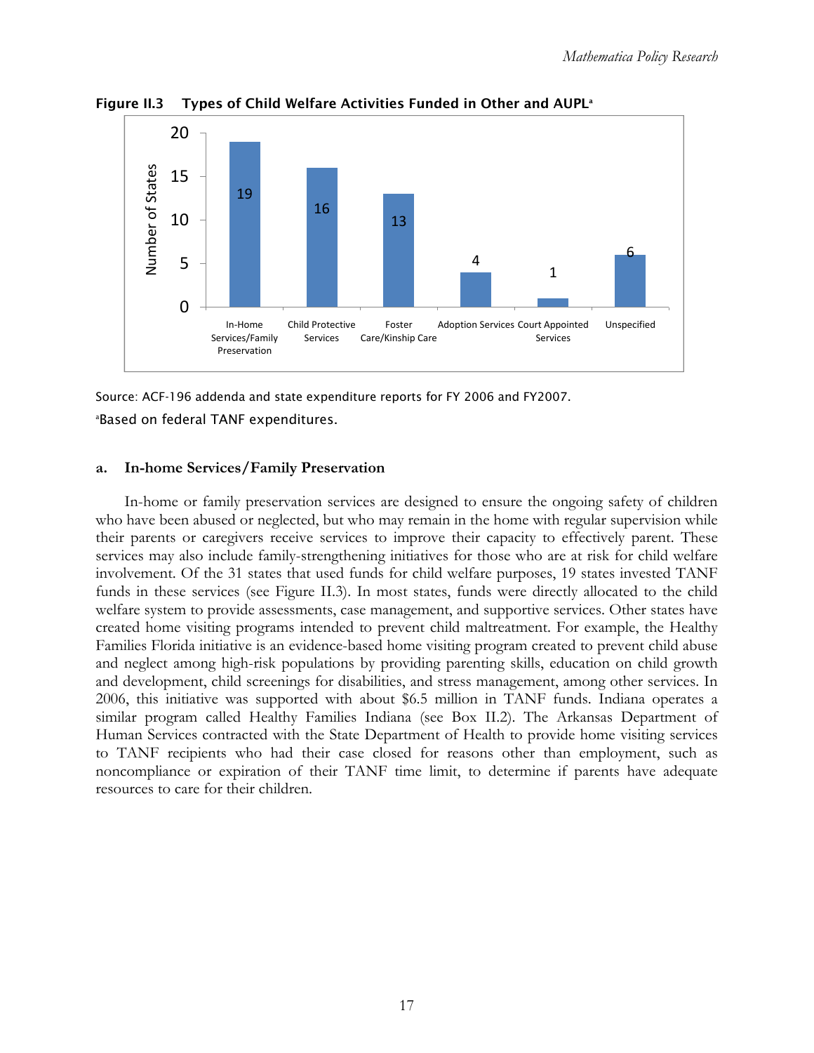**Figure II.3 Types of Child Welfare Activities Funded in Other and AUPL[a]**

| Activity | Number of States |
|---|---|
| In-Home Services/Family Preservation | 19 |
| Child Protective Services | 16 |
| Foster Care/Kinship Care | 13 |
| Adoption Services | 4 |
| Court Appointed Services | 1 |
| Unspecified | 6 |

Source: ACF-196 addenda and state expenditure reports for FY 2006 and FY2007.

[a]Based on federal TANF expenditures.

### a. In-home Services/Family Preservation

In-home or family preservation services are designed to ensure the ongoing safety of children who have been abused or neglected, but who may remain in the home with regular supervision while their parents or caregivers receive services to improve their capacity to effectively parent. These services may also include family-strengthening initiatives for those who are at risk for child welfare involvement. Of the 31 states that used funds for child welfare purposes, 19 states invested TANF funds in these services (see Figure II.3). In most states, funds were directly allocated to the child welfare system to provide assessments, case management, and supportive services. Other states have created home visiting programs intended to prevent child maltreatment. For example, the Healthy Families Florida initiative is an evidence-based home visiting program created to prevent child abuse and neglect among high-risk populations by providing parenting skills, education on child growth and development, child screenings for disabilities, and stress management, among other services. In 2006, this initiative was supported with about $6.5 million in TANF funds. Indiana operates a similar program called Healthy Families Indiana (see Box II.2). The Arkansas Department of Human Services contracted with the State Department of Health to provide home visiting services to TANF recipients who had their case closed for reasons other than employment, such as noncompliance or expiration of their TANF time limit, to determine if parents have adequate resources to care for their children.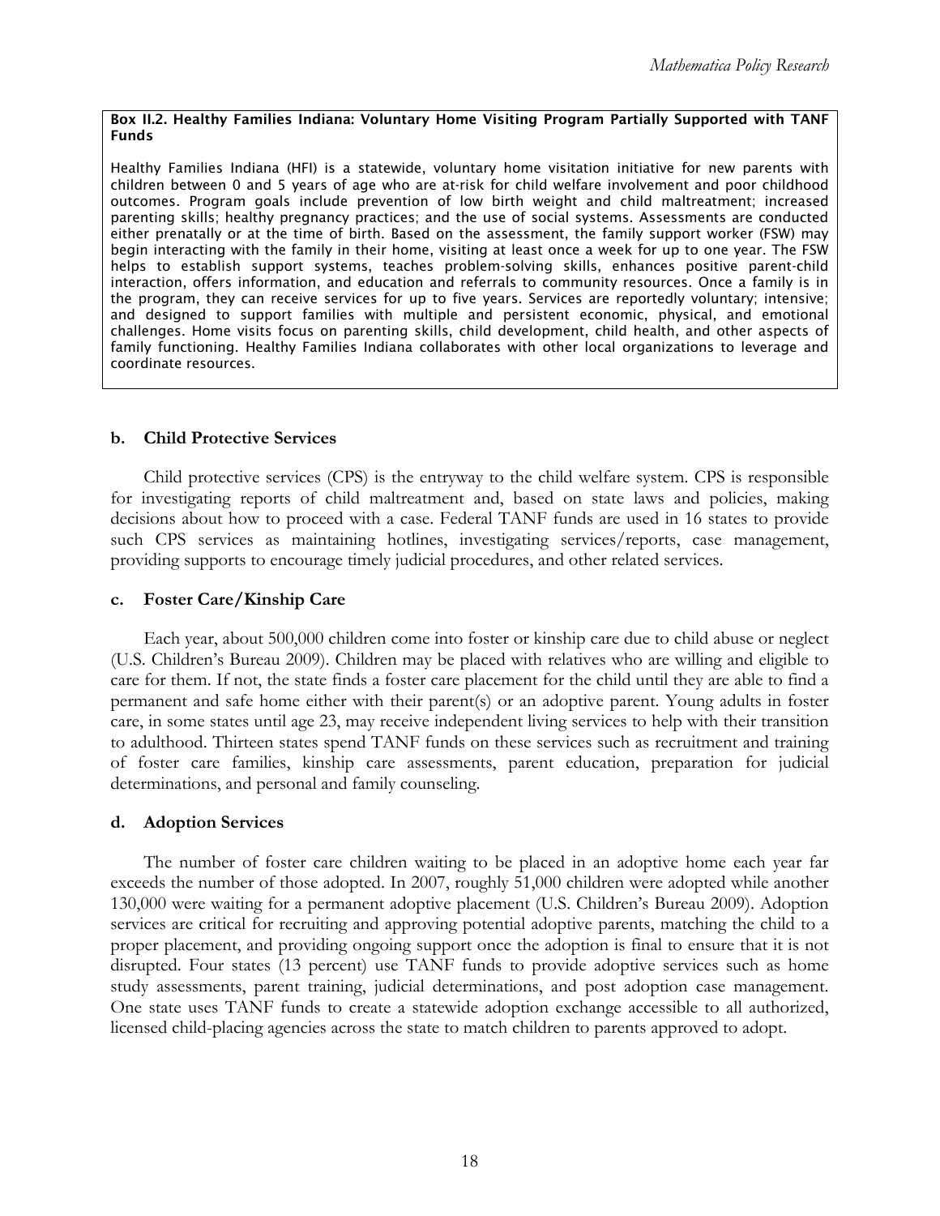**Box II.2. Healthy Families Indiana: Voluntary Home Visiting Program Partially Supported with TANF Funds**

Healthy Families Indiana (HFI) is a statewide, voluntary home visitation initiative for new parents with children between 0 and 5 years of age who are at-risk for child welfare involvement and poor childhood outcomes. Program goals include prevention of low birth weight and child maltreatment; increased parenting skills; healthy pregnancy practices; and the use of social systems. Assessments are conducted either prenatally or at the time of birth. Based on the assessment, the family support worker (FSW) may begin interacting with the family in their home, visiting at least once a week for up to one year. The FSW helps to establish support systems, teaches problem-solving skills, enhances positive parent-child interaction, offers information, and education and referrals to community resources. Once a family is in the program, they can receive services for up to five years. Services are reportedly voluntary; intensive; and designed to support families with multiple and persistent economic, physical, and emotional challenges. Home visits focus on parenting skills, child development, child health, and other aspects of family functioning. Healthy Families Indiana collaborates with other local organizations to leverage and coordinate resources.

### b. Child Protective Services

Child protective services (CPS) is the entryway to the child welfare system. CPS is responsible for investigating reports of child maltreatment and, based on state laws and policies, making decisions about how to proceed with a case. Federal TANF funds are used in 16 states to provide such CPS services as maintaining hotlines, investigating services/reports, case management, providing supports to encourage timely judicial procedures, and other related services.

### c. Foster Care/Kinship Care

Each year, about 500,000 children come into foster or kinship care due to child abuse or neglect (U.S. Children's Bureau 2009). Children may be placed with relatives who are willing and eligible to care for them. If not, the state finds a foster care placement for the child until they are able to find a permanent and safe home either with their parent(s) or an adoptive parent. Young adults in foster care, in some states until age 23, may receive independent living services to help with their transition to adulthood. Thirteen states spend TANF funds on these services such as recruitment and training of foster care families, kinship care assessments, parent education, preparation for judicial determinations, and personal and family counseling.

### d. Adoption Services

The number of foster care children waiting to be placed in an adoptive home each year far exceeds the number of those adopted. In 2007, roughly 51,000 children were adopted while another 130,000 were waiting for a permanent adoptive placement (U.S. Children's Bureau 2009). Adoption services are critical for recruiting and approving potential adoptive parents, matching the child to a proper placement, and providing ongoing support once the adoption is final to ensure that it is not disrupted. Four states (13 percent) use TANF funds to provide adoptive services such as home study assessments, parent training, judicial determinations, and post adoption case management. One state uses TANF funds to create a statewide adoption exchange accessible to all authorized, licensed child-placing agencies across the state to match children to parents approved to adopt.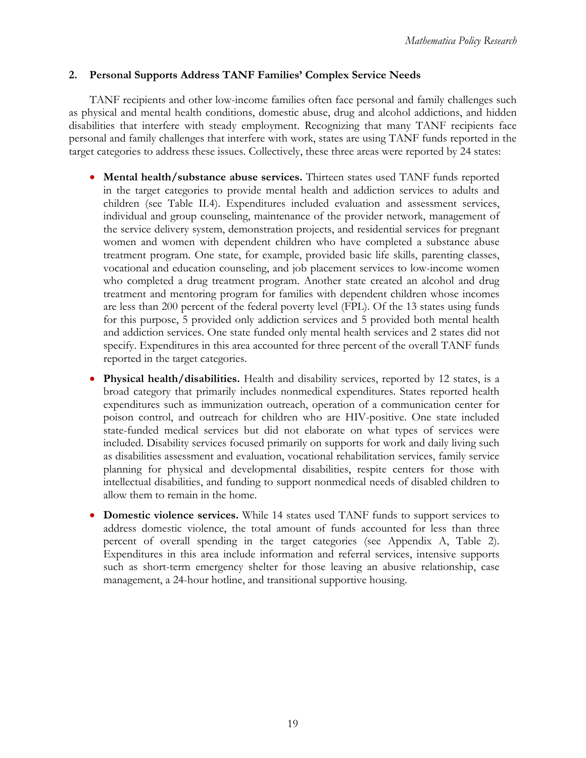### 2. Personal Supports Address TANF Families' Complex Service Needs

TANF recipients and other low-income families often face personal and family challenges such as physical and mental health conditions, domestic abuse, drug and alcohol addictions, and hidden disabilities that interfere with steady employment. Recognizing that many TANF recipients face personal and family challenges that interfere with work, states are using TANF funds reported in the target categories to address these issues. Collectively, these three areas were reported by 24 states:

- **Mental health/substance abuse services.** Thirteen states used TANF funds reported in the target categories to provide mental health and addiction services to adults and children (see Table II.4). Expenditures included evaluation and assessment services, individual and group counseling, maintenance of the provider network, management of the service delivery system, demonstration projects, and residential services for pregnant women and women with dependent children who have completed a substance abuse treatment program. One state, for example, provided basic life skills, parenting classes, vocational and education counseling, and job placement services to low-income women who completed a drug treatment program. Another state created an alcohol and drug treatment and mentoring program for families with dependent children whose incomes are less than 200 percent of the federal poverty level (FPL). Of the 13 states using funds for this purpose, 5 provided only addiction services and 5 provided both mental health and addiction services. One state funded only mental health services and 2 states did not specify. Expenditures in this area accounted for three percent of the overall TANF funds reported in the target categories.

- **Physical health/disabilities.** Health and disability services, reported by 12 states, is a broad category that primarily includes nonmedical expenditures. States reported health expenditures such as immunization outreach, operation of a communication center for poison control, and outreach for children who are HIV-positive. One state included state-funded medical services but did not elaborate on what types of services were included. Disability services focused primarily on supports for work and daily living such as disabilities assessment and evaluation, vocational rehabilitation services, family service planning for physical and developmental disabilities, respite centers for those with intellectual disabilities, and funding to support nonmedical needs of disabled children to allow them to remain in the home.

- **Domestic violence services.** While 14 states used TANF funds to support services to address domestic violence, the total amount of funds accounted for less than three percent of overall spending in the target categories (see Appendix A, Table 2). Expenditures in this area include information and referral services, intensive supports such as short-term emergency shelter for those leaving an abusive relationship, case management, a 24-hour hotline, and transitional supportive housing.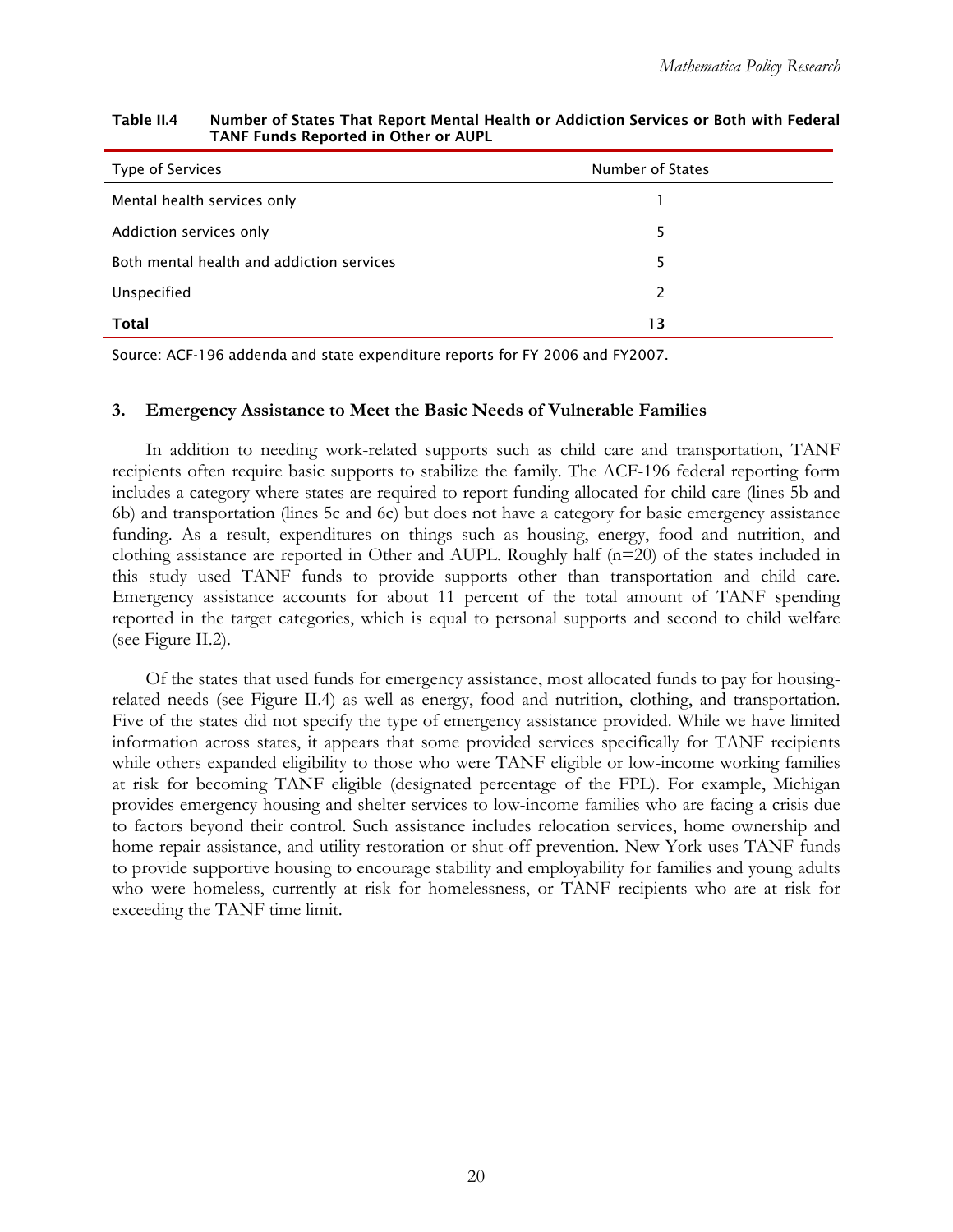**Table II.4 Number of States That Report Mental Health or Addiction Services or Both with Federal TANF Funds Reported in Other or AUPL**

| Type of Services | Number of States |
|---|---|
| Mental health services only | 1 |
| Addiction services only | 5 |
| Both mental health and addiction services | 5 |
| Unspecified | 2 |
| **Total** | **13** |

Source: ACF-196 addenda and state expenditure reports for FY 2006 and FY2007.

### 3. Emergency Assistance to Meet the Basic Needs of Vulnerable Families

In addition to needing work-related supports such as child care and transportation, TANF recipients often require basic supports to stabilize the family. The ACF-196 federal reporting form includes a category where states are required to report funding allocated for child care (lines 5b and 6b) and transportation (lines 5c and 6c) but does not have a category for basic emergency assistance funding. As a result, expenditures on things such as housing, energy, food and nutrition, and clothing assistance are reported in Other and AUPL. Roughly half (n=20) of the states included in this study used TANF funds to provide supports other than transportation and child care. Emergency assistance accounts for about 11 percent of the total amount of TANF spending reported in the target categories, which is equal to personal supports and second to child welfare (see Figure II.2).

Of the states that used funds for emergency assistance, most allocated funds to pay for housing-related needs (see Figure II.4) as well as energy, food and nutrition, clothing, and transportation. Five of the states did not specify the type of emergency assistance provided. While we have limited information across states, it appears that some provided services specifically for TANF recipients while others expanded eligibility to those who were TANF eligible or low-income working families at risk for becoming TANF eligible (designated percentage of the FPL). For example, Michigan provides emergency housing and shelter services to low-income families who are facing a crisis due to factors beyond their control. Such assistance includes relocation services, home ownership and home repair assistance, and utility restoration or shut-off prevention. New York uses TANF funds to provide supportive housing to encourage stability and employability for families and young adults who were homeless, currently at risk for homelessness, or TANF recipients who are at risk for exceeding the TANF time limit.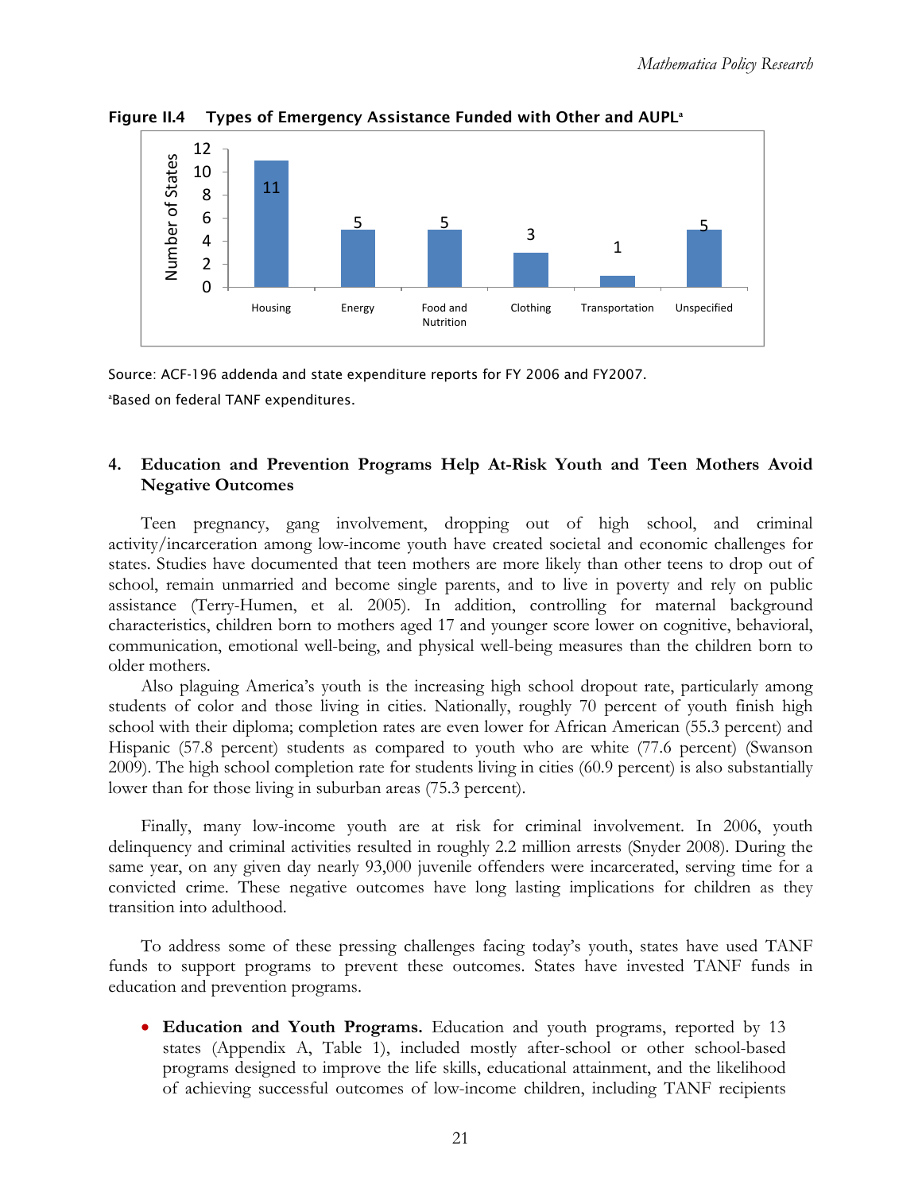**Figure II.4 Types of Emergency Assistance Funded with Other and AUPL[a]**

| Type | Number of States |
| --- | --- |
| Housing | 11 |
| Energy | 5 |
| Food and Nutrition | 5 |
| Clothing | 3 |
| Transportation | 1 |
| Unspecified | 5 |

Source: ACF-196 addenda and state expenditure reports for FY 2006 and FY2007.

[a]Based on federal TANF expenditures.

### 4. Education and Prevention Programs Help At-Risk Youth and Teen Mothers Avoid Negative Outcomes

Teen pregnancy, gang involvement, dropping out of high school, and criminal activity/incarceration among low-income youth have created societal and economic challenges for states. Studies have documented that teen mothers are more likely than other teens to drop out of school, remain unmarried and become single parents, and to live in poverty and rely on public assistance (Terry-Humen, et al. 2005). In addition, controlling for maternal background characteristics, children born to mothers aged 17 and younger score lower on cognitive, behavioral, communication, emotional well-being, and physical well-being measures than the children born to older mothers.

Also plaguing America's youth is the increasing high school dropout rate, particularly among students of color and those living in cities. Nationally, roughly 70 percent of youth finish high school with their diploma; completion rates are even lower for African American (55.3 percent) and Hispanic (57.8 percent) students as compared to youth who are white (77.6 percent) (Swanson 2009). The high school completion rate for students living in cities (60.9 percent) is also substantially lower than for those living in suburban areas (75.3 percent).

Finally, many low-income youth are at risk for criminal involvement. In 2006, youth delinquency and criminal activities resulted in roughly 2.2 million arrests (Snyder 2008). During the same year, on any given day nearly 93,000 juvenile offenders were incarcerated, serving time for a convicted crime. These negative outcomes have long lasting implications for children as they transition into adulthood.

To address some of these pressing challenges facing today's youth, states have used TANF funds to support programs to prevent these outcomes. States have invested TANF funds in education and prevention programs.

- **Education and Youth Programs.** Education and youth programs, reported by 13 states (Appendix A, Table 1), included mostly after-school or other school-based programs designed to improve the life skills, educational attainment, and the likelihood of achieving successful outcomes of low-income children, including TANF recipients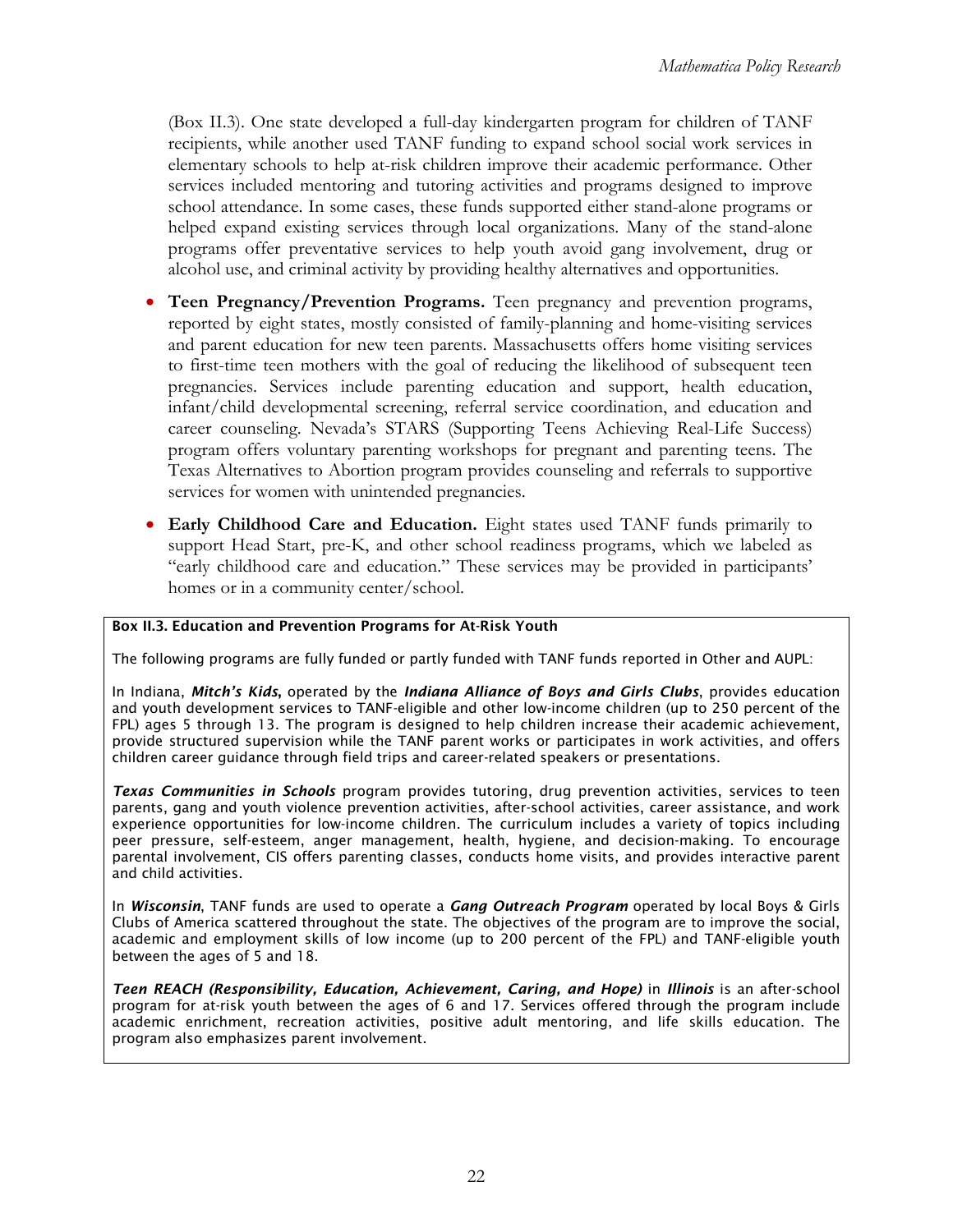(Box II.3). One state developed a full-day kindergarten program for children of TANF recipients, while another used TANF funding to expand school social work services in elementary schools to help at-risk children improve their academic performance. Other services included mentoring and tutoring activities and programs designed to improve school attendance. In some cases, these funds supported either stand-alone programs or helped expand existing services through local organizations. Many of the stand-alone programs offer preventative services to help youth avoid gang involvement, drug or alcohol use, and criminal activity by providing healthy alternatives and opportunities.

- **Teen Pregnancy/Prevention Programs.** Teen pregnancy and prevention programs, reported by eight states, mostly consisted of family-planning and home-visiting services and parent education for new teen parents. Massachusetts offers home visiting services to first-time teen mothers with the goal of reducing the likelihood of subsequent teen pregnancies. Services include parenting education and support, health education, infant/child developmental screening, referral service coordination, and education and career counseling. Nevada's STARS (Supporting Teens Achieving Real-Life Success) program offers voluntary parenting workshops for pregnant and parenting teens. The Texas Alternatives to Abortion program provides counseling and referrals to supportive services for women with unintended pregnancies.

- **Early Childhood Care and Education.** Eight states used TANF funds primarily to support Head Start, pre-K, and other school readiness programs, which we labeled as "early childhood care and education." These services may be provided in participants' homes or in a community center/school.

**Box II.3. Education and Prevention Programs for At-Risk Youth**

The following programs are fully funded or partly funded with TANF funds reported in Other and AUPL:

In Indiana, ***Mitch's Kids***, operated by the ***Indiana Alliance of Boys and Girls Clubs***, provides education and youth development services to TANF-eligible and other low-income children (up to 250 percent of the FPL) ages 5 through 13. The program is designed to help children increase their academic achievement, provide structured supervision while the TANF parent works or participates in work activities, and offers children career guidance through field trips and career-related speakers or presentations.

***Texas Communities in Schools*** program provides tutoring, drug prevention activities, services to teen parents, gang and youth violence prevention activities, after-school activities, career assistance, and work experience opportunities for low-income children. The curriculum includes a variety of topics including peer pressure, self-esteem, anger management, health, hygiene, and decision-making. To encourage parental involvement, CIS offers parenting classes, conducts home visits, and provides interactive parent and child activities.

In ***Wisconsin***, TANF funds are used to operate a ***Gang Outreach Program*** operated by local Boys & Girls Clubs of America scattered throughout the state. The objectives of the program are to improve the social, academic and employment skills of low income (up to 200 percent of the FPL) and TANF-eligible youth between the ages of 5 and 18.

***Teen REACH (Responsibility, Education, Achievement, Caring, and Hope)*** in ***Illinois*** is an after-school program for at-risk youth between the ages of 6 and 17. Services offered through the program include academic enrichment, recreation activities, positive adult mentoring, and life skills education. The program also emphasizes parent involvement.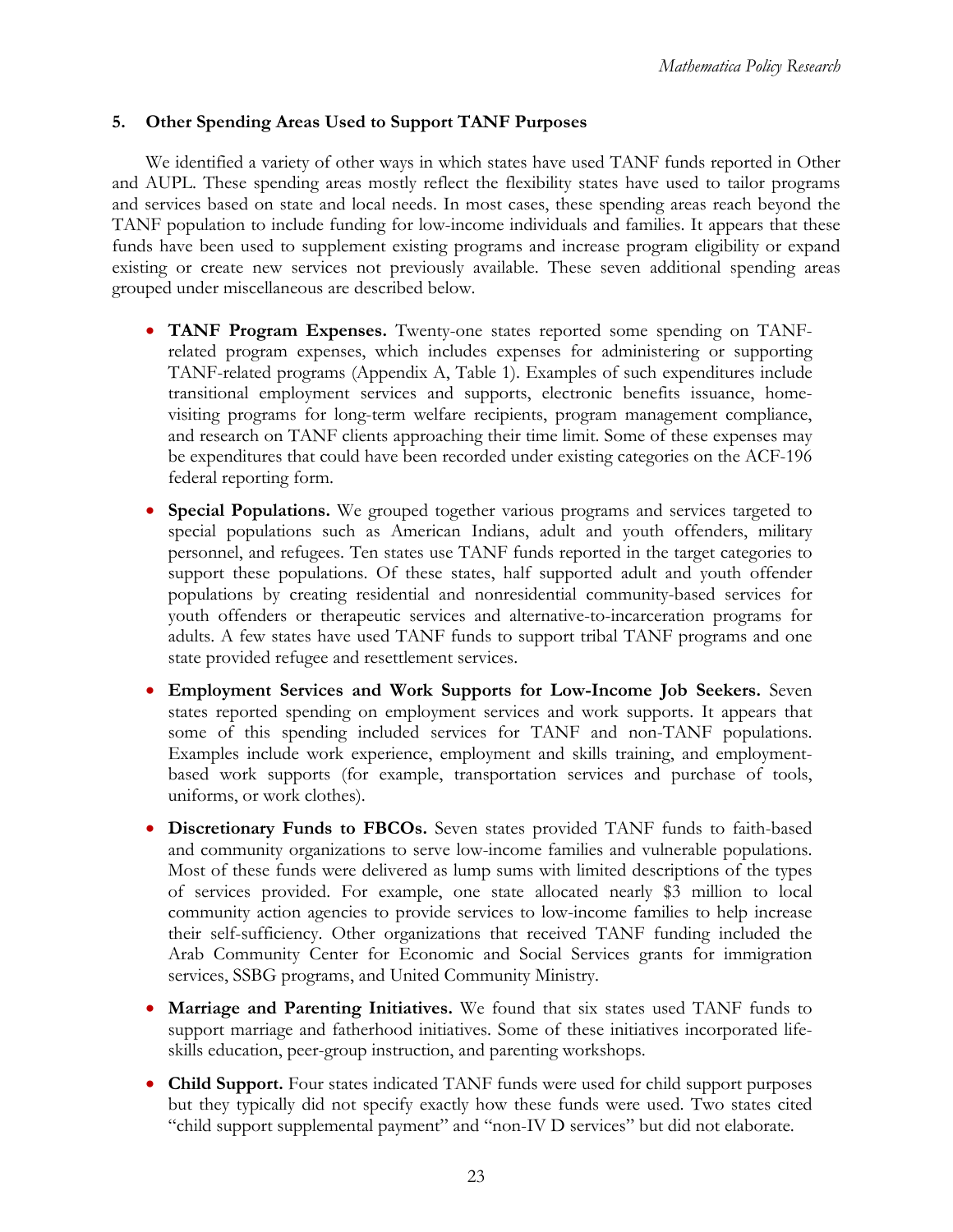### 5. Other Spending Areas Used to Support TANF Purposes

We identified a variety of other ways in which states have used TANF funds reported in Other and AUPL. These spending areas mostly reflect the flexibility states have used to tailor programs and services based on state and local needs. In most cases, these spending areas reach beyond the TANF population to include funding for low-income individuals and families. It appears that these funds have been used to supplement existing programs and increase program eligibility or expand existing or create new services not previously available. These seven additional spending areas grouped under miscellaneous are described below.

- **TANF Program Expenses.** Twenty-one states reported some spending on TANF-related program expenses, which includes expenses for administering or supporting TANF-related programs (Appendix A, Table 1). Examples of such expenditures include transitional employment services and supports, electronic benefits issuance, home-visiting programs for long-term welfare recipients, program management compliance, and research on TANF clients approaching their time limit. Some of these expenses may be expenditures that could have been recorded under existing categories on the ACF-196 federal reporting form.

- **Special Populations.** We grouped together various programs and services targeted to special populations such as American Indians, adult and youth offenders, military personnel, and refugees. Ten states use TANF funds reported in the target categories to support these populations. Of these states, half supported adult and youth offender populations by creating residential and nonresidential community-based services for youth offenders or therapeutic services and alternative-to-incarceration programs for adults. A few states have used TANF funds to support tribal TANF programs and one state provided refugee and resettlement services.

- **Employment Services and Work Supports for Low-Income Job Seekers.** Seven states reported spending on employment services and work supports. It appears that some of this spending included services for TANF and non-TANF populations. Examples include work experience, employment and skills training, and employment-based work supports (for example, transportation services and purchase of tools, uniforms, or work clothes).

- **Discretionary Funds to FBCOs.** Seven states provided TANF funds to faith-based and community organizations to serve low-income families and vulnerable populations. Most of these funds were delivered as lump sums with limited descriptions of the types of services provided. For example, one state allocated nearly $3 million to local community action agencies to provide services to low-income families to help increase their self-sufficiency. Other organizations that received TANF funding included the Arab Community Center for Economic and Social Services grants for immigration services, SSBG programs, and United Community Ministry.

- **Marriage and Parenting Initiatives.** We found that six states used TANF funds to support marriage and fatherhood initiatives. Some of these initiatives incorporated life-skills education, peer-group instruction, and parenting workshops.

- **Child Support.** Four states indicated TANF funds were used for child support purposes but they typically did not specify exactly how these funds were used. Two states cited "child support supplemental payment" and "non-IV D services" but did not elaborate.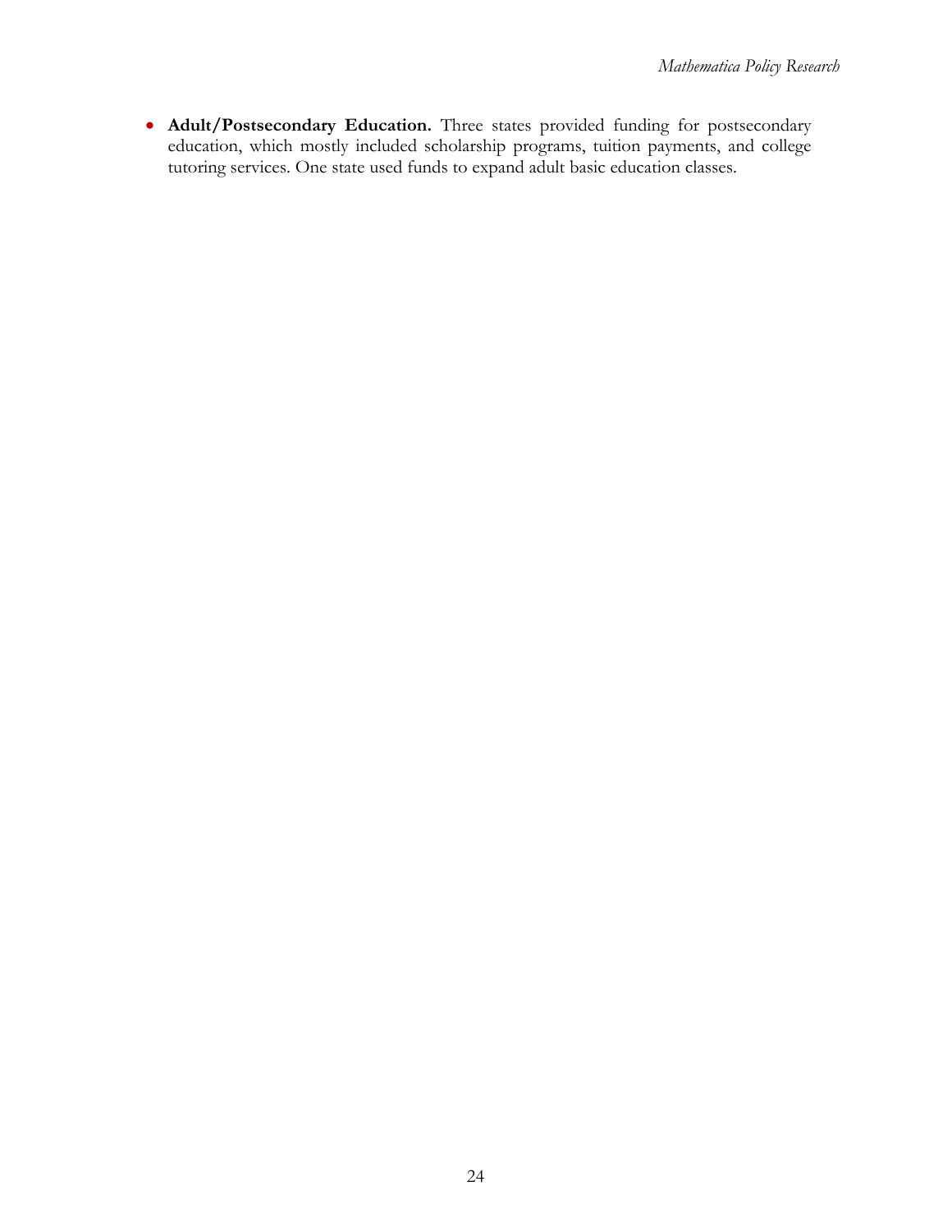- **Adult/Postsecondary Education.** Three states provided funding for postsecondary education, which mostly included scholarship programs, tuition payments, and college tutoring services. One state used funds to expand adult basic education classes.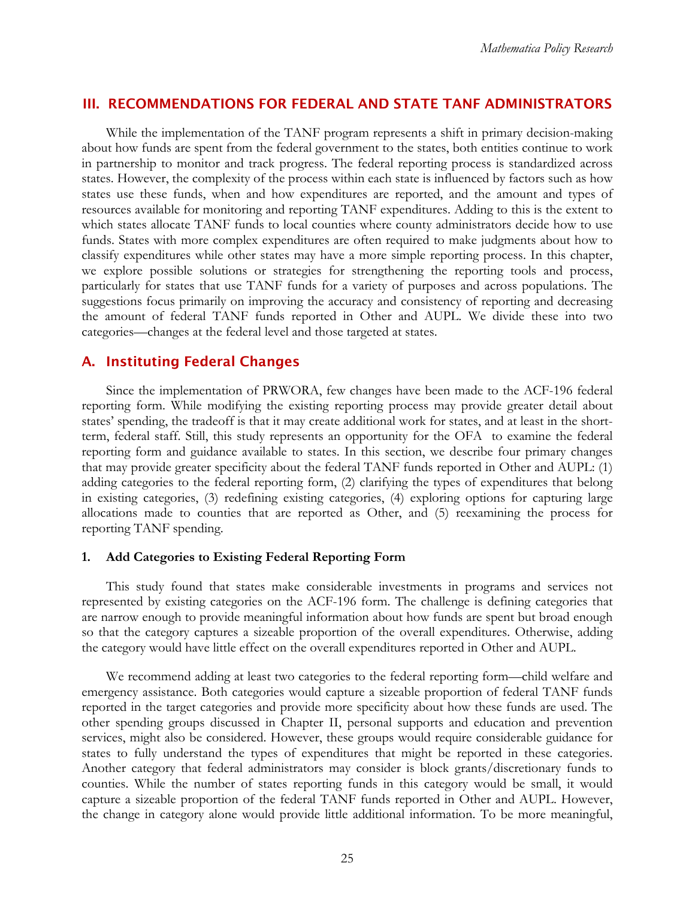## III. RECOMMENDATIONS FOR FEDERAL AND STATE TANF ADMINISTRATORS

While the implementation of the TANF program represents a shift in primary decision-making about how funds are spent from the federal government to the states, both entities continue to work in partnership to monitor and track progress. The federal reporting process is standardized across states. However, the complexity of the process within each state is influenced by factors such as how states use these funds, when and how expenditures are reported, and the amount and types of resources available for monitoring and reporting TANF expenditures. Adding to this is the extent to which states allocate TANF funds to local counties where county administrators decide how to use funds. States with more complex expenditures are often required to make judgments about how to classify expenditures while other states may have a more simple reporting process. In this chapter, we explore possible solutions or strategies for strengthening the reporting tools and process, particularly for states that use TANF funds for a variety of purposes and across populations. The suggestions focus primarily on improving the accuracy and consistency of reporting and decreasing the amount of federal TANF funds reported in Other and AUPL. We divide these into two categories—changes at the federal level and those targeted at states.

### A. Instituting Federal Changes

Since the implementation of PRWORA, few changes have been made to the ACF-196 federal reporting form. While modifying the existing reporting process may provide greater detail about states' spending, the tradeoff is that it may create additional work for states, and at least in the short-term, federal staff. Still, this study represents an opportunity for the OFA to examine the federal reporting form and guidance available to states. In this section, we describe four primary changes that may provide greater specificity about the federal TANF funds reported in Other and AUPL: (1) adding categories to the federal reporting form, (2) clarifying the types of expenditures that belong in existing categories, (3) redefining existing categories, (4) exploring options for capturing large allocations made to counties that are reported as Other, and (5) reexamining the process for reporting TANF spending.

#### 1. Add Categories to Existing Federal Reporting Form

This study found that states make considerable investments in programs and services not represented by existing categories on the ACF-196 form. The challenge is defining categories that are narrow enough to provide meaningful information about how funds are spent but broad enough so that the category captures a sizeable proportion of the overall expenditures. Otherwise, adding the category would have little effect on the overall expenditures reported in Other and AUPL.

We recommend adding at least two categories to the federal reporting form—child welfare and emergency assistance. Both categories would capture a sizeable proportion of federal TANF funds reported in the target categories and provide more specificity about how these funds are used. The other spending groups discussed in Chapter II, personal supports and education and prevention services, might also be considered. However, these groups would require considerable guidance for states to fully understand the types of expenditures that might be reported in these categories. Another category that federal administrators may consider is block grants/discretionary funds to counties. While the number of states reporting funds in this category would be small, it would capture a sizeable proportion of the federal TANF funds reported in Other and AUPL. However, the change in category alone would provide little additional information. To be more meaningful,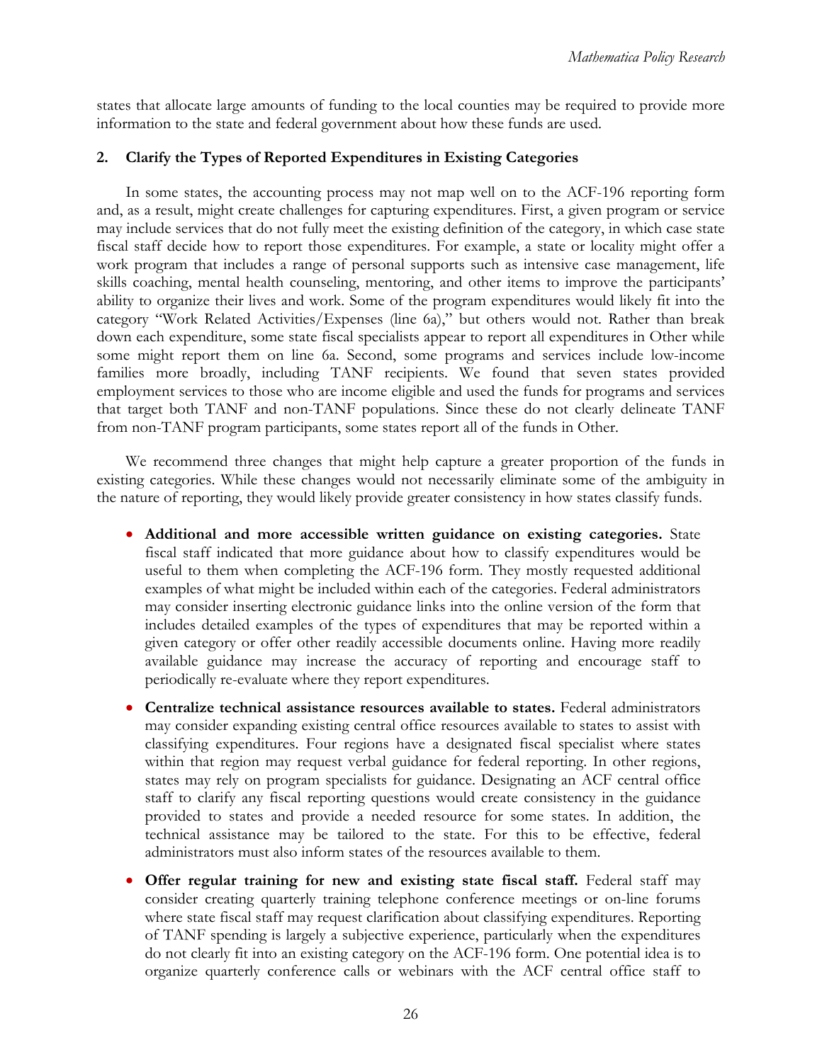states that allocate large amounts of funding to the local counties may be required to provide more information to the state and federal government about how these funds are used.

### 2. Clarify the Types of Reported Expenditures in Existing Categories

In some states, the accounting process may not map well on to the ACF-196 reporting form and, as a result, might create challenges for capturing expenditures. First, a given program or service may include services that do not fully meet the existing definition of the category, in which case state fiscal staff decide how to report those expenditures. For example, a state or locality might offer a work program that includes a range of personal supports such as intensive case management, life skills coaching, mental health counseling, mentoring, and other items to improve the participants' ability to organize their lives and work. Some of the program expenditures would likely fit into the category "Work Related Activities/Expenses (line 6a)," but others would not. Rather than break down each expenditure, some state fiscal specialists appear to report all expenditures in Other while some might report them on line 6a. Second, some programs and services include low-income families more broadly, including TANF recipients. We found that seven states provided employment services to those who are income eligible and used the funds for programs and services that target both TANF and non-TANF populations. Since these do not clearly delineate TANF from non-TANF program participants, some states report all of the funds in Other.

We recommend three changes that might help capture a greater proportion of the funds in existing categories. While these changes would not necessarily eliminate some of the ambiguity in the nature of reporting, they would likely provide greater consistency in how states classify funds.

- **Additional and more accessible written guidance on existing categories.** State fiscal staff indicated that more guidance about how to classify expenditures would be useful to them when completing the ACF-196 form. They mostly requested additional examples of what might be included within each of the categories. Federal administrators may consider inserting electronic guidance links into the online version of the form that includes detailed examples of the types of expenditures that may be reported within a given category or offer other readily accessible documents online. Having more readily available guidance may increase the accuracy of reporting and encourage staff to periodically re-evaluate where they report expenditures.

- **Centralize technical assistance resources available to states.** Federal administrators may consider expanding existing central office resources available to states to assist with classifying expenditures. Four regions have a designated fiscal specialist where states within that region may request verbal guidance for federal reporting. In other regions, states may rely on program specialists for guidance. Designating an ACF central office staff to clarify any fiscal reporting questions would create consistency in the guidance provided to states and provide a needed resource for some states. In addition, the technical assistance may be tailored to the state. For this to be effective, federal administrators must also inform states of the resources available to them.

- **Offer regular training for new and existing state fiscal staff.** Federal staff may consider creating quarterly training telephone conference meetings or on-line forums where state fiscal staff may request clarification about classifying expenditures. Reporting of TANF spending is largely a subjective experience, particularly when the expenditures do not clearly fit into an existing category on the ACF-196 form. One potential idea is to organize quarterly conference calls or webinars with the ACF central office staff to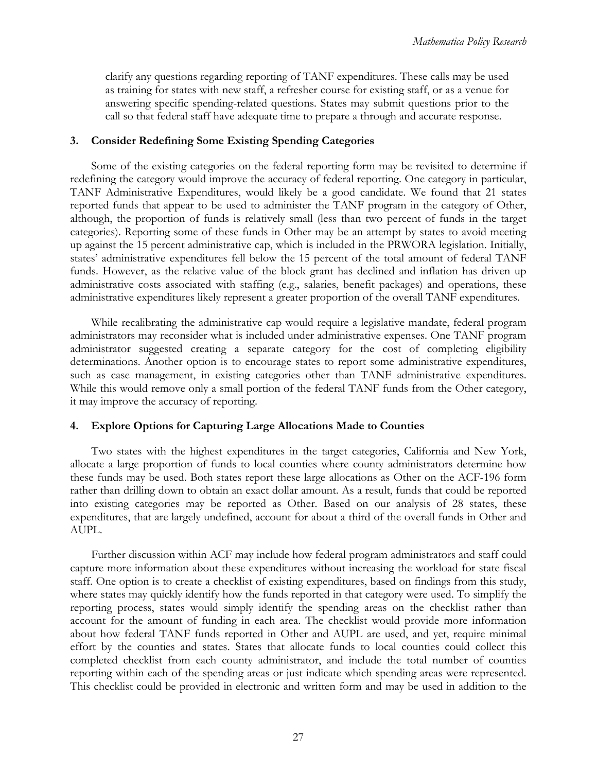clarify any questions regarding reporting of TANF expenditures. These calls may be used as training for states with new staff, a refresher course for existing staff, or as a venue for answering specific spending-related questions. States may submit questions prior to the call so that federal staff have adequate time to prepare a through and accurate response.

### 3. Consider Redefining Some Existing Spending Categories

Some of the existing categories on the federal reporting form may be revisited to determine if redefining the category would improve the accuracy of federal reporting. One category in particular, TANF Administrative Expenditures, would likely be a good candidate. We found that 21 states reported funds that appear to be used to administer the TANF program in the category of Other, although, the proportion of funds is relatively small (less than two percent of funds in the target categories). Reporting some of these funds in Other may be an attempt by states to avoid meeting up against the 15 percent administrative cap, which is included in the PRWORA legislation. Initially, states' administrative expenditures fell below the 15 percent of the total amount of federal TANF funds. However, as the relative value of the block grant has declined and inflation has driven up administrative costs associated with staffing (e.g., salaries, benefit packages) and operations, these administrative expenditures likely represent a greater proportion of the overall TANF expenditures.

While recalibrating the administrative cap would require a legislative mandate, federal program administrators may reconsider what is included under administrative expenses. One TANF program administrator suggested creating a separate category for the cost of completing eligibility determinations. Another option is to encourage states to report some administrative expenditures, such as case management, in existing categories other than TANF administrative expenditures. While this would remove only a small portion of the federal TANF funds from the Other category, it may improve the accuracy of reporting.

### 4. Explore Options for Capturing Large Allocations Made to Counties

Two states with the highest expenditures in the target categories, California and New York, allocate a large proportion of funds to local counties where county administrators determine how these funds may be used. Both states report these large allocations as Other on the ACF-196 form rather than drilling down to obtain an exact dollar amount. As a result, funds that could be reported into existing categories may be reported as Other. Based on our analysis of 28 states, these expenditures, that are largely undefined, account for about a third of the overall funds in Other and AUPL.

Further discussion within ACF may include how federal program administrators and staff could capture more information about these expenditures without increasing the workload for state fiscal staff. One option is to create a checklist of existing expenditures, based on findings from this study, where states may quickly identify how the funds reported in that category were used. To simplify the reporting process, states would simply identify the spending areas on the checklist rather than account for the amount of funding in each area. The checklist would provide more information about how federal TANF funds reported in Other and AUPL are used, and yet, require minimal effort by the counties and states. States that allocate funds to local counties could collect this completed checklist from each county administrator, and include the total number of counties reporting within each of the spending areas or just indicate which spending areas were represented. This checklist could be provided in electronic and written form and may be used in addition to the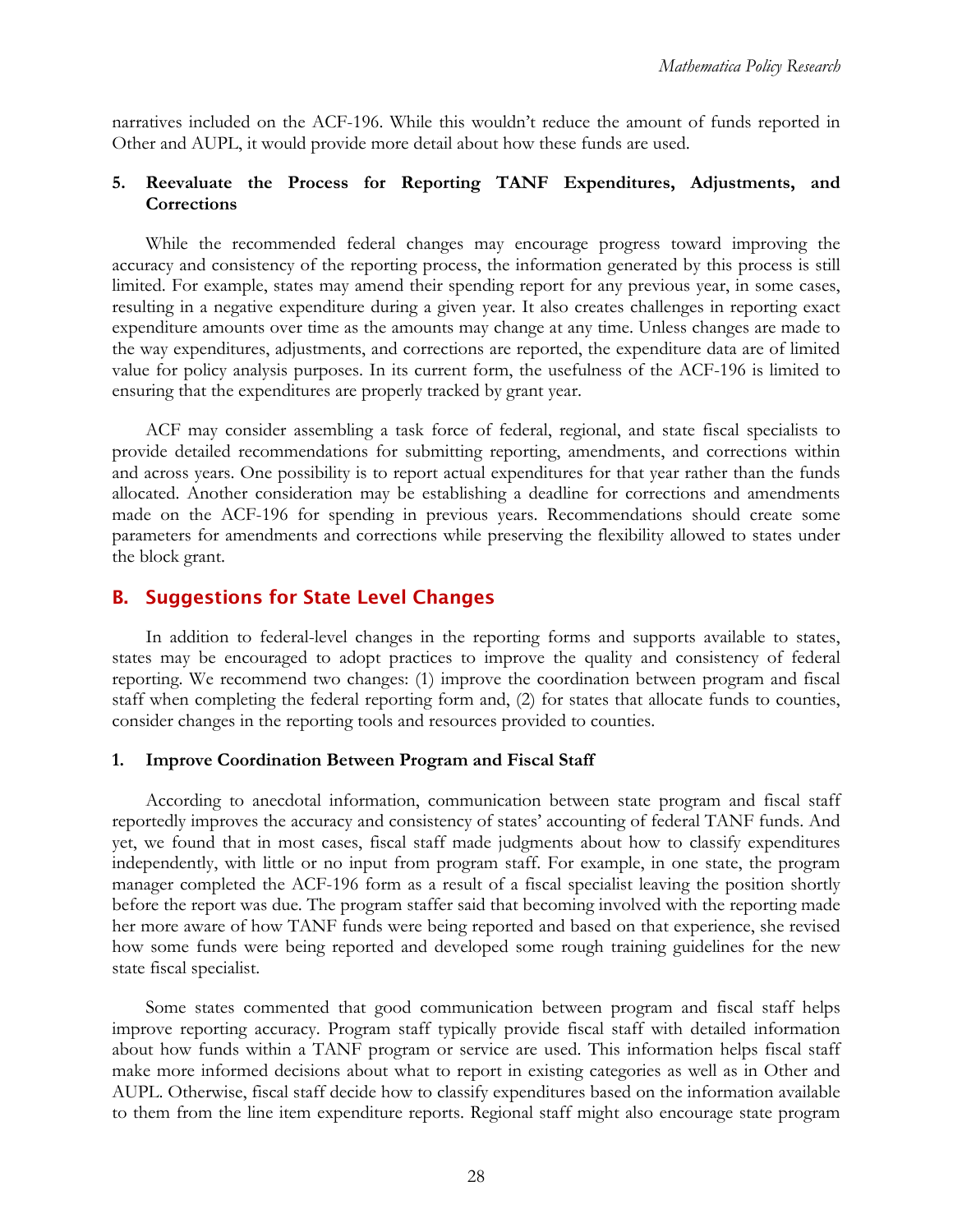narratives included on the ACF-196. While this wouldn't reduce the amount of funds reported in Other and AUPL, it would provide more detail about how these funds are used.

### 5. Reevaluate the Process for Reporting TANF Expenditures, Adjustments, and Corrections

While the recommended federal changes may encourage progress toward improving the accuracy and consistency of the reporting process, the information generated by this process is still limited. For example, states may amend their spending report for any previous year, in some cases, resulting in a negative expenditure during a given year. It also creates challenges in reporting exact expenditure amounts over time as the amounts may change at any time. Unless changes are made to the way expenditures, adjustments, and corrections are reported, the expenditure data are of limited value for policy analysis purposes. In its current form, the usefulness of the ACF-196 is limited to ensuring that the expenditures are properly tracked by grant year.

ACF may consider assembling a task force of federal, regional, and state fiscal specialists to provide detailed recommendations for submitting reporting, amendments, and corrections within and across years. One possibility is to report actual expenditures for that year rather than the funds allocated. Another consideration may be establishing a deadline for corrections and amendments made on the ACF-196 for spending in previous years. Recommendations should create some parameters for amendments and corrections while preserving the flexibility allowed to states under the block grant.

## B. Suggestions for State Level Changes

In addition to federal-level changes in the reporting forms and supports available to states, states may be encouraged to adopt practices to improve the quality and consistency of federal reporting. We recommend two changes: (1) improve the coordination between program and fiscal staff when completing the federal reporting form and, (2) for states that allocate funds to counties, consider changes in the reporting tools and resources provided to counties.

### 1. Improve Coordination Between Program and Fiscal Staff

According to anecdotal information, communication between state program and fiscal staff reportedly improves the accuracy and consistency of states' accounting of federal TANF funds. And yet, we found that in most cases, fiscal staff made judgments about how to classify expenditures independently, with little or no input from program staff. For example, in one state, the program manager completed the ACF-196 form as a result of a fiscal specialist leaving the position shortly before the report was due. The program staffer said that becoming involved with the reporting made her more aware of how TANF funds were being reported and based on that experience, she revised how some funds were being reported and developed some rough training guidelines for the new state fiscal specialist.

Some states commented that good communication between program and fiscal staff helps improve reporting accuracy. Program staff typically provide fiscal staff with detailed information about how funds within a TANF program or service are used. This information helps fiscal staff make more informed decisions about what to report in existing categories as well as in Other and AUPL. Otherwise, fiscal staff decide how to classify expenditures based on the information available to them from the line item expenditure reports. Regional staff might also encourage state program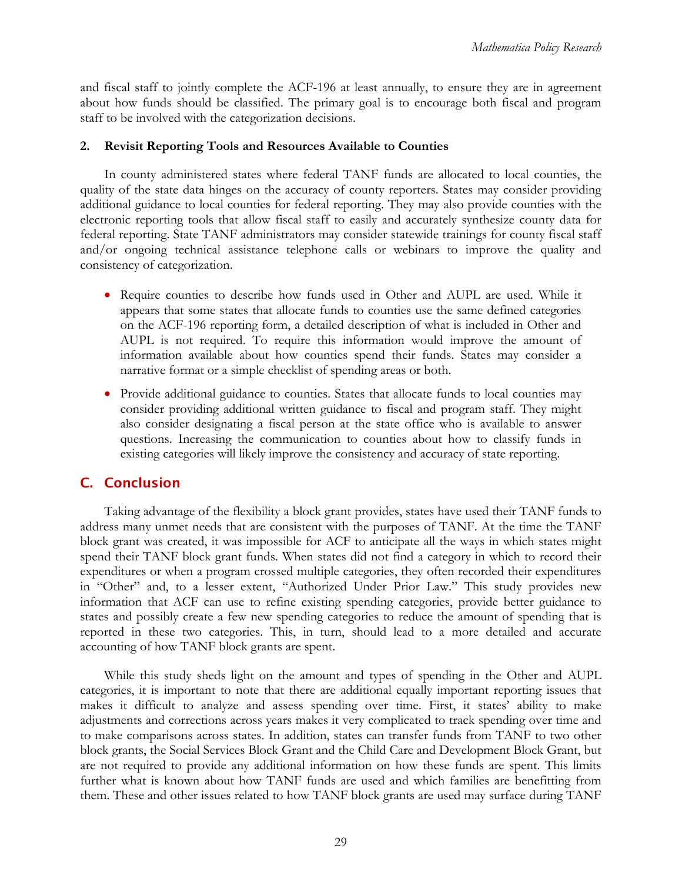and fiscal staff to jointly complete the ACF-196 at least annually, to ensure they are in agreement about how funds should be classified. The primary goal is to encourage both fiscal and program staff to be involved with the categorization decisions.

### 2. Revisit Reporting Tools and Resources Available to Counties

In county administered states where federal TANF funds are allocated to local counties, the quality of the state data hinges on the accuracy of county reporters. States may consider providing additional guidance to local counties for federal reporting. They may also provide counties with the electronic reporting tools that allow fiscal staff to easily and accurately synthesize county data for federal reporting. State TANF administrators may consider statewide trainings for county fiscal staff and/or ongoing technical assistance telephone calls or webinars to improve the quality and consistency of categorization.

- Require counties to describe how funds used in Other and AUPL are used. While it appears that some states that allocate funds to counties use the same defined categories on the ACF-196 reporting form, a detailed description of what is included in Other and AUPL is not required. To require this information would improve the amount of information available about how counties spend their funds. States may consider a narrative format or a simple checklist of spending areas or both.
- Provide additional guidance to counties. States that allocate funds to local counties may consider providing additional written guidance to fiscal and program staff. They might also consider designating a fiscal person at the state office who is available to answer questions. Increasing the communication to counties about how to classify funds in existing categories will likely improve the consistency and accuracy of state reporting.

## C. Conclusion

Taking advantage of the flexibility a block grant provides, states have used their TANF funds to address many unmet needs that are consistent with the purposes of TANF. At the time the TANF block grant was created, it was impossible for ACF to anticipate all the ways in which states might spend their TANF block grant funds. When states did not find a category in which to record their expenditures or when a program crossed multiple categories, they often recorded their expenditures in "Other" and, to a lesser extent, "Authorized Under Prior Law." This study provides new information that ACF can use to refine existing spending categories, provide better guidance to states and possibly create a few new spending categories to reduce the amount of spending that is reported in these two categories. This, in turn, should lead to a more detailed and accurate accounting of how TANF block grants are spent.

While this study sheds light on the amount and types of spending in the Other and AUPL categories, it is important to note that there are additional equally important reporting issues that makes it difficult to analyze and assess spending over time. First, it states' ability to make adjustments and corrections across years makes it very complicated to track spending over time and to make comparisons across states. In addition, states can transfer funds from TANF to two other block grants, the Social Services Block Grant and the Child Care and Development Block Grant, but are not required to provide any additional information on how these funds are spent. This limits further what is known about how TANF funds are used and which families are benefitting from them. These and other issues related to how TANF block grants are used may surface during TANF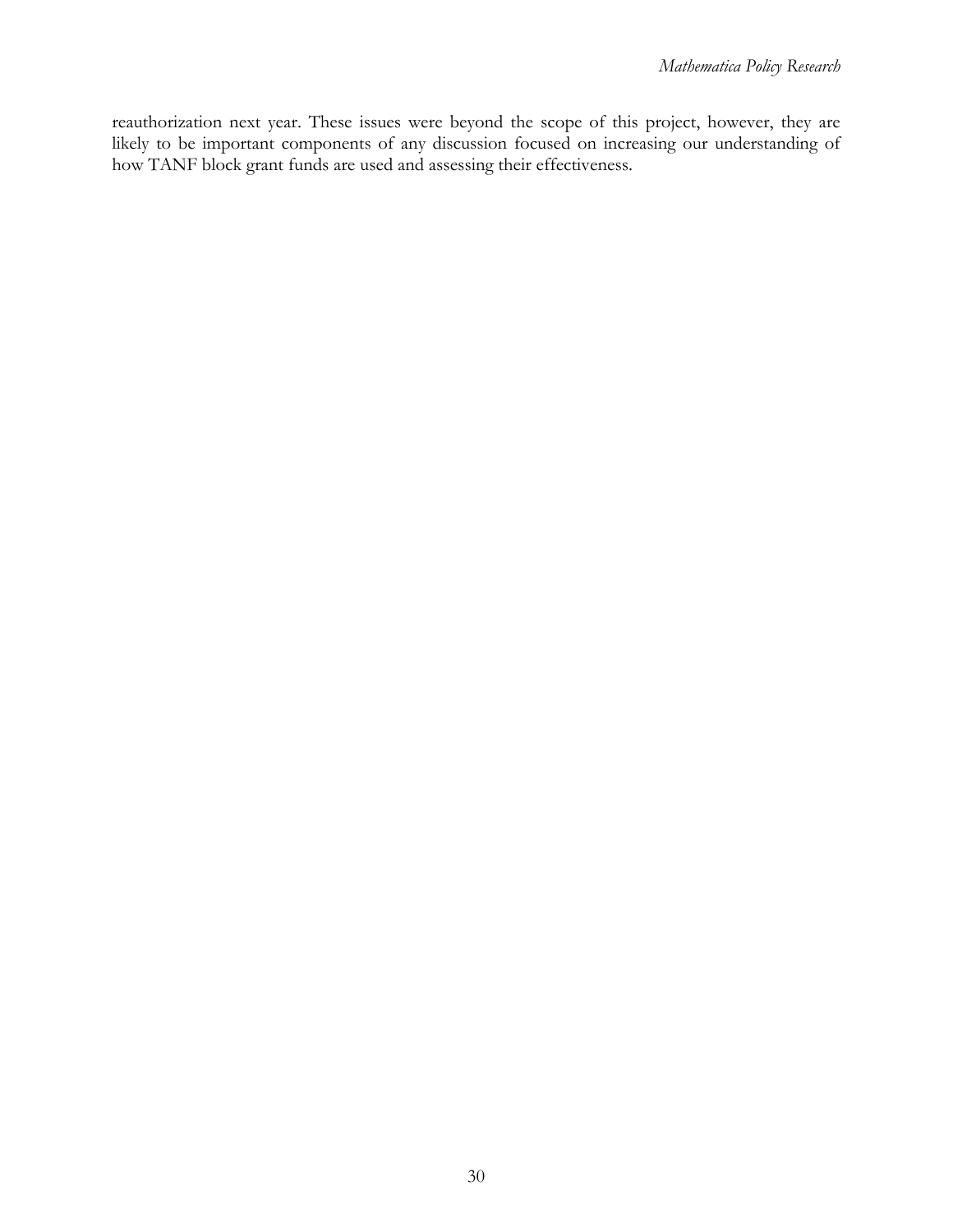reauthorization next year. These issues were beyond the scope of this project, however, they are likely to be important components of any discussion focused on increasing our understanding of how TANF block grant funds are used and assessing their effectiveness.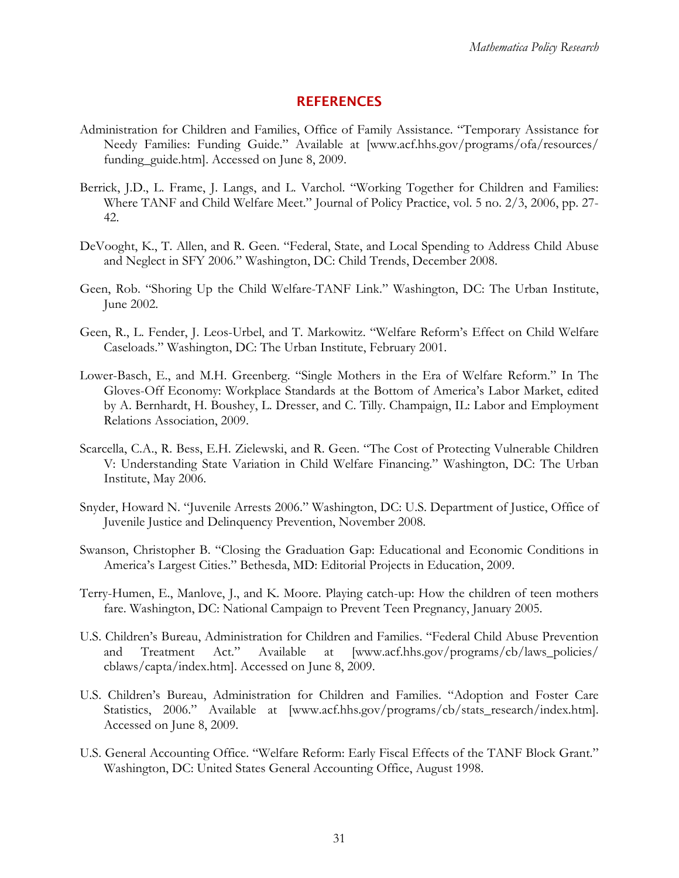# REFERENCES

Administration for Children and Families, Office of Family Assistance. "Temporary Assistance for Needy Families: Funding Guide." Available at [www.acf.hhs.gov/programs/ofa/resources/funding_guide.htm]. Accessed on June 8, 2009.

Berrick, J.D., L. Frame, J. Langs, and L. Varchol. "Working Together for Children and Families: Where TANF and Child Welfare Meet." Journal of Policy Practice, vol. 5 no. 2/3, 2006, pp. 27-42.

DeVooght, K., T. Allen, and R. Geen. "Federal, State, and Local Spending to Address Child Abuse and Neglect in SFY 2006." Washington, DC: Child Trends, December 2008.

Geen, Rob. "Shoring Up the Child Welfare-TANF Link." Washington, DC: The Urban Institute, June 2002.

Geen, R., L. Fender, J. Leos-Urbel, and T. Markowitz. "Welfare Reform's Effect on Child Welfare Caseloads." Washington, DC: The Urban Institute, February 2001.

Lower-Basch, E., and M.H. Greenberg. "Single Mothers in the Era of Welfare Reform." In The Gloves-Off Economy: Workplace Standards at the Bottom of America's Labor Market, edited by A. Bernhardt, H. Boushey, L. Dresser, and C. Tilly. Champaign, IL: Labor and Employment Relations Association, 2009.

Scarcella, C.A., R. Bess, E.H. Zielewski, and R. Geen. "The Cost of Protecting Vulnerable Children V: Understanding State Variation in Child Welfare Financing." Washington, DC: The Urban Institute, May 2006.

Snyder, Howard N. "Juvenile Arrests 2006." Washington, DC: U.S. Department of Justice, Office of Juvenile Justice and Delinquency Prevention, November 2008.

Swanson, Christopher B. "Closing the Graduation Gap: Educational and Economic Conditions in America's Largest Cities." Bethesda, MD: Editorial Projects in Education, 2009.

Terry-Humen, E., Manlove, J., and K. Moore. Playing catch-up: How the children of teen mothers fare. Washington, DC: National Campaign to Prevent Teen Pregnancy, January 2005.

U.S. Children's Bureau, Administration for Children and Families. "Federal Child Abuse Prevention and Treatment Act." Available at [www.acf.hhs.gov/programs/cb/laws_policies/cblaws/capta/index.htm]. Accessed on June 8, 2009.

U.S. Children's Bureau, Administration for Children and Families. "Adoption and Foster Care Statistics, 2006." Available at [www.acf.hhs.gov/programs/cb/stats_research/index.htm]. Accessed on June 8, 2009.

U.S. General Accounting Office. "Welfare Reform: Early Fiscal Effects of the TANF Block Grant." Washington, DC: United States General Accounting Office, August 1998.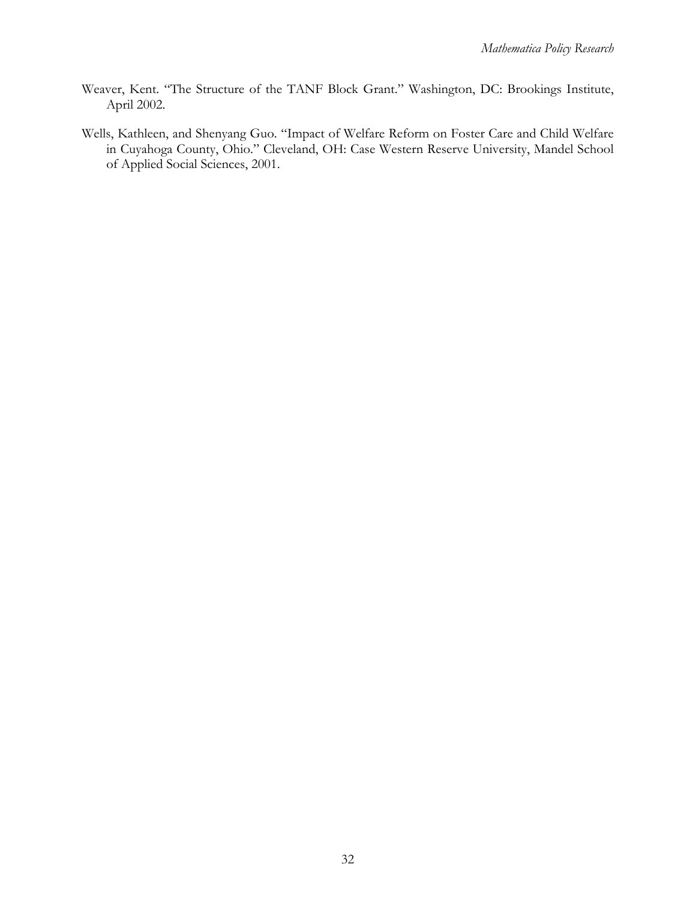Weaver, Kent. "The Structure of the TANF Block Grant." Washington, DC: Brookings Institute, April 2002.

Wells, Kathleen, and Shenyang Guo. "Impact of Welfare Reform on Foster Care and Child Welfare in Cuyahoga County, Ohio." Cleveland, OH: Case Western Reserve University, Mandel School of Applied Social Sciences, 2001.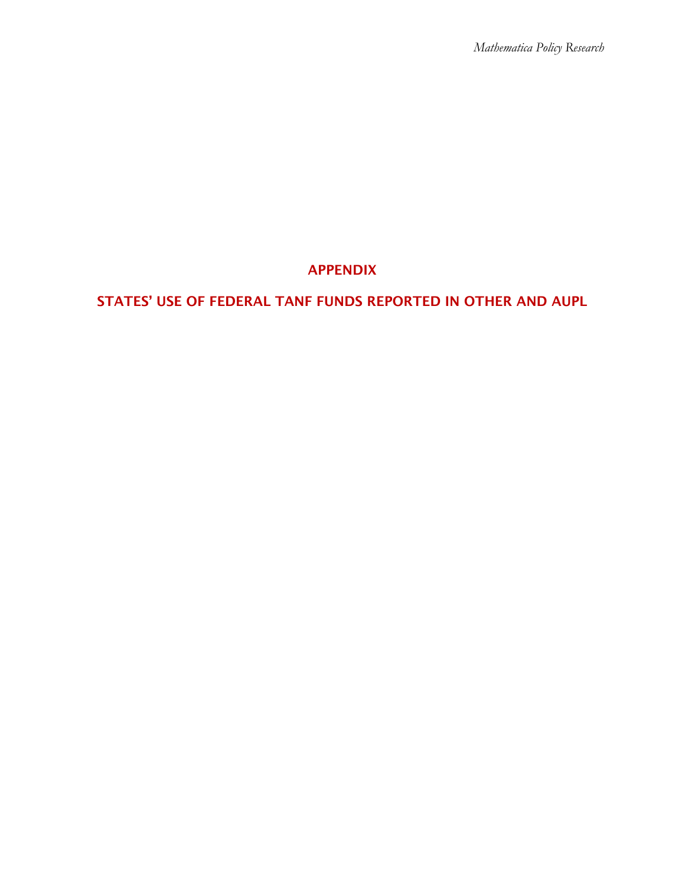# APPENDIX

# STATES' USE OF FEDERAL TANF FUNDS REPORTED IN OTHER AND AUPL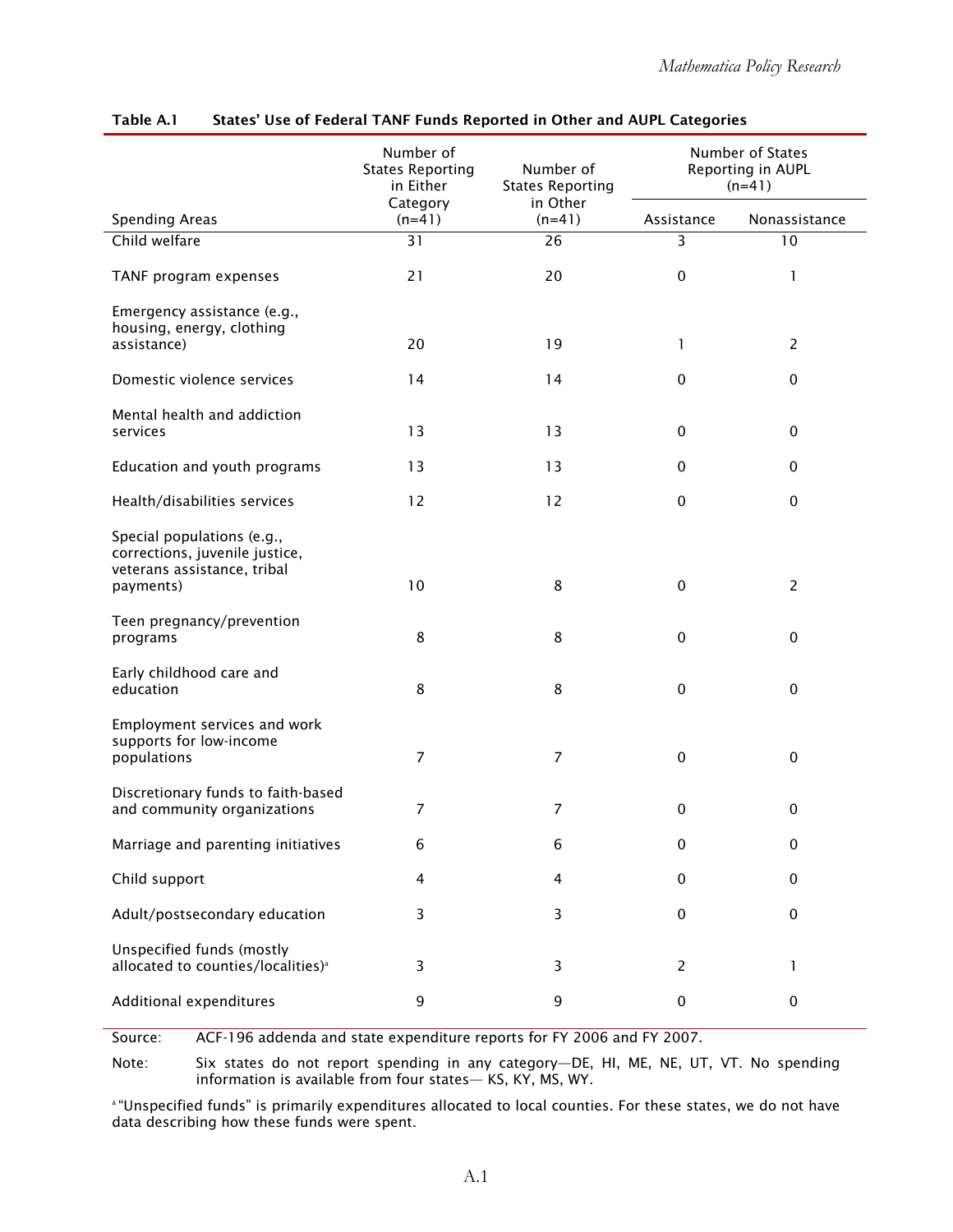**Table A.1 States' Use of Federal TANF Funds Reported in Other and AUPL Categories**

| Spending Areas | Number of States Reporting in Either Category (n=41) | Number of States Reporting in Other (n=41) | Number of States Reporting in AUPL (n=41) | |
|---|---|---|---|---|
| | | | Assistance | Nonassistance |
| Child welfare | 31 | 26 | 3 | 10 |
| TANF program expenses | 21 | 20 | 0 | 1 |
| Emergency assistance (e.g., housing, energy, clothing assistance) | 20 | 19 | 1 | 2 |
| Domestic violence services | 14 | 14 | 0 | 0 |
| Mental health and addiction services | 13 | 13 | 0 | 0 |
| Education and youth programs | 13 | 13 | 0 | 0 |
| Health/disabilities services | 12 | 12 | 0 | 0 |
| Special populations (e.g., corrections, juvenile justice, veterans assistance, tribal payments) | 10 | 8 | 0 | 2 |
| Teen pregnancy/prevention programs | 8 | 8 | 0 | 0 |
| Early childhood care and education | 8 | 8 | 0 | 0 |
| Employment services and work supports for low-income populations | 7 | 7 | 0 | 0 |
| Discretionary funds to faith-based and community organizations | 7 | 7 | 0 | 0 |
| Marriage and parenting initiatives | 6 | 6 | 0 | 0 |
| Child support | 4 | 4 | 0 | 0 |
| Adult/postsecondary education | 3 | 3 | 0 | 0 |
| Unspecified funds (mostly allocated to counties/localities)[a] | 3 | 3 | 2 | 1 |
| Additional expenditures | 9 | 9 | 0 | 0 |

Source: ACF-196 addenda and state expenditure reports for FY 2006 and FY 2007.

Note: Six states do not report spending in any category—DE, HI, ME, NE, UT, VT. No spending information is available from four states— KS, KY, MS, WY.

[a] "Unspecified funds" is primarily expenditures allocated to local counties. For these states, we do not have data describing how these funds were spent.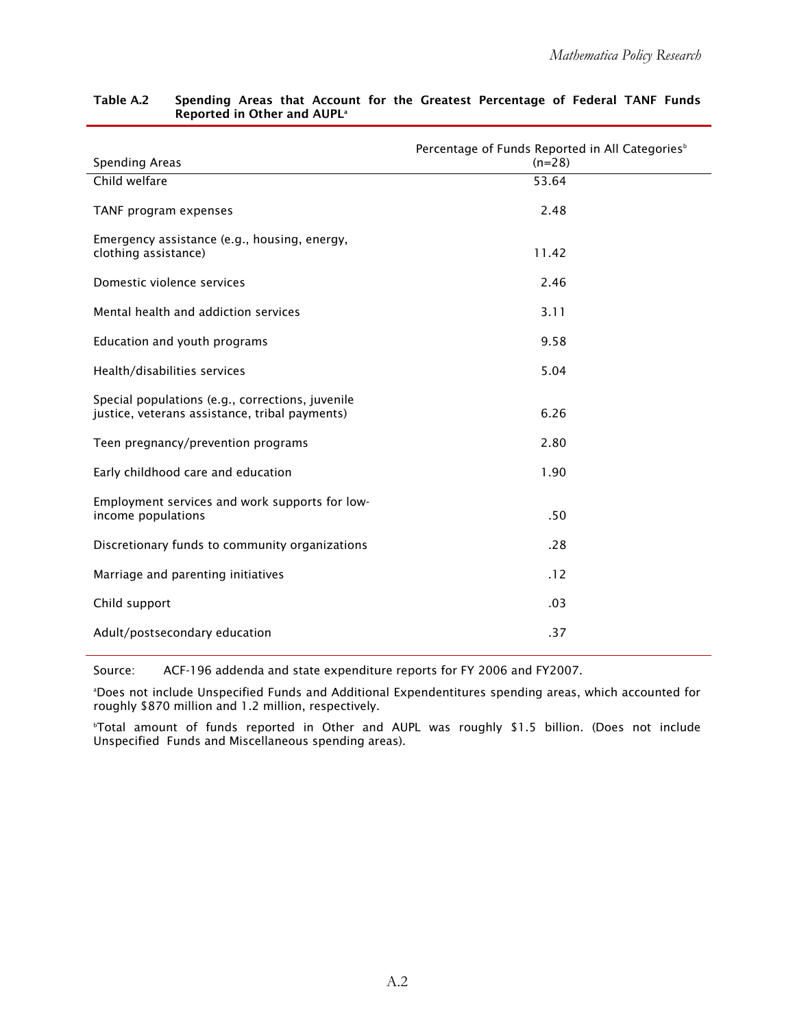**Table A.2 Spending Areas that Account for the Greatest Percentage of Federal TANF Funds Reported in Other and AUPL[a]**

| Spending Areas | Percentage of Funds Reported in All Categories[b] (n=28) |
|---|---|
| Child welfare | 53.64 |
| TANF program expenses | 2.48 |
| Emergency assistance (e.g., housing, energy, clothing assistance) | 11.42 |
| Domestic violence services | 2.46 |
| Mental health and addiction services | 3.11 |
| Education and youth programs | 9.58 |
| Health/disabilities services | 5.04 |
| Special populations (e.g., corrections, juvenile justice, veterans assistance, tribal payments) | 6.26 |
| Teen pregnancy/prevention programs | 2.80 |
| Early childhood care and education | 1.90 |
| Employment services and work supports for low-income populations | .50 |
| Discretionary funds to community organizations | .28 |
| Marriage and parenting initiatives | .12 |
| Child support | .03 |
| Adult/postsecondary education | .37 |

Source: ACF-196 addenda and state expenditure reports for FY 2006 and FY2007.

[a]Does not include Unspecified Funds and Additional Expendentitures spending areas, which accounted for roughly $870 million and 1.2 million, respectively.

[b]Total amount of funds reported in Other and AUPL was roughly $1.5 billion. (Does not include Unspecified Funds and Miscellaneous spending areas).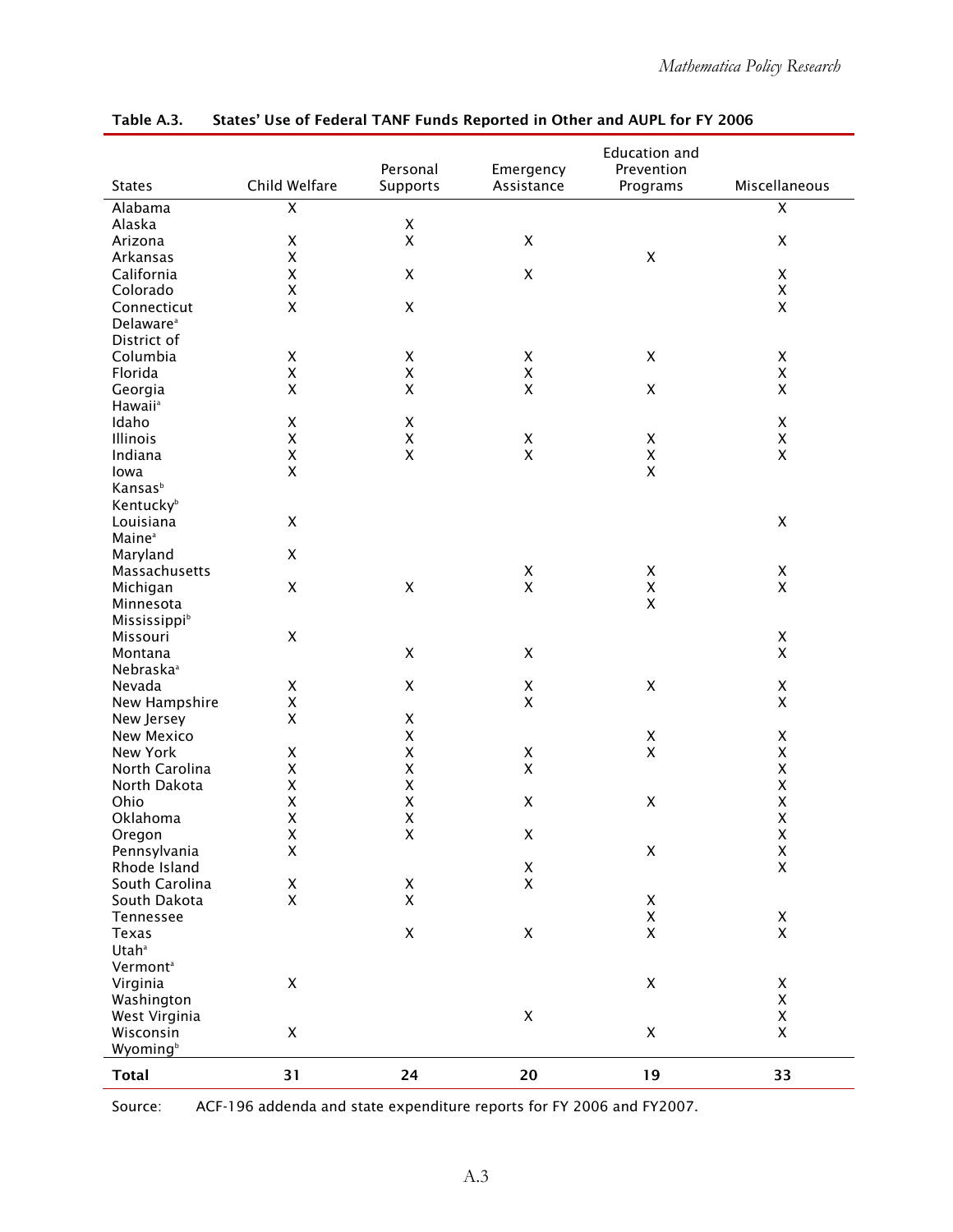Table A.3. States' Use of Federal TANF Funds Reported in Other and AUPL for FY 2006

| States | Child Welfare | Personal Supports | Emergency Assistance | Education and Prevention Programs | Miscellaneous |
|---|---|---|---|---|---|
| Alabama | X | | | | X |
| Alaska | | X | | | |
| Arizona | X | X | X | | X |
| Arkansas | X | | | X | |
| California | X | X | X | | X |
| Colorado | X | | | | X |
| Connecticut | X | X | | | X |
| Delaware[a] | | | | | |
| District of Columbia | X | X | X | X | X |
| Florida | X | X | X | | X |
| Georgia | X | X | X | X | X |
| Hawaii[a] | | | | | |
| Idaho | X | X | | | X |
| Illinois | X | X | X | X | X |
| Indiana | X | X | X | X | X |
| Iowa | X | | | X | |
| Kansas[b] | | | | | |
| Kentucky[b] | | | | | |
| Louisiana | X | | | | X |
| Maine[a] | | | | | |
| Maryland | X | | | | |
| Massachusetts | | | X | X | X |
| Michigan | X | X | X | X | X |
| Minnesota | | | | X | |
| Mississippi[b] | | | | | |
| Missouri | X | | | | X |
| Montana | | X | X | | X |
| Nebraska[a] | | | | | |
| Nevada | X | X | X | X | X |
| New Hampshire | X | | X | | X |
| New Jersey | X | X | | | |
| New Mexico | | X | | X | X |
| New York | X | X | X | X | X |
| North Carolina | X | X | X | | X |
| North Dakota | X | X | | | X |
| Ohio | X | X | X | X | X |
| Oklahoma | X | X | | | X |
| Oregon | X | X | X | | X |
| Pennsylvania | X | | | X | X |
| Rhode Island | | | X | | X |
| South Carolina | X | X | X | | |
| South Dakota | X | X | | X | |
| Tennessee | | | | X | X |
| Texas | | X | X | X | X |
| Utah[a] | | | | | |
| Vermont[a] | | | | | |
| Virginia | X | | | X | X |
| Washington | | | | | X |
| West Virginia | | | X | | X |
| Wisconsin | X | | | X | X |
| Wyoming[b] | | | | | |
| **Total** | **31** | **24** | **20** | **19** | **33** |

Source: ACF-196 addenda and state expenditure reports for FY 2006 and FY2007.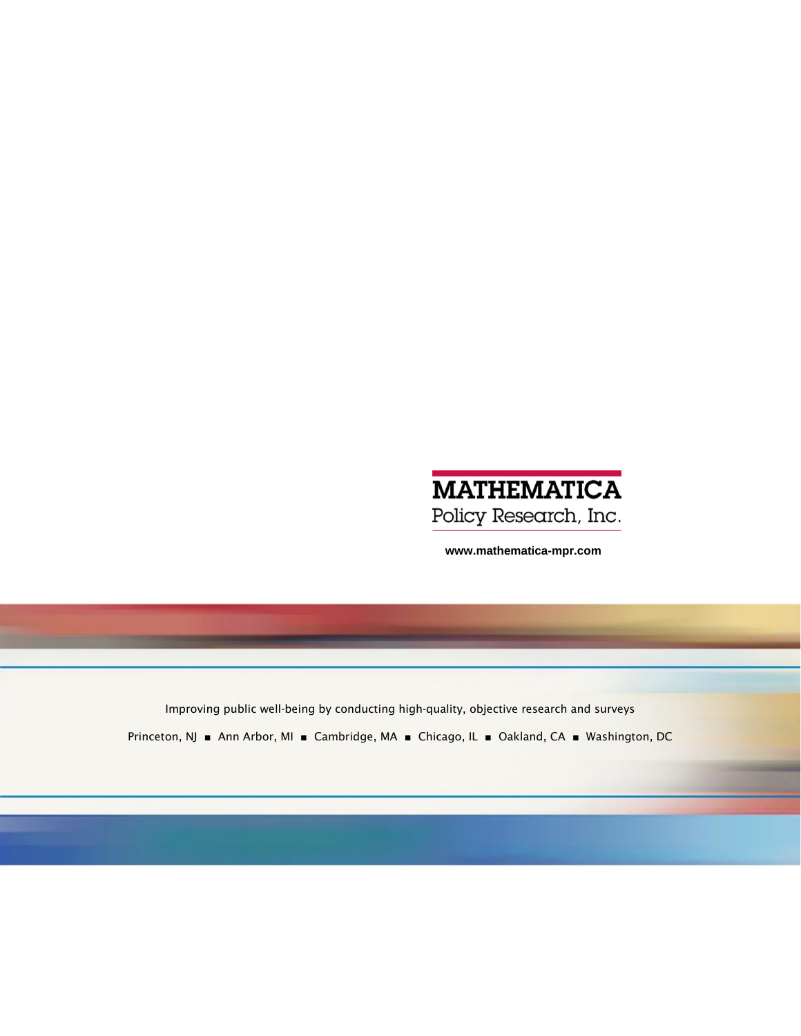MATHEMATICA
Policy Research, Inc.

www.mathematica-mpr.com

Improving public well-being by conducting high-quality, objective research and surveys

Princeton, NJ ■ Ann Arbor, MI ■ Cambridge, MA ■ Chicago, IL ■ Oakland, CA ■ Washington, DC